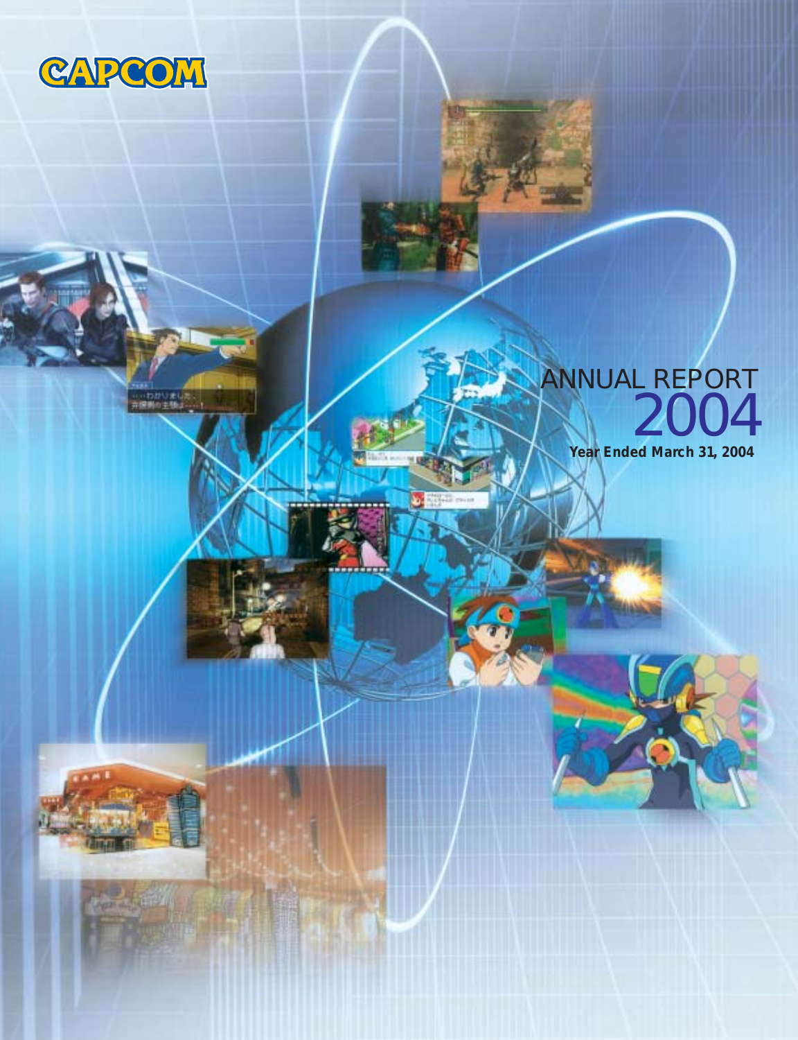CAPCOM

# ANNUAL REPORT 2004

**Year Ended March 31, 2004**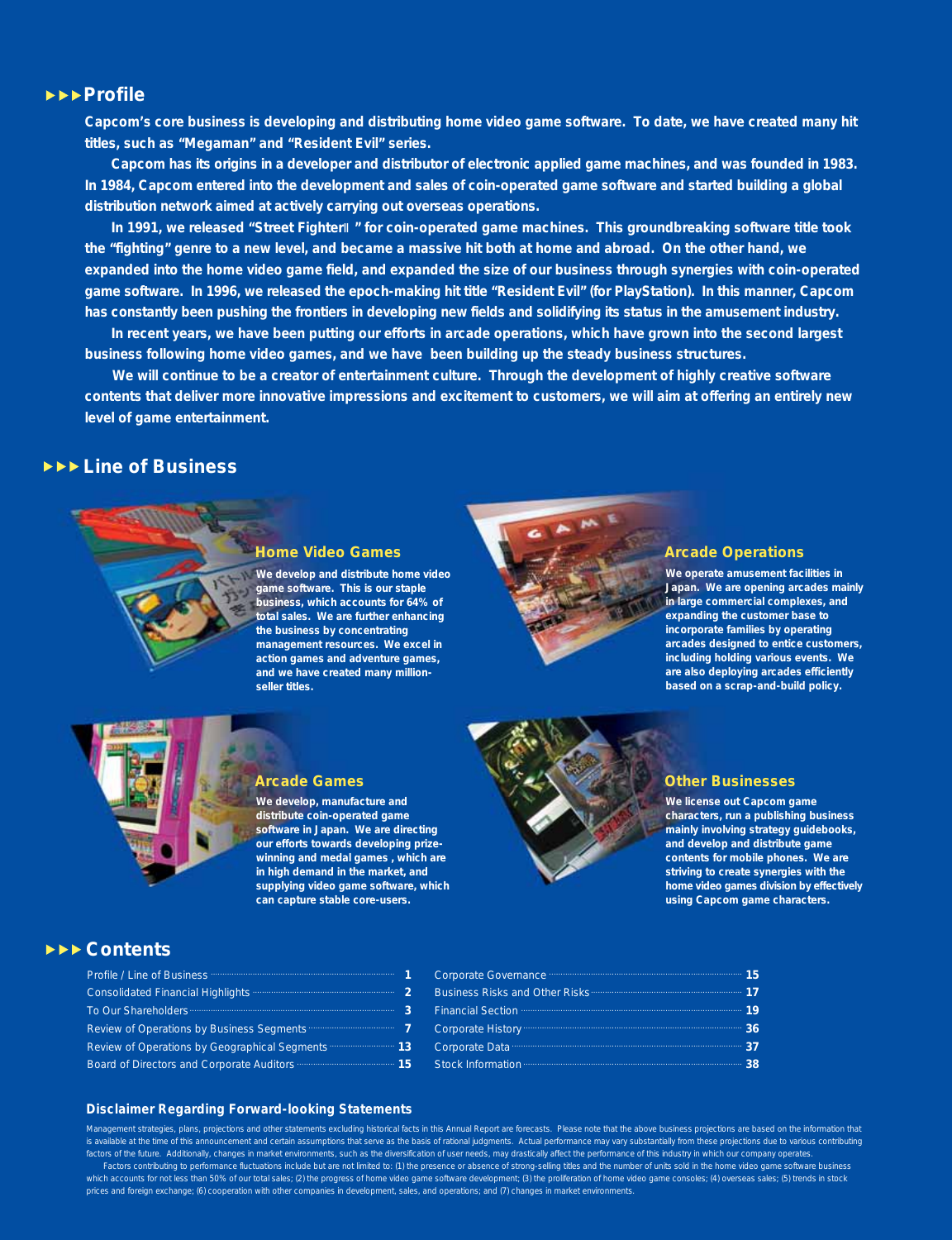## Profile

Capcom's core business is developing and distributing home video game software. To date, we have created many hit titles, such as "Megaman" and "Resident Evil" series.

Capcom has its origins in a developer and distributor of electronic applied game machines, and was founded in 1983. In 1984, Capcom entered into the development and sales of coin-operated game software and started building a global distribution network aimed at actively carrying out overseas operations.

In 1991, we released "Street FighterII" for coin-operated game machines. This groundbreaking software title took the "fighting" genre to a new level, and became a massive hit both at home and abroad. On the other hand, we expanded into the home video game field, and expanded the size of our business through synergies with coin-operated game software. In 1996, we released the epoch-making hit title "Resident Evil" (for PlayStation). In this manner, Capcom has constantly been pushing the frontiers in developing new fields and solidifying its status in the amusement industry.

In recent years, we have been putting our efforts in arcade operations, which have grown into the second largest business following home video games, and we have been building up the steady business structures.

We will continue to be a creator of entertainment culture. Through the development of highly creative software contents that deliver more innovative impressions and excitement to customers, we will aim at offering an entirely new level of game entertainment.

## Line of Business

### Home Video Games

We develop and distribute home video game software. This is our staple business, which accounts for 64% of total sales. We are further enhancing the business by concentrating management resources. We excel in action games and adventure games, and we have created many million-seller titles.

### Arcade Operations

We operate amusement facilities in Japan. We are opening arcades mainly in large commercial complexes, and expanding the customer base to incorporate families by operating arcades designed to entice customers, including holding various events. We are also deploying arcades efficiently based on a scrap-and-build policy.

### Arcade Games

We develop, manufacture and distribute coin-operated game software in Japan. We are directing our efforts towards developing prize-winning and medal games , which are in high demand in the market, and supplying video game software, which can capture stable core-users.

### Other Businesses

We license out Capcom game characters, run a publishing business mainly involving strategy guidebooks, and develop and distribute game contents for mobile phones. We are striving to create synergies with the home video games division by effectively using Capcom game characters.

## Contents

| | |
|---|---|
| Profile / Line of Business | 1 |
| Consolidated Financial Highlights | 2 |
| To Our Shareholders | 3 |
| Review of Operations by Business Segments | 7 |
| Review of Operations by Geographical Segments | 13 |
| Board of Directors and Corporate Auditors | 15 |
| Corporate Governance | 15 |
| Business Risks and Other Risks | 17 |
| Financial Section | 19 |
| Corporate History | 36 |
| Corporate Data | 37 |
| Stock Information | 38 |

### Disclaimer Regarding Forward-looking Statements

Management strategies, plans, projections and other statements excluding historical facts in this Annual Report are forecasts. Please note that the above business projections are based on the information that is available at the time of this announcement and certain assumptions that serve as the basis of rational judgments. Actual performance may vary substantially from these projections due to various contributing factors of the future. Additionally, changes in market environments, such as the diversification of user needs, may drastically affect the performance of this industry in which our company operates.

Factors contributing to performance fluctuations include but are not limited to: (1) the presence or absence of strong-selling titles and the number of units sold in the home video game software business which accounts for not less than 50% of our total sales; (2) the progress of home video game software development; (3) the proliferation of home video game consoles; (4) overseas sales; (5) trends in stock prices and foreign exchange; (6) cooperation with other companies in development, sales, and operations; and (7) changes in market environments.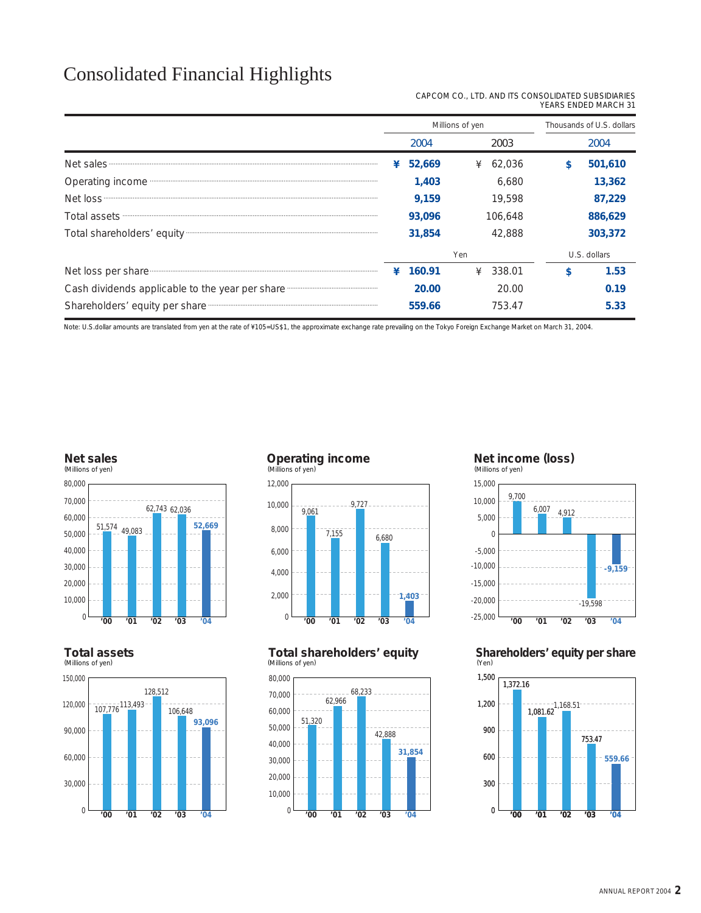# Consolidated Financial Highlights

CAPCOM CO., LTD. AND ITS CONSOLIDATED SUBSIDIARIES
YEARS ENDED MARCH 31

| | Millions of yen | | Thousands of U.S. dollars |
|---|---|---|---|
| | 2004 | 2003 | 2004 |
| Net sales | ¥ 52,669 | ¥ 62,036 | $ 501,610 |
| Operating income | 1,403 | 6,680 | 13,362 |
| Net loss | 9,159 | 19,598 | 87,229 |
| Total assets | 93,096 | 106,648 | 886,629 |
| Total shareholders' equity | 31,854 | 42,888 | 303,372 |
| | Yen | | U.S. dollars |
| Net loss per share | ¥ 160.91 | ¥ 338.01 | $ 1.53 |
| Cash dividends applicable to the year per share | 20.00 | 20.00 | 0.19 |
| Shareholders' equity per share | 559.66 | 753.47 | 5.33 |

Note: U.S.dollar amounts are translated from yen at the rate of ¥105=US$1, the approximate exchange rate prevailing on the Tokyo Foreign Exchange Market on March 31, 2004.

**Net sales**
(Millions of yen)

| '00 | '01 | '02 | '03 | '04 |
|---|---|---|---|---|
| 51,574 | 49,083 | 62,743 | 62,036 | 52,669 |

**Operating income**
(Millions of yen)

| '00 | '01 | '02 | '03 | '04 |
|---|---|---|---|---|
| 9,061 | 7,155 | 9,727 | 6,680 | 1,403 |

**Net income (loss)**
(Millions of yen)

| '00 | '01 | '02 | '03 | '04 |
|---|---|---|---|---|
| 9,700 | 6,007 | 4,912 | -19,598 | -9,159 |

**Total assets**
(Millions of yen)

| '00 | '01 | '02 | '03 | '04 |
|---|---|---|---|---|
| 107,776 | 113,493 | 128,512 | 106,648 | 93,096 |

**Total shareholders' equity**
(Millions of yen)

| '00 | '01 | '02 | '03 | '04 |
|---|---|---|---|---|
| 51,320 | 62,966 | 68,233 | 42,888 | 31,854 |

**Shareholders' equity per share**
(Yen)

| '00 | '01 | '02 | '03 | '04 |
|---|---|---|---|---|
| 1,372.16 | 1,081.62 | 1,168.51 | 753.47 | 559.66 |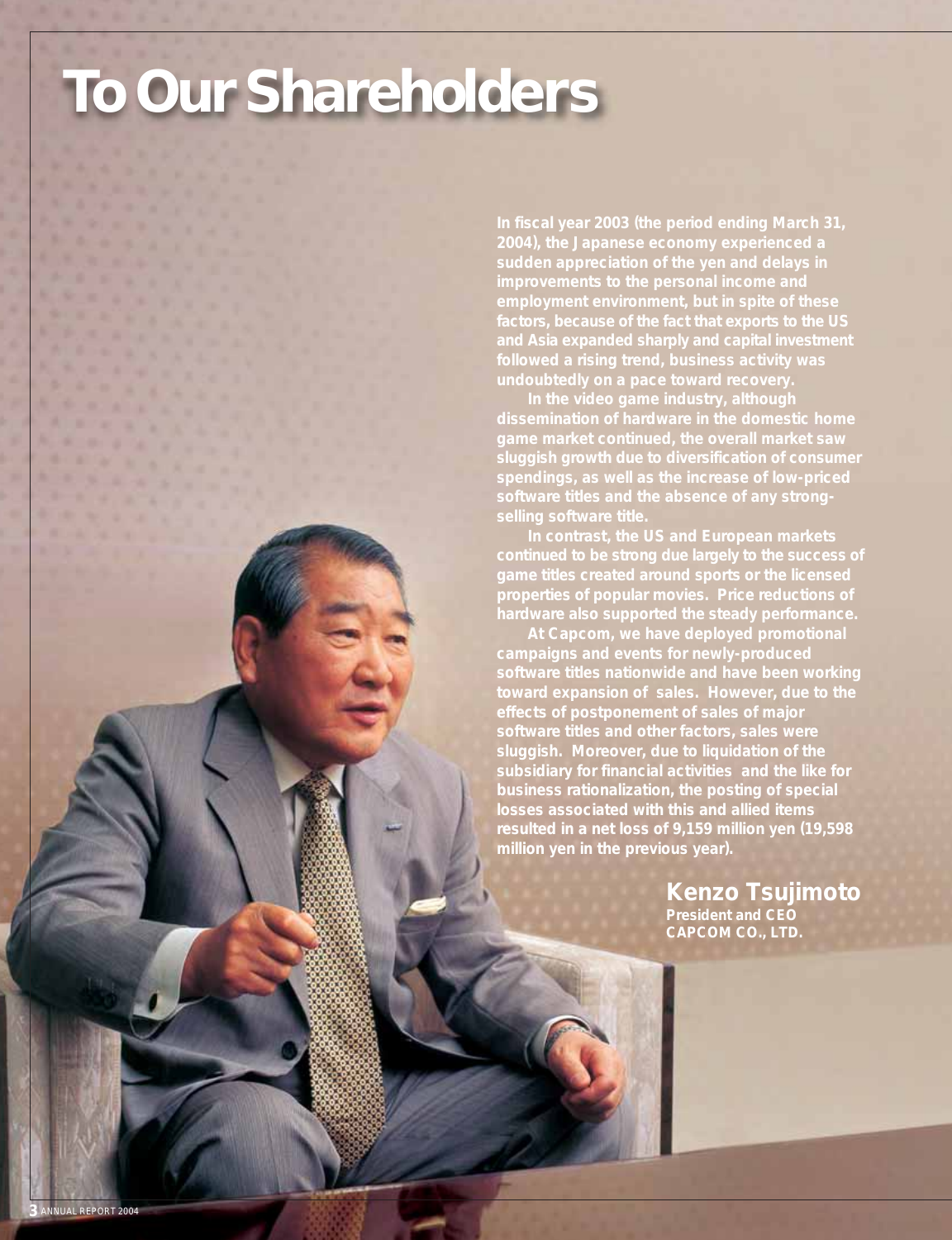# To Our Shareholders

In fiscal year 2003 (the period ending March 31, 2004), the Japanese economy experienced a sudden appreciation of the yen and delays in improvements to the personal income and employment environment, but in spite of these factors, because of the fact that exports to the US and Asia expanded sharply and capital investment followed a rising trend, business activity was undoubtedly on a pace toward recovery.

In the video game industry, although dissemination of hardware in the domestic home game market continued, the overall market saw sluggish growth due to diversification of consumer spendings, as well as the increase of low-priced software titles and the absence of any strong-selling software title.

In contrast, the US and European markets continued to be strong due largely to the success of game titles created around sports or the licensed properties of popular movies. Price reductions of hardware also supported the steady performance.

At Capcom, we have deployed promotional campaigns and events for newly-produced software titles nationwide and have been working toward expansion of sales. However, due to the effects of postponement of sales of major software titles and other factors, sales were sluggish. Moreover, due to liquidation of the subsidiary for financial activities and the like for business rationalization, the posting of special losses associated with this and allied items resulted in a net loss of 9,159 million yen (19,598 million yen in the previous year).

**Kenzo Tsujimoto**
**President and CEO**
**CAPCOM CO., LTD.**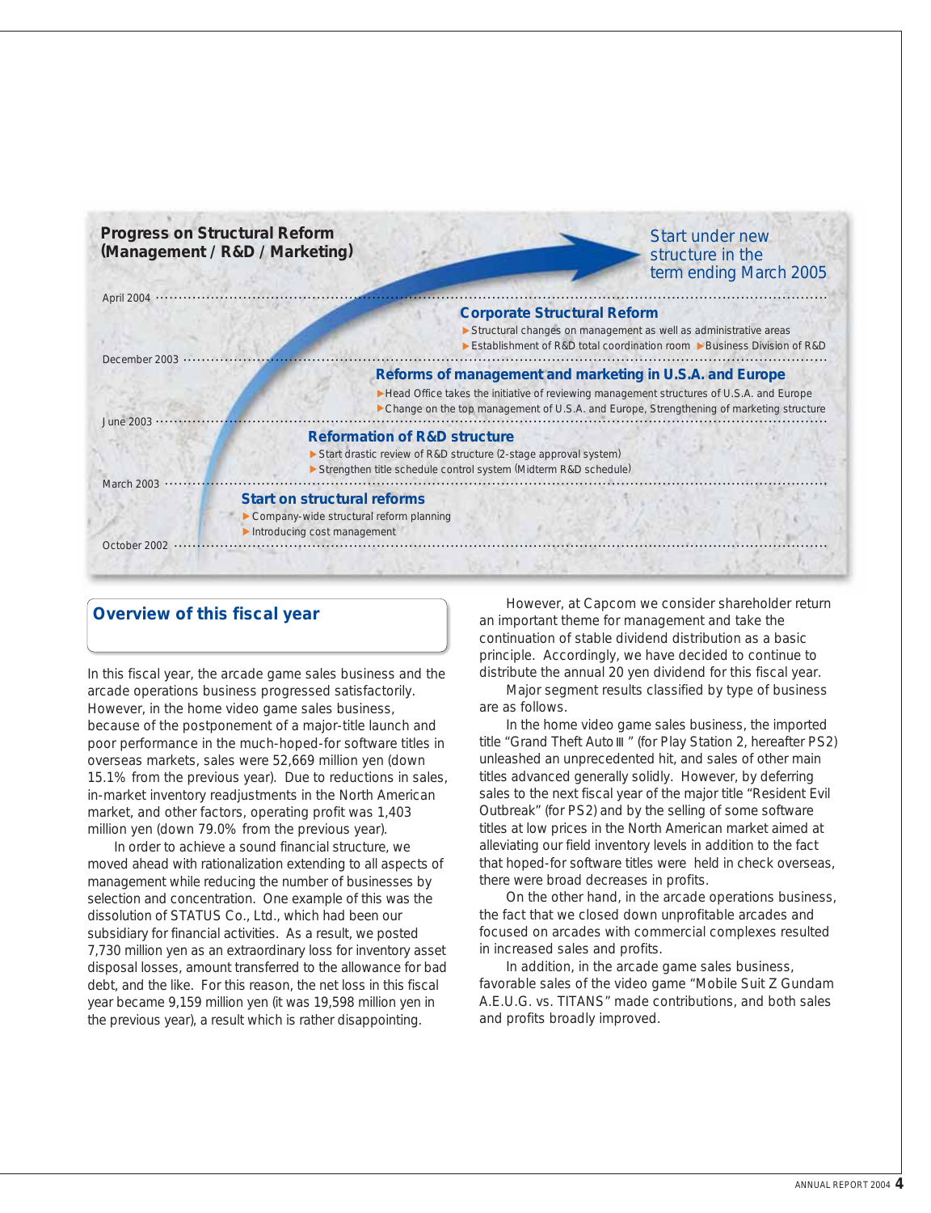## Progress on Structural Reform (Management / R&D / Marketing)

Start under new structure in the term ending March 2005

April 2004

**Corporate Structural Reform**

- ▶Structural changes on management as well as administrative areas
- ▶Establishment of R&D total coordination room ▶Business Division of R&D

December 2003

**Reforms of management and marketing in U.S.A. and Europe**

- ▶Head Office takes the initiative of reviewing management structures of U.S.A. and Europe
- ▶Change on the top management of U.S.A. and Europe, Strengthening of marketing structure

June 2003

**Reformation of R&D structure**

- ▶Start drastic review of R&D structure (2-stage approval system)
- ▶Strengthen title schedule control system (Midterm R&D schedule)

March 2003

**Start on structural reforms**

- ▶Company-wide structural reform planning
- ▶Introducing cost management

October 2002

## Overview of this fiscal year

In this fiscal year, the arcade game sales business and the arcade operations business progressed satisfactorily. However, in the home video game sales business, because of the postponement of a major-title launch and poor performance in the much-hoped-for software titles in overseas markets, sales were 52,669 million yen (down 15.1% from the previous year). Due to reductions in sales, in-market inventory readjustments in the North American market, and other factors, operating profit was 1,403 million yen (down 79.0% from the previous year).

In order to achieve a sound financial structure, we moved ahead with rationalization extending to all aspects of management while reducing the number of businesses by selection and concentration. One example of this was the dissolution of STATUS Co., Ltd., which had been our subsidiary for financial activities. As a result, we posted 7,730 million yen as an extraordinary loss for inventory asset disposal losses, amount transferred to the allowance for bad debt, and the like. For this reason, the net loss in this fiscal year became 9,159 million yen (it was 19,598 million yen in the previous year), a result which is rather disappointing.

However, at Capcom we consider shareholder return an important theme for management and take the continuation of stable dividend distribution as a basic principle. Accordingly, we have decided to continue to distribute the annual 20 yen dividend for this fiscal year.

Major segment results classified by type of business are as follows.

In the home video game sales business, the imported title "Grand Theft Auto Ⅲ" (for Play Station 2, hereafter PS2) unleashed an unprecedented hit, and sales of other main titles advanced generally solidly. However, by deferring sales to the next fiscal year of the major title "Resident Evil Outbreak" (for PS2) and by the selling of some software titles at low prices in the North American market aimed at alleviating our field inventory levels in addition to the fact that hoped-for software titles were held in check overseas, there were broad decreases in profits.

On the other hand, in the arcade operations business, the fact that we closed down unprofitable arcades and focused on arcades with commercial complexes resulted in increased sales and profits.

In addition, in the arcade game sales business, favorable sales of the video game "Mobile Suit Z Gundam A.E.U.G. vs. TITANS" made contributions, and both sales and profits broadly improved.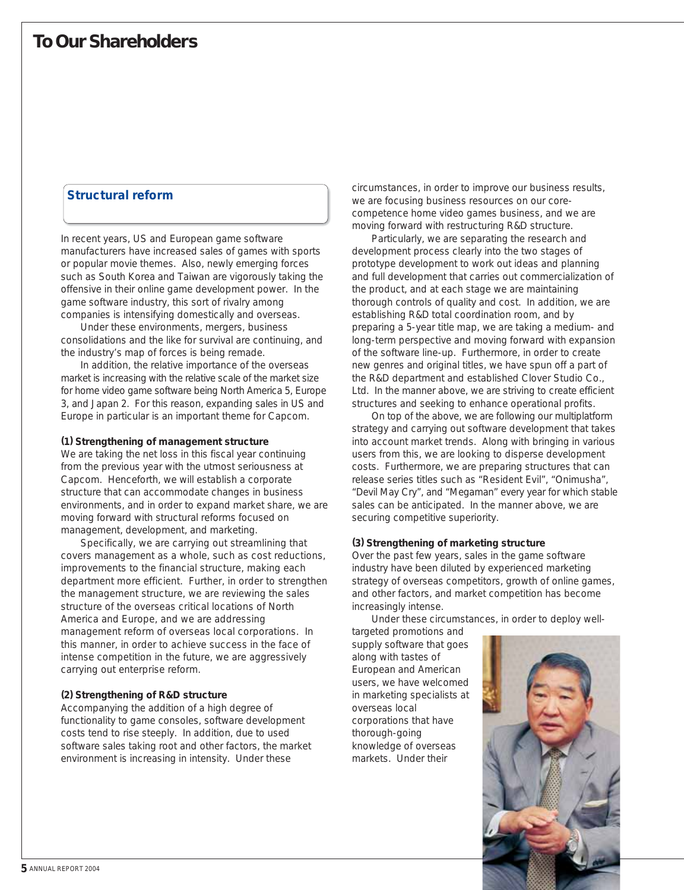# To Our Shareholders

## Structural reform

In recent years, US and European game software manufacturers have increased sales of games with sports or popular movie themes. Also, newly emerging forces such as South Korea and Taiwan are vigorously taking the offensive in their online game development power. In the game software industry, this sort of rivalry among companies is intensifying domestically and overseas.

Under these environments, mergers, business consolidations and the like for survival are continuing, and the industry's map of forces is being remade.

In addition, the relative importance of the overseas market is increasing with the relative scale of the market size for home video game software being North America 5, Europe 3, and Japan 2. For this reason, expanding sales in US and Europe in particular is an important theme for Capcom.

### (1) Strengthening of management structure

We are taking the net loss in this fiscal year continuing from the previous year with the utmost seriousness at Capcom. Henceforth, we will establish a corporate structure that can accommodate changes in business environments, and in order to expand market share, we are moving forward with structural reforms focused on management, development, and marketing.

Specifically, we are carrying out streamlining that covers management as a whole, such as cost reductions, improvements to the financial structure, making each department more efficient. Further, in order to strengthen the management structure, we are reviewing the sales structure of the overseas critical locations of North America and Europe, and we are addressing management reform of overseas local corporations. In this manner, in order to achieve success in the face of intense competition in the future, we are aggressively carrying out enterprise reform.

### (2) Strengthening of R&D structure

Accompanying the addition of a high degree of functionality to game consoles, software development costs tend to rise steeply. In addition, due to used software sales taking root and other factors, the market environment is increasing in intensity. Under these circumstances, in order to improve our business results, we are focusing business resources on our core-competence home video games business, and we are moving forward with restructuring R&D structure.

Particularly, we are separating the research and development process clearly into the two stages of prototype development to work out ideas and planning and full development that carries out commercialization of the product, and at each stage we are maintaining thorough controls of quality and cost. In addition, we are establishing R&D total coordination room, and by preparing a 5-year title map, we are taking a medium- and long-term perspective and moving forward with expansion of the software line-up. Furthermore, in order to create new genres and original titles, we have spun off a part of the R&D department and established Clover Studio Co., Ltd. In the manner above, we are striving to create efficient structures and seeking to enhance operational profits.

On top of the above, we are following our multiplatform strategy and carrying out software development that takes into account market trends. Along with bringing in various users from this, we are looking to disperse development costs. Furthermore, we are preparing structures that can release series titles such as "Resident Evil", "Onimusha", "Devil May Cry", and "Megaman" every year for which stable sales can be anticipated. In the manner above, we are securing competitive superiority.

### (3) Strengthening of marketing structure

Over the past few years, sales in the game software industry have been diluted by experienced marketing strategy of overseas competitors, growth of online games, and other factors, and market competition has become increasingly intense.

Under these circumstances, in order to deploy well-targeted promotions and supply software that goes along with tastes of European and American users, we have welcomed in marketing specialists at overseas local corporations that have thorough-going knowledge of overseas markets. Under their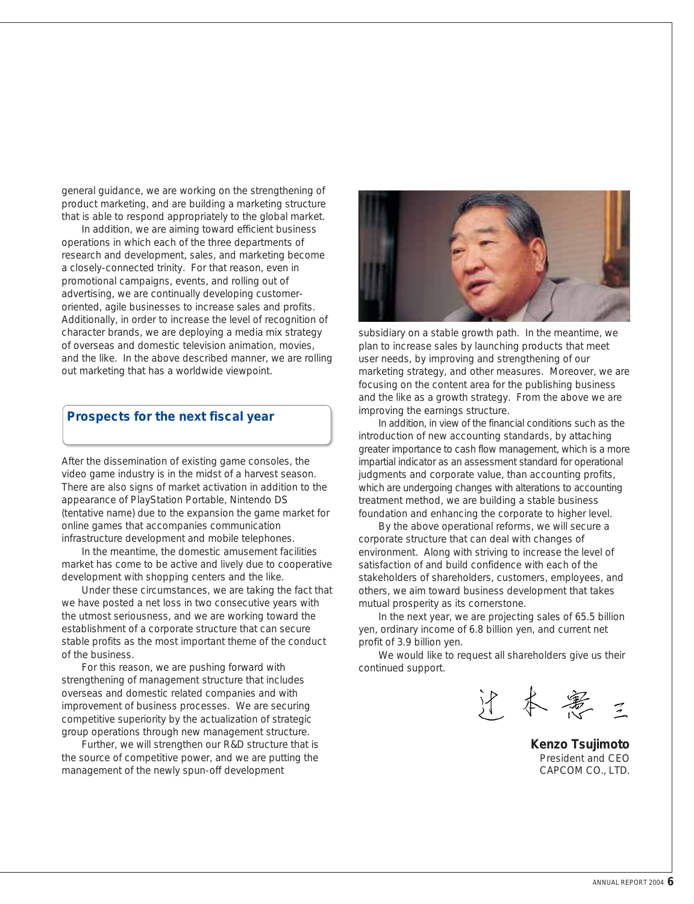general guidance, we are working on the strengthening of product marketing, and are building a marketing structure that is able to respond appropriately to the global market.

In addition, we are aiming toward efficient business operations in which each of the three departments of research and development, sales, and marketing become a closely-connected trinity. For that reason, even in promotional campaigns, events, and rolling out of advertising, we are continually developing customer-oriented, agile businesses to increase sales and profits. Additionally, in order to increase the level of recognition of character brands, we are deploying a media mix strategy of overseas and domestic television animation, movies, and the like. In the above described manner, we are rolling out marketing that has a worldwide viewpoint.

## Prospects for the next fiscal year

After the dissemination of existing game consoles, the video game industry is in the midst of a harvest season. There are also signs of market activation in addition to the appearance of PlayStation Portable, Nintendo DS (tentative name) due to the expansion the game market for online games that accompanies communication infrastructure development and mobile telephones.

In the meantime, the domestic amusement facilities market has come to be active and lively due to cooperative development with shopping centers and the like.

Under these circumstances, we are taking the fact that we have posted a net loss in two consecutive years with the utmost seriousness, and we are working toward the establishment of a corporate structure that can secure stable profits as the most important theme of the conduct of the business.

For this reason, we are pushing forward with strengthening of management structure that includes overseas and domestic related companies and with improvement of business processes. We are securing competitive superiority by the actualization of strategic group operations through new management structure.

Further, we will strengthen our R&D structure that is the source of competitive power, and we are putting the management of the newly spun-off development subsidiary on a stable growth path. In the meantime, we plan to increase sales by launching products that meet user needs, by improving and strengthening of our marketing strategy, and other measures. Moreover, we are focusing on the content area for the publishing business and the like as a growth strategy. From the above we are improving the earnings structure.

In addition, in view of the financial conditions such as the introduction of new accounting standards, by attaching greater importance to cash flow management, which is a more impartial indicator as an assessment standard for operational judgments and corporate value, than accounting profits, which are undergoing changes with alterations to accounting treatment method, we are building a stable business foundation and enhancing the corporate to higher level.

By the above operational reforms, we will secure a corporate structure that can deal with changes of environment. Along with striving to increase the level of satisfaction of and build confidence with each of the stakeholders of shareholders, customers, employees, and others, we aim toward business development that takes mutual prosperity as its cornerstone.

In the next year, we are projecting sales of 65.5 billion yen, ordinary income of 6.8 billion yen, and current net profit of 3.9 billion yen.

We would like to request all shareholders give us their continued support.

辻本憲三

**Kenzo Tsujimoto**
President and CEO
CAPCOM CO., LTD.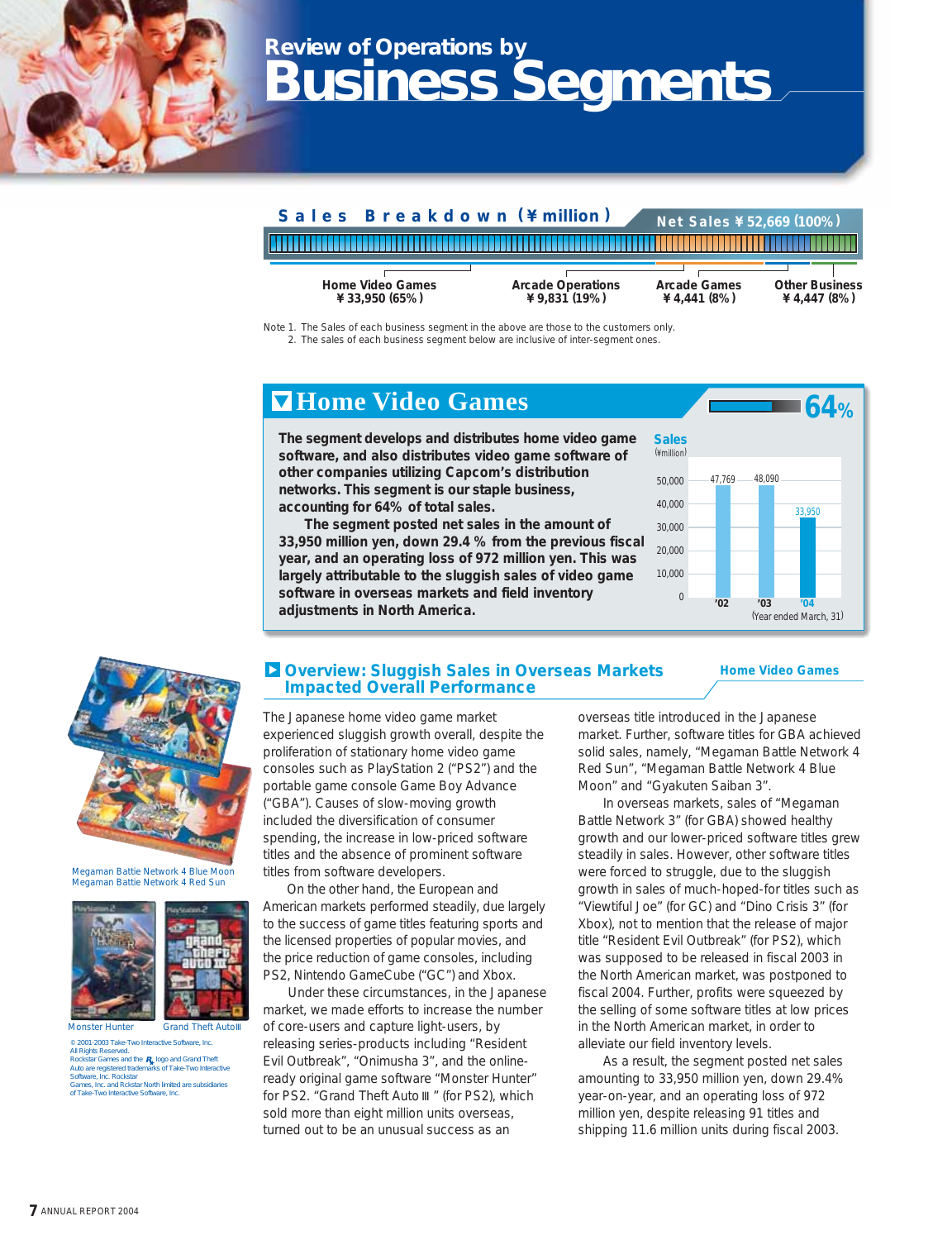# Review of Operations by Business Segments

## Sales Breakdown (¥million)

Net Sales ¥52,669 (100%)

| Home Video Games | Arcade Operations | Arcade Games | Other Business |
|---|---|---|---|
| ¥33,950 (65%) | ¥9,831 (19%) | ¥4,441 (8%) | ¥4,447 (8%) |

Note 1. The Sales of each business segment in the above are those to the customers only.
2. The sales of each business segment below are inclusive of inter-segment ones.

## Home Video Games

64%

**The segment develops and distributes home video game software, and also distributes video game software of other companies utilizing Capcom's distribution networks. This segment is our staple business, accounting for 64% of total sales.**

**The segment posted net sales in the amount of 33,950 million yen, down 29.4 % from the previous fiscal year, and an operating loss of 972 million yen. This was largely attributable to the sluggish sales of video game software in overseas markets and field inventory adjustments in North America.**

Sales (¥million)

| | '02 | '03 | '04 |
|---|---|---|---|
| Sales | 47,769 | 48,090 | 33,950 |

(Year ended March, 31)

### Overview: Sluggish Sales in Overseas Markets Impacted Overall Performance

Home Video Games

The Japanese home video game market experienced sluggish growth overall, despite the proliferation of stationary home video game consoles such as PlayStation 2 ("PS2") and the portable game console Game Boy Advance ("GBA"). Causes of slow-moving growth included the diversification of consumer spending, the increase in low-priced software titles and the absence of prominent software titles from software developers.

On the other hand, the European and American markets performed steadily, due largely to the success of game titles featuring sports and the licensed properties of popular movies, and the price reduction of game consoles, including PS2, Nintendo GameCube ("GC") and Xbox.

Under these circumstances, in the Japanese market, we made efforts to increase the number of core-users and capture light-users, by releasing series-products including "Resident Evil Outbreak", "Onimusha 3", and the online-ready original game software "Monster Hunter" for PS2. "Grand Theft Auto Ⅲ" (for PS2), which sold more than eight million units overseas, turned out to be an unusual success as an overseas title introduced in the Japanese market. Further, software titles for GBA achieved solid sales, namely, "Megaman Battle Network 4 Red Sun", "Megaman Battle Network 4 Blue Moon" and "Gyakuten Saiban 3".

In overseas markets, sales of "Megaman Battle Network 3" (for GBA) showed healthy growth and our lower-priced software titles grew steadily in sales. However, other software titles were forced to struggle, due to the sluggish growth in sales of much-hoped-for titles such as "Viewtiful Joe" (for GC) and "Dino Crisis 3" (for Xbox), not to mention that the release of major title "Resident Evil Outbreak" (for PS2), which was supposed to be released in fiscal 2003 in the North American market, was postponed to fiscal 2004. Further, profits were squeezed by the selling of some software titles at low prices in the North American market, in order to alleviate our field inventory levels.

As a result, the segment posted net sales amounting to 33,950 million yen, down 29.4% year-on-year, and an operating loss of 972 million yen, despite releasing 91 titles and shipping 11.6 million units during fiscal 2003.

Megaman Battie Network 4 Blue Moon
Megaman Battie Network 4 Red Sun

Monster Hunter Grand Theft AutoⅢ

© 2001-2003 Take-Two Interactive Software, Inc.
All Rights Reserved.
Rockstar Games and the R logo and Grand Theft Auto are registered trademarks of Take-Two Interactive Software, Inc. Rockstar Games, Inc. and Rckstar North limited are subsidiaries of Take-Two Interactive Software, Inc.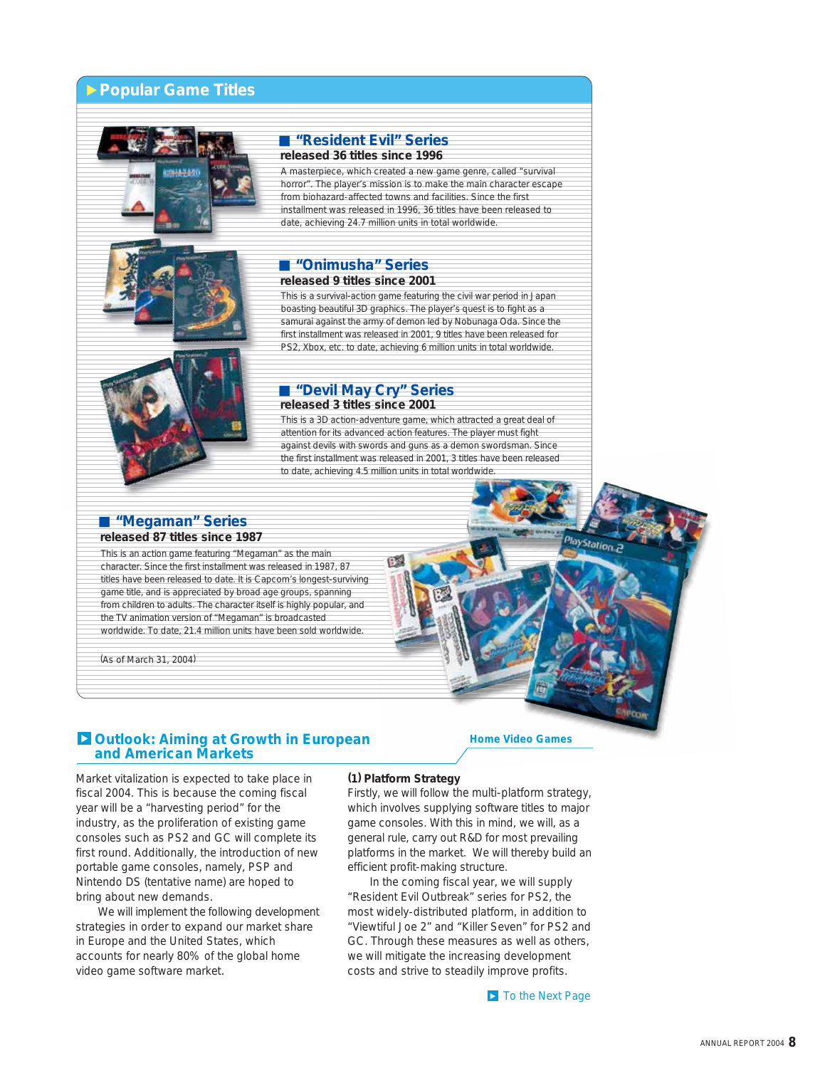# Popular Game Titles

### "Resident Evil" Series

**released 36 titles since 1996**

A masterpiece, which created a new game genre, called "survival horror". The player's mission is to make the main character escape from biohazard-affected towns and facilities. Since the first installment was released in 1996, 36 titles have been released to date, achieving 24.7 million units in total worldwide.

### "Onimusha" Series

**released 9 titles since 2001**

This is a survival-action game featuring the civil war period in Japan boasting beautiful 3D graphics. The player's quest is to fight as a samurai against the army of demon led by Nobunaga Oda. Since the first installment was released in 2001, 9 titles have been released for PS2, Xbox, etc. to date, achieving 6 million units in total worldwide.

### "Devil May Cry" Series

**released 3 titles since 2001**

This is a 3D action-adventure game, which attracted a great deal of attention for its advanced action features. The player must fight against devils with swords and guns as a demon swordsman. Since the first installment was released in 2001, 3 titles have been released to date, achieving 4.5 million units in total worldwide.

### "Megaman" Series

**released 87 titles since 1987**

This is an action game featuring "Megaman" as the main character. Since the first installment was released in 1987, 87 titles have been released to date. It is Capcom's longest-surviving game title, and is appreciated by broad age groups, spanning from children to adults. The character itself is highly popular, and the TV animation version of "Megaman" is broadcasted worldwide. To date, 21.4 million units have been sold worldwide.

(As of March 31, 2004)

## Outlook: Aiming at Growth in European and American Markets

Home Video Games

Market vitalization is expected to take place in fiscal 2004. This is because the coming fiscal year will be a "harvesting period" for the industry, as the proliferation of existing game consoles such as PS2 and GC will complete its first round. Additionally, the introduction of new portable game consoles, namely, PSP and Nintendo DS (tentative name) are hoped to bring about new demands.

We will implement the following development strategies in order to expand our market share in Europe and the United States, which accounts for nearly 80% of the global home video game software market.

**(1) Platform Strategy**

Firstly, we will follow the multi-platform strategy, which involves supplying software titles to major game consoles. With this in mind, we will, as a general rule, carry out R&D for most prevailing platforms in the market. We will thereby build an efficient profit-making structure.

In the coming fiscal year, we will supply "Resident Evil Outbreak" series for PS2, the most widely-distributed platform, in addition to "Viewtiful Joe 2" and "Killer Seven" for PS2 and GC. Through these measures as well as others, we will mitigate the increasing development costs and strive to steadily improve profits.

To the Next Page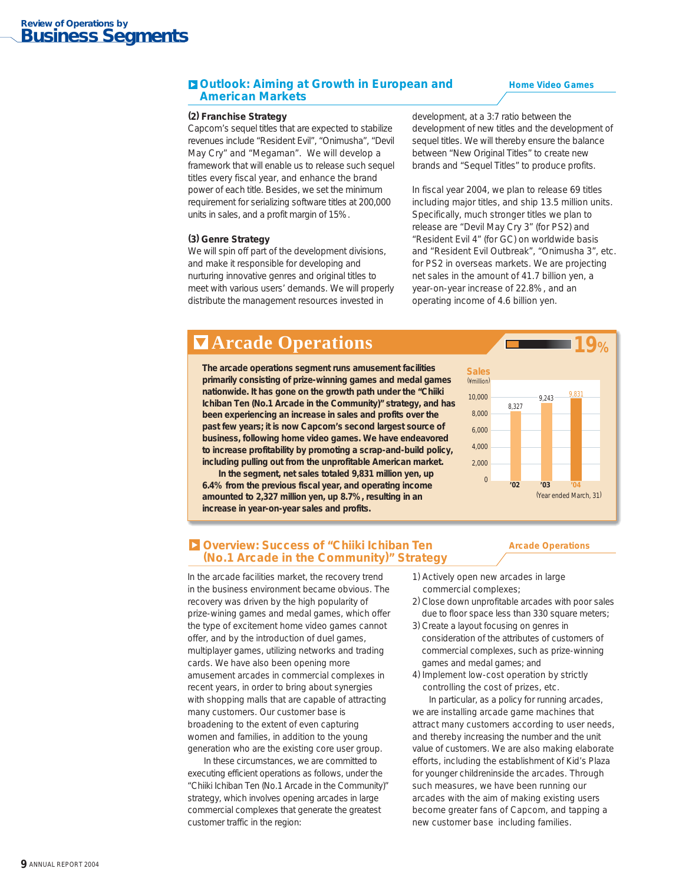## Outlook: Aiming at Growth in European and American Markets

Home Video Games

**(2) Franchise Strategy**

Capcom's sequel titles that are expected to stabilize revenues include "Resident Evil", "Onimusha", "Devil May Cry" and "Megaman". We will develop a framework that will enable us to release such sequel titles every fiscal year, and enhance the brand power of each title. Besides, we set the minimum requirement for serializing software titles at 200,000 units in sales, and a profit margin of 15%.

**(3) Genre Strategy**

We will spin off part of the development divisions, and make it responsible for developing and nurturing innovative genres and original titles to meet with various users' demands. We will properly distribute the management resources invested in development, at a 3:7 ratio between the development of new titles and the development of sequel titles. We will thereby ensure the balance between "New Original Titles" to create new brands and "Sequel Titles" to produce profits.

In fiscal year 2004, we plan to release 69 titles including major titles, and ship 13.5 million units. Specifically, much stronger titles we plan to release are "Devil May Cry 3" (for PS2) and "Resident Evil 4" (for GC) on worldwide basis and "Resident Evil Outbreak", "Onimusha 3", etc. for PS2 in overseas markets. We are projecting net sales in the amount of 41.7 billion yen, a year-on-year increase of 22.8%, and an operating income of 4.6 billion yen.

# Arcade Operations

19%

**The arcade operations segment runs amusement facilities primarily consisting of prize-winning games and medal games nationwide. It has gone on the growth path under the "Chiiki Ichiban Ten (No.1 Arcade in the Community)" strategy, and has been experiencing an increase in sales and profits over the past few years; it is now Capcom's second largest source of business, following home video games. We have endeavored to increase profitability by promoting a scrap-and-build policy, including pulling out from the unprofitable American market.**

**In the segment, net sales totaled 9,831 million yen, up 6.4% from the previous fiscal year, and operating income amounted to 2,327 million yen, up 8.7%, resulting in an increase in year-on-year sales and profits.**

Sales (¥million)

| Year | Sales |
|---|---|
| '02 | 8,327 |
| '03 | 9,243 |
| '04 | 9,831 |

(Year ended March, 31)

## Overview: Success of "Chiiki Ichiban Ten (No.1 Arcade in the Community)" Strategy

Arcade Operations

In the arcade facilities market, the recovery trend in the business environment became obvious. The recovery was driven by the high popularity of prize-wining games and medal games, which offer the type of excitement home video games cannot offer, and by the introduction of duel games, multiplayer games, utilizing networks and trading cards. We have also been opening more amusement arcades in commercial complexes in recent years, in order to bring about synergies with shopping malls that are capable of attracting many customers. Our customer base is broadening to the extent of even capturing women and families, in addition to the young generation who are the existing core user group.

In these circumstances, we are committed to executing efficient operations as follows, under the "Chiiki Ichiban Ten (No.1 Arcade in the Community)" strategy, which involves opening arcades in large commercial complexes that generate the greatest customer traffic in the region:

1) Actively open new arcades in large commercial complexes;
2) Close down unprofitable arcades with poor sales due to floor space less than 330 square meters;
3) Create a layout focusing on genres in consideration of the attributes of customers of commercial complexes, such as prize-winning games and medal games; and
4) Implement low-cost operation by strictly controlling the cost of prizes, etc.

In particular, as a policy for running arcades, we are installing arcade game machines that attract many customers according to user needs, and thereby increasing the number and the unit value of customers. We are also making elaborate efforts, including the establishment of Kid's Plaza for younger childreninside the arcades. Through such measures, we have been running our arcades with the aim of making existing users become greater fans of Capcom, and tapping a new customer base including families.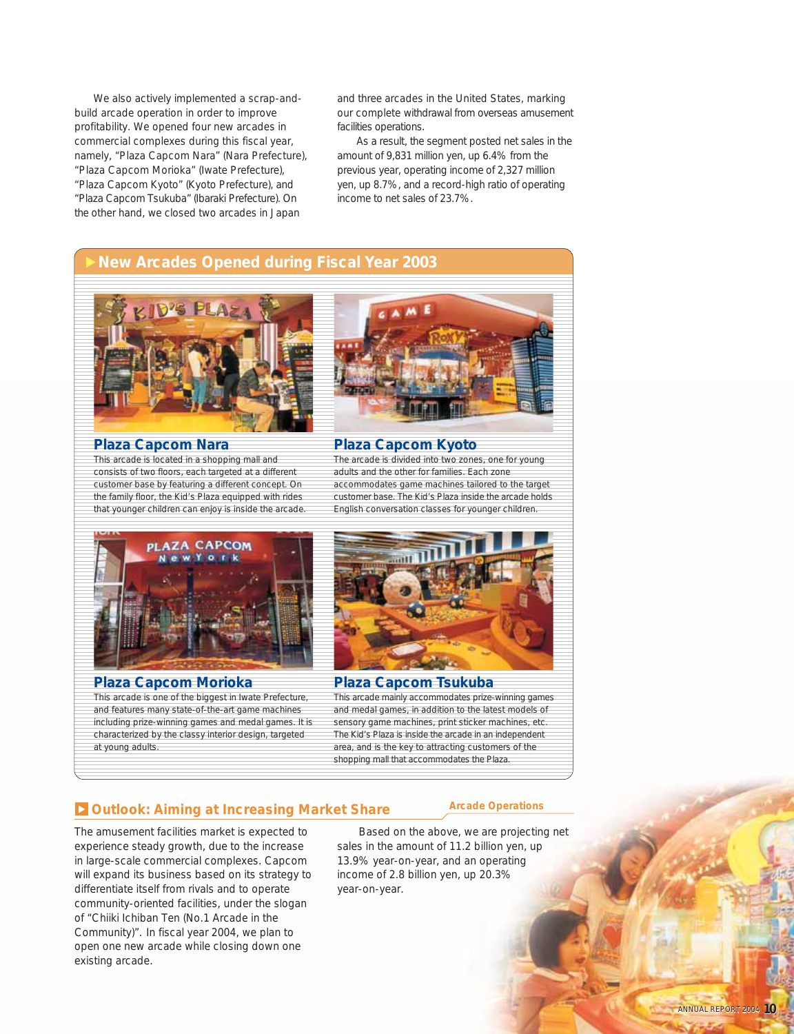We also actively implemented a scrap-and-build arcade operation in order to improve profitability. We opened four new arcades in commercial complexes during this fiscal year, namely, "Plaza Capcom Nara" (Nara Prefecture), "Plaza Capcom Morioka" (Iwate Prefecture), "Plaza Capcom Kyoto" (Kyoto Prefecture), and "Plaza Capcom Tsukuba" (Ibaraki Prefecture). On the other hand, we closed two arcades in Japan and three arcades in the United States, marking our complete withdrawal from overseas amusement facilities operations.

As a result, the segment posted net sales in the amount of 9,831 million yen, up 6.4% from the previous year, operating income of 2,327 million yen, up 8.7%, and a record-high ratio of operating income to net sales of 23.7%.

## New Arcades Opened during Fiscal Year 2003

### Plaza Capcom Nara

This arcade is located in a shopping mall and consists of two floors, each targeted at a different customer base by featuring a different concept. On the family floor, the Kid's Plaza equipped with rides that younger children can enjoy is inside the arcade.

### Plaza Capcom Kyoto

The arcade is divided into two zones, one for young adults and the other for families. Each zone accommodates game machines tailored to the target customer base. The Kid's Plaza inside the arcade holds English conversation classes for younger children.

### Plaza Capcom Morioka

This arcade is one of the biggest in Iwate Prefecture, and features many state-of-the-art game machines including prize-winning games and medal games. It is characterized by the classy interior design, targeted at young adults.

### Plaza Capcom Tsukuba

This arcade mainly accommodates prize-winning games and medal games, in addition to the latest models of sensory game machines, print sticker machines, etc. The Kid's Plaza is inside the arcade in an independent area, and is the key to attracting customers of the shopping mall that accommodates the Plaza.

## Outlook: Aiming at Increasing Market Share

Arcade Operations

The amusement facilities market is expected to experience steady growth, due to the increase in large-scale commercial complexes. Capcom will expand its business based on its strategy to differentiate itself from rivals and to operate community-oriented facilities, under the slogan of "Chiiki Ichiban Ten (No.1 Arcade in the Community)". In fiscal year 2004, we plan to open one new arcade while closing down one existing arcade.

Based on the above, we are projecting net sales in the amount of 11.2 billion yen, up 13.9% year-on-year, and an operating income of 2.8 billion yen, up 20.3% year-on-year.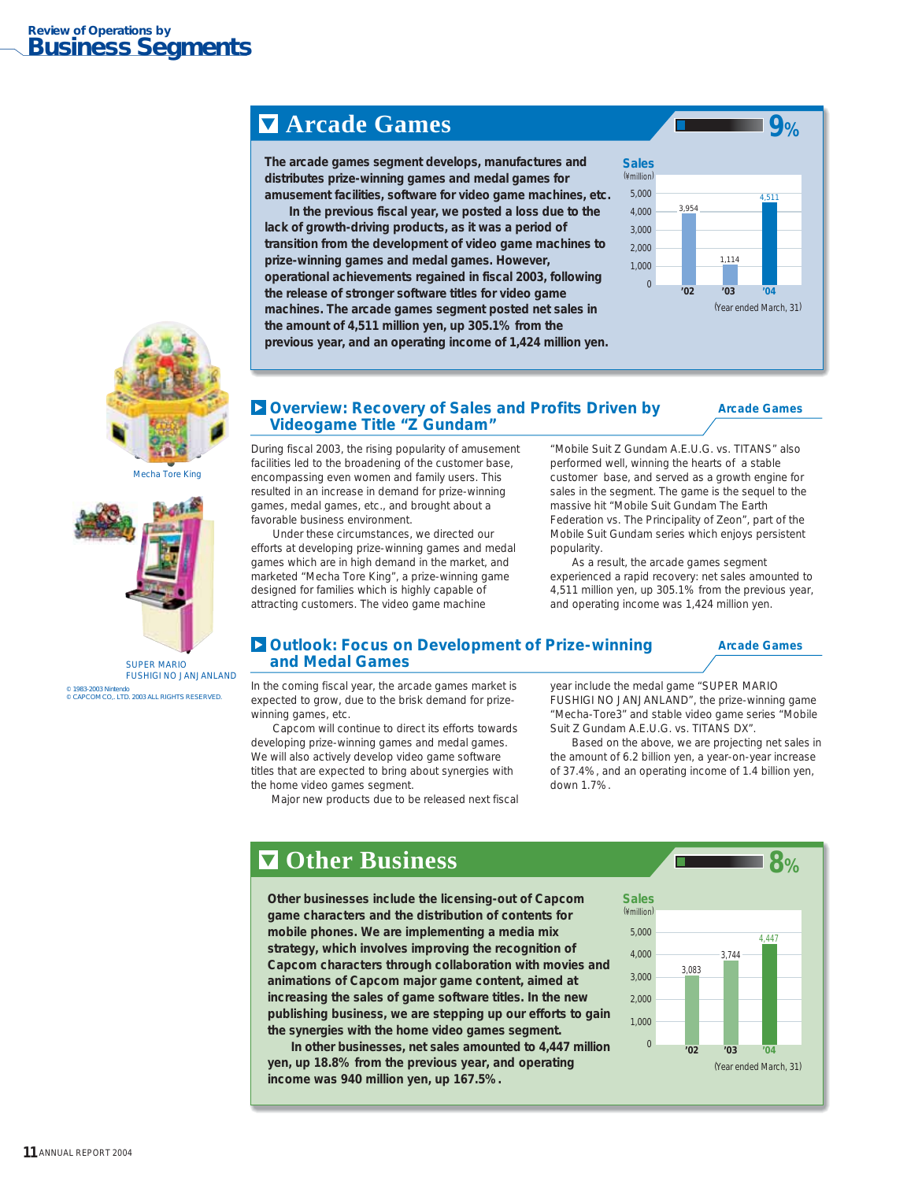## Review of Operations by Business Segments

## Arcade Games

9%

**The arcade games segment develops, manufactures and distributes prize-winning games and medal games for amusement facilities, software for video game machines, etc.**

**In the previous fiscal year, we posted a loss due to the lack of growth-driving products, as it was a period of transition from the development of video game machines to prize-winning games and medal games. However, operational achievements regained in fiscal 2003, following the release of stronger software titles for video game machines. The arcade games segment posted net sales in the amount of 4,511 million yen, up 305.1% from the previous year, and an operating income of 1,424 million yen.**

**Sales** (¥million)

| '02 | '03 | '04 |
|---|---|---|
| 3,954 | 1,114 | 4,511 |

(Year ended March, 31)

Mecha Tore King

SUPER MARIO FUSHIGI NO JANJANLAND

© 1983-2003 Nintendo
© CAPCOM CO., LTD. 2003 ALL RIGHTS RESERVED.

### Overview: Recovery of Sales and Profits Driven by Videogame Title "Z Gundam"

Arcade Games

During fiscal 2003, the rising popularity of amusement facilities led to the broadening of the customer base, encompassing even women and family users. This resulted in an increase in demand for prize-winning games, medal games, etc., and brought about a favorable business environment.

Under these circumstances, we directed our efforts at developing prize-winning games and medal games which are in high demand in the market, and marketed "Mecha Tore King", a prize-winning game designed for families which is highly capable of attracting customers. The video game machine "Mobile Suit Z Gundam A.E.U.G. vs. TITANS" also performed well, winning the hearts of a stable customer base, and served as a growth engine for sales in the segment. The game is the sequel to the massive hit "Mobile Suit Gundam The Earth Federation vs. The Principality of Zeon", part of the Mobile Suit Gundam series which enjoys persistent popularity.

As a result, the arcade games segment experienced a rapid recovery: net sales amounted to 4,511 million yen, up 305.1% from the previous year, and operating income was 1,424 million yen.

### Outlook: Focus on Development of Prize-winning and Medal Games

Arcade Games

In the coming fiscal year, the arcade games market is expected to grow, due to the brisk demand for prize-winning games, etc.

Capcom will continue to direct its efforts towards developing prize-winning games and medal games. We will also actively develop video game software titles that are expected to bring about synergies with the home video games segment.

Major new products due to be released next fiscal year include the medal game "SUPER MARIO FUSHIGI NO JANJANLAND", the prize-winning game "Mecha-Tore3" and stable video game series "Mobile Suit Z Gundam A.E.U.G. vs. TITANS DX".

Based on the above, we are projecting net sales in the amount of 6.2 billion yen, a year-on-year increase of 37.4%, and an operating income of 1.4 billion yen, down 1.7%.

## Other Business

8%

**Other businesses include the licensing-out of Capcom game characters and the distribution of contents for mobile phones. We are implementing a media mix strategy, which involves improving the recognition of Capcom characters through collaboration with movies and animations of Capcom major game content, aimed at increasing the sales of game software titles. In the new publishing business, we are stepping up our efforts to gain the synergies with the home video games segment.**

**In other businesses, net sales amounted to 4,447 million yen, up 18.8% from the previous year, and operating income was 940 million yen, up 167.5%.**

**Sales** (¥million)

| '02 | '03 | '04 |
|---|---|---|
| 3,083 | 3,744 | 4,447 |

(Year ended March, 31)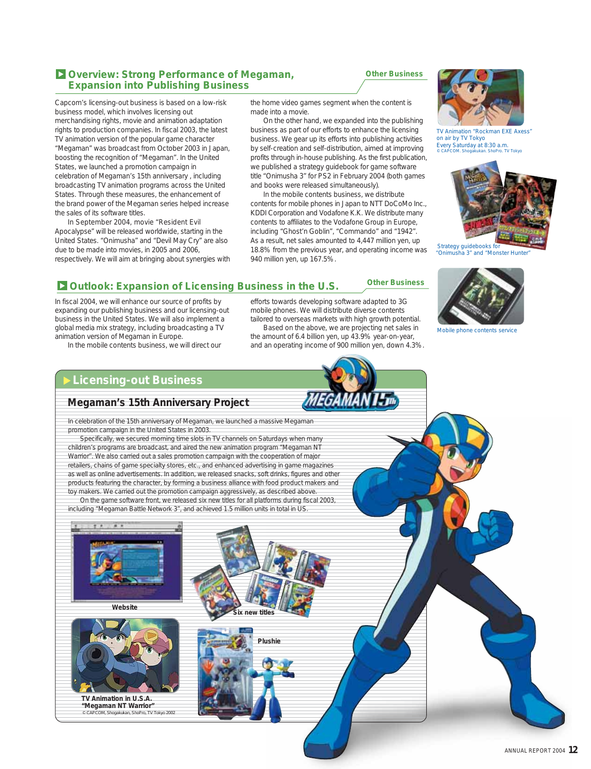## Overview: Strong Performance of Megaman, Expansion into Publishing Business

Other Business

Capcom's licensing-out business is based on a low-risk business model, which involves licensing out merchandising rights, movie and animation adaptation rights to production companies. In fiscal 2003, the latest TV animation version of the popular game character "Megaman" was broadcast from October 2003 in Japan, boosting the recognition of "Megaman". In the United States, we launched a promotion campaign in celebration of Megaman's 15th anniversary , including broadcasting TV animation programs across the United States. Through these measures, the enhancement of the brand power of the Megaman series helped increase the sales of its software titles.

In September 2004, movie "Resident Evil Apocalypse" will be released worldwide, starting in the United States. "Onimusha" and "Devil May Cry" are also due to be made into movies, in 2005 and 2006, respectively. We will aim at bringing about synergies with the home video games segment when the content is made into a movie.

On the other hand, we expanded into the publishing business as part of our efforts to enhance the licensing business. We gear up its efforts into publishing activities by self-creation and self-distribution, aimed at improving profits through in-house publishing. As the first publication, we published a strategy guidebook for game software title "Onimusha 3" for PS2 in February 2004 (both games and books were released simultaneously).

In the mobile contents business, we distribute contents for mobile phones in Japan to NTT DoCoMo Inc., KDDI Corporation and Vodafone K.K. We distribute many contents to affiliates to the Vodafone Group in Europe, including "Ghost'n Goblin", "Commando" and "1942". As a result, net sales amounted to 4,447 million yen, up 18.8% from the previous year, and operating income was 940 million yen, up 167.5%.

TV Animation "Rockman EXE Axess" on air by TV Tokyo
Every Saturday at 8:30 a.m.
© CAPCOM. Shogakukan. ShoPro. TV Tokyo

Strategy guidebooks for "Onimusha 3" and "Monster Hunter"

## Outlook: Expansion of Licensing Business in the U.S.

Other Business

In fiscal 2004, we will enhance our source of profits by expanding our publishing business and our licensing-out business in the United States. We will also implement a global media mix strategy, including broadcasting a TV animation version of Megaman in Europe.

In the mobile contents business, we will direct our efforts towards developing software adapted to 3G mobile phones. We will distribute diverse contents tailored to overseas markets with high growth potential.

Based on the above, we are projecting net sales in the amount of 6.4 billion yen, up 43.9% year-on-year, and an operating income of 900 million yen, down 4.3%.

Mobile phone contents service

## Licensing-out Business

### Megaman's 15th Anniversary Project

In celebration of the 15th anniversary of Megaman, we launched a massive Megaman promotion campaign in the United States in 2003.

Specifically, we secured morning time slots in TV channels on Saturdays when many children's programs are broadcast, and aired the new animation program "Megaman NT Warrior". We also carried out a sales promotion campaign with the cooperation of major retailers, chains of game specialty stores, etc., and enhanced advertising in game magazines as well as online advertisements. In addition, we released snacks, soft drinks, figures and other products featuring the character, by forming a business alliance with food product makers and toy makers. We carried out the promotion campaign aggressively, as described above.

On the game software front, we released six new titles for all platforms during fiscal 2003, including "Megaman Battle Network 3", and achieved 1.5 million units in total in US.

Website

Six new titles

TV Animation in U.S.A. "Megaman NT Warrior"
© CAPCOM, Shogakukan, ShoPro, TV Tokyo 2002

Plushie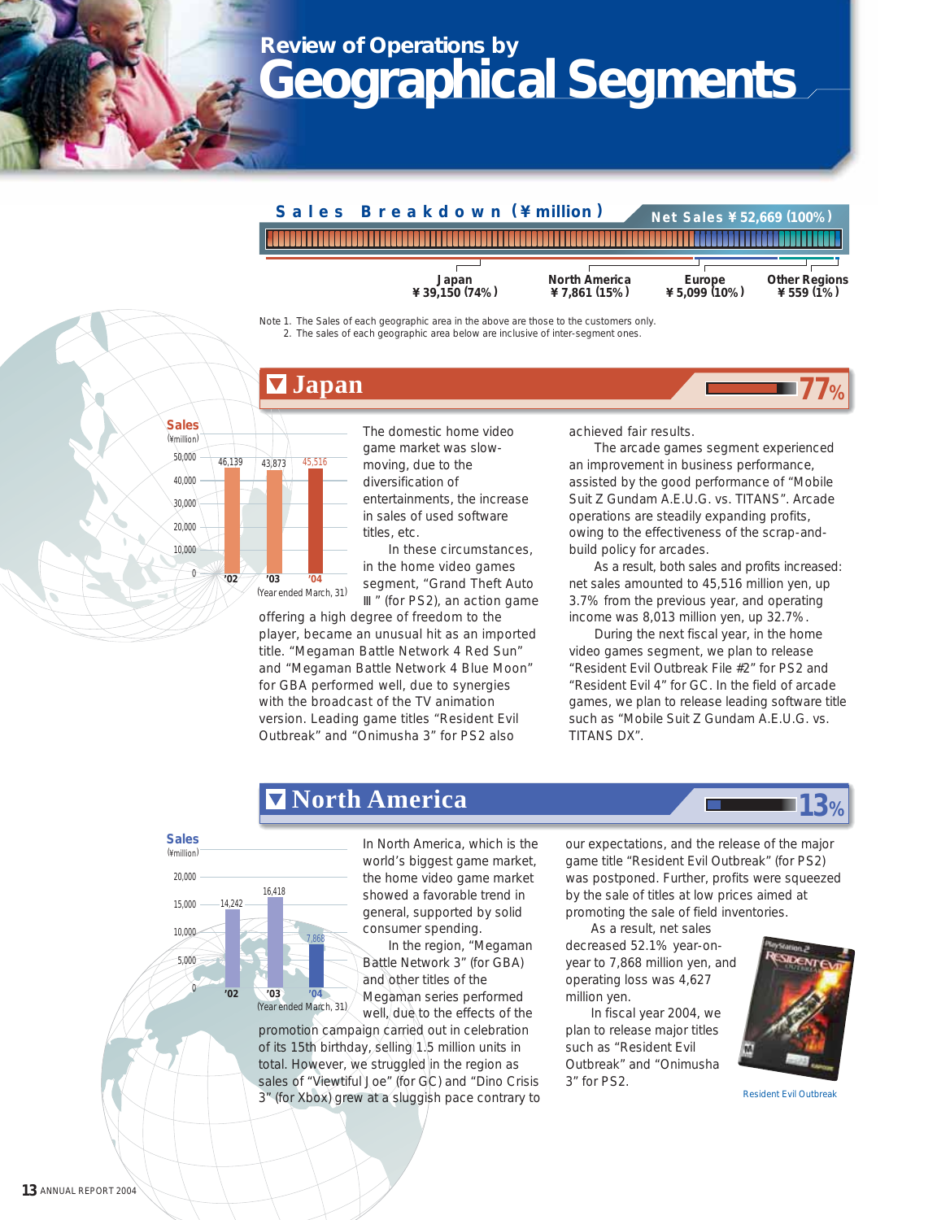# Review of Operations by Geographical Segments

## Sales Breakdown (¥ million)

Net Sales ¥ 52,669 (100%)

| Japan | North America | Europe | Other Regions |
|---|---|---|---|
| ¥ 39,150 (74%) | ¥ 7,861 (15%) | ¥ 5,099 (10%) | ¥ 559 (1%) |

Note 1. The Sales of each geographic area in the above are those to the customers only.
2. The sales of each geographic area below are inclusive of inter-segment ones.

## Japan

77%

Sales (¥million)

| '02 | '03 | '04 |
|---|---|---|
| 46,139 | 43,873 | 45,516 |

(Year ended March, 31)

The domestic home video game market was slow-moving, due to the diversification of entertainments, the increase in sales of used software titles, etc.

In these circumstances, in the home video games segment, "Grand Theft Auto Ⅲ" (for PS2), an action game offering a high degree of freedom to the player, became an unusual hit as an imported title. "Megaman Battle Network 4 Red Sun" and "Megaman Battle Network 4 Blue Moon" for GBA performed well, due to synergies with the broadcast of the TV animation version. Leading game titles "Resident Evil Outbreak" and "Onimusha 3" for PS2 also achieved fair results.

The arcade games segment experienced an improvement in business performance, assisted by the good performance of "Mobile Suit Z Gundam A.E.U.G. vs. TITANS". Arcade operations are steadily expanding profits, owing to the effectiveness of the scrap-and-build policy for arcades.

As a result, both sales and profits increased: net sales amounted to 45,516 million yen, up 3.7% from the previous year, and operating income was 8,013 million yen, up 32.7%.

During the next fiscal year, in the home video games segment, we plan to release "Resident Evil Outbreak File #2" for PS2 and "Resident Evil 4" for GC. In the field of arcade games, we plan to release leading software title such as "Mobile Suit Z Gundam A.E.U.G. vs. TITANS DX".

## North America

13%

Sales (¥million)

| '02 | '03 | '04 |
|---|---|---|
| 14,242 | 16,418 | 7,868 |

(Year ended March, 31)

In North America, which is the world's biggest game market, the home video game market showed a favorable trend in general, supported by solid consumer spending.

In the region, "Megaman Battle Network 3" (for GBA) and other titles of the Megaman series performed well, due to the effects of the promotion campaign carried out in celebration of its 15th birthday, selling 1.5 million units in total. However, we struggled in the region as sales of "Viewtiful Joe" (for GC) and "Dino Crisis 3" (for Xbox) grew at a sluggish pace contrary to our expectations, and the release of the major game title "Resident Evil Outbreak" (for PS2) was postponed. Further, profits were squeezed by the sale of titles at low prices aimed at promoting the sale of field inventories.

As a result, net sales decreased 52.1% year-on-year to 7,868 million yen, and operating loss was 4,627 million yen.

In fiscal year 2004, we plan to release major titles such as "Resident Evil Outbreak" and "Onimusha 3" for PS2.

Resident Evil Outbreak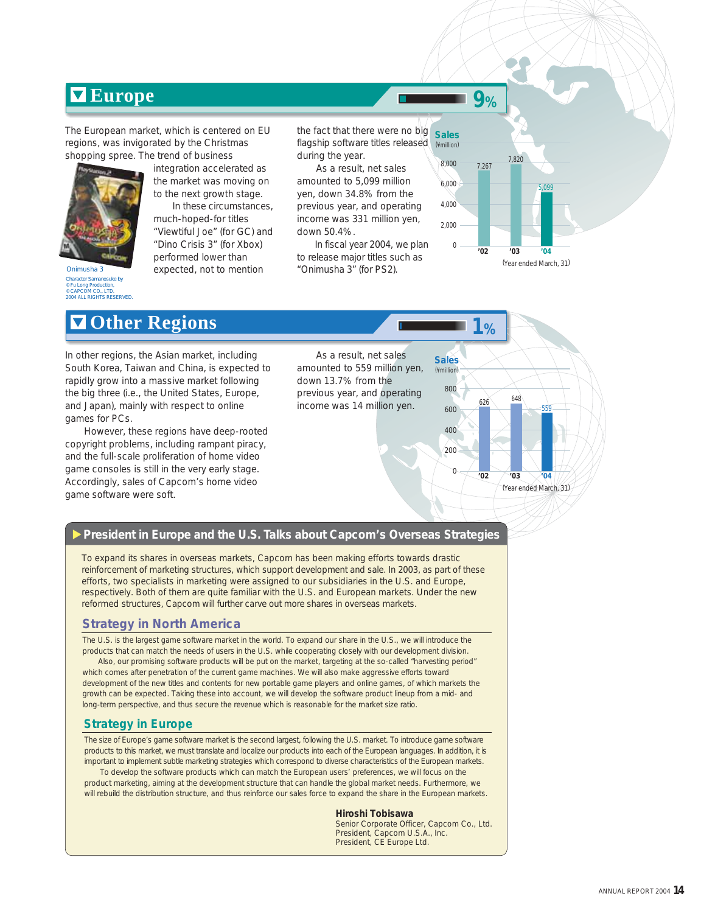# Europe

9%

The European market, which is centered on EU regions, was invigorated by the Christmas shopping spree. The trend of business integration accelerated as the market was moving on to the next growth stage.

In these circumstances, much-hoped-for titles "Viewtiful Joe" (for GC) and "Dino Crisis 3" (for Xbox) performed lower than expected, not to mention the fact that there were no big flagship software titles released during the year.

As a result, net sales amounted to 5,099 million yen, down 34.8% from the previous year, and operating income was 331 million yen, down 50.4%.

In fiscal year 2004, we plan to release major titles such as "Onimusha 3" (for PS2).

Onimusha 3
Character Samanosuke by ©Fu Long Production, ©CAPCOM CO., LTD. 2004 ALL RIGHTS RESERVED.

**Sales** (¥million)

| Year | '02 | '03 | '04 |
|---|---|---|---|
| Sales | 7,267 | 7,820 | 5,099 |

(Year ended March, 31)

# Other Regions

1%

In other regions, the Asian market, including South Korea, Taiwan and China, is expected to rapidly grow into a massive market following the big three (i.e., the United States, Europe, and Japan), mainly with respect to online games for PCs.

However, these regions have deep-rooted copyright problems, including rampant piracy, and the full-scale proliferation of home video game consoles is still in the very early stage. Accordingly, sales of Capcom's home video game software were soft.

As a result, net sales amounted to 559 million yen, down 13.7% from the previous year, and operating income was 14 million yen.

**Sales** (¥million)

| Year | '02 | '03 | '04 |
|---|---|---|---|
| Sales | 626 | 648 | 559 |

(Year ended March, 31)

## President in Europe and the U.S. Talks about Capcom's Overseas Strategies

To expand its shares in overseas markets, Capcom has been making efforts towards drastic reinforcement of marketing structures, which support development and sale. In 2003, as part of these efforts, two specialists in marketing were assigned to our subsidiaries in the U.S. and Europe, respectively. Both of them are quite familiar with the U.S. and European markets. Under the new reformed structures, Capcom will further carve out more shares in overseas markets.

### Strategy in North America

The U.S. is the largest game software market in the world. To expand our share in the U.S., we will introduce the products that can match the needs of users in the U.S. while cooperating closely with our development division.

Also, our promising software products will be put on the market, targeting at the so-called "harvesting period" which comes after penetration of the current game machines. We will also make aggressive efforts toward development of the new titles and contents for new portable game players and online games, of which markets the growth can be expected. Taking these into account, we will develop the software product lineup from a mid- and long-term perspective, and thus secure the revenue which is reasonable for the market size ratio.

### Strategy in Europe

The size of Europe's game software market is the second largest, following the U.S. market. To introduce game software products to this market, we must translate and localize our products into each of the European languages. In addition, it is important to implement subtle marketing strategies which correspond to diverse characteristics of the European markets.

To develop the software products which can match the European users' preferences, we will focus on the product marketing, aiming at the development structure that can handle the global market needs. Furthermore, we will rebuild the distribution structure, and thus reinforce our sales force to expand the share in the European markets.

**Hiroshi Tobisawa**
Senior Corporate Officer, Capcom Co., Ltd.
President, Capcom U.S.A., Inc.
President, CE Europe Ltd.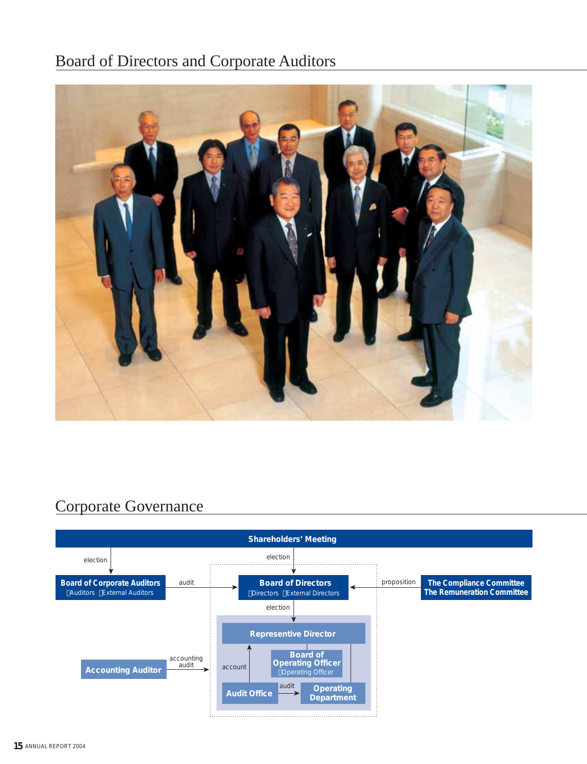## Board of Directors and Corporate Auditors

## Corporate Governance

**Shareholders' Meeting**

election → **Board of Corporate Auditors** (Auditors / External Auditors)

election → **Board of Directors** (Directors / External Directors)

Board of Corporate Auditors — audit → Board of Directors

**The Compliance Committee** / **The Remuneration Committee** — proposition → Board of Directors

Board of Directors — election → **Representive Director**

**Board of Operating Officer** (Operating Officer)

**Audit Office** — account → Representive Director

Audit Office — audit → **Operating Department**

**Accounting Auditor** — accounting audit →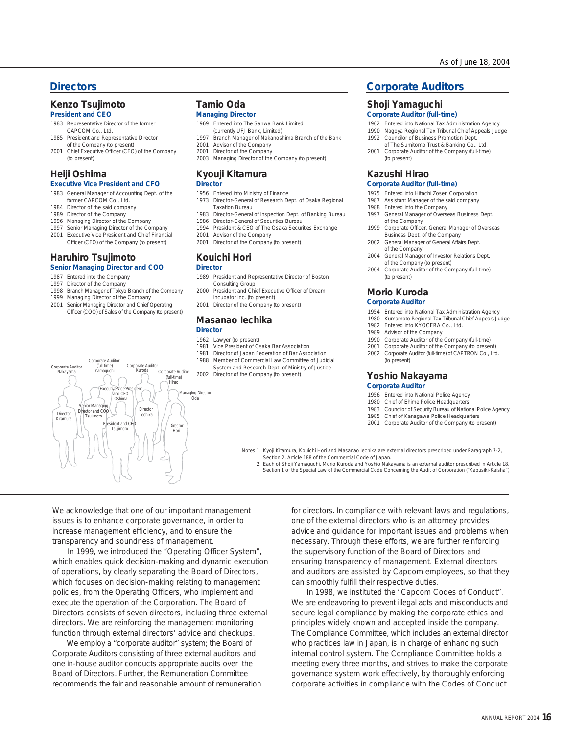As of June 18, 2004

## Directors

### Kenzo Tsujimoto
**President and CEO**

- 1983 Representative Director of the former CAPCOM Co., Ltd.
- 1985 President and Representative Director of the Company (to present)
- 2001 Chief Executive Officer (CEO) of the Company (to present)

### Heiji Oshima
**Executive Vice President and CFO**

- 1983 General Manager of Accounting Dept. of the former CAPCOM Co., Ltd.
- 1984 Director of the said company
- 1989 Director of the Company
- 1996 Managing Director of the Company
- 1997 Senior Managing Director of the Company
- 2001 Executive Vice President and Chief Financial Officer (CFO) of the Company (to present)

### Haruhiro Tsujimoto
**Senior Managing Director and COO**

- 1987 Entered into the Company
- 1997 Director of the Company
- 1998 Branch Manager of Tokyo Branch of the Company
- 1999 Managing Director of the Company
- 2001 Senior Managing Director and Chief Operating Officer (COO) of Sales of the Company (to present)

### Tamio Oda
**Managing Director**

- 1969 Entered into The Sanwa Bank Limited (currently UFJ Bank, Limited)
- 1997 Branch Manager of Nakanoshima Branch of the Bank
- 2001 Advisor of the Company
- 2001 Director of the Company
- 2003 Managing Director of the Company (to present)

### Kyouji Kitamura
**Director**

- 1956 Entered into Ministry of Finance
- 1973 Director-General of Research Dept. of Osaka Regional Taxation Bureau
- 1983 Director-General of Inspection Dept. of Banking Bureau
- 1986 Director-General of Securities Bureau
- 1994 President & CEO of The Osaka Securities Exchange
- 2001 Advisor of the Company
- 2001 Director of the Company (to present)

### Kouichi Hori
**Director**

- 1989 President and Representative Director of Boston Consulting Group
- 2000 President and Chief Executive Officer of Dream Incubator Inc. (to present)
- 2001 Director of the Company (to present)

### Masanao Iechika
**Director**

- 1962 Lawyer (to present)
- 1981 Vice President of Osaka Bar Association
- 1981 Director of Japan Federation of Bar Association
- 1988 Member of Commercial Law Committee of Judicial System and Research Dept. of Ministry of Justice
- 2002 Director of the Company (to present)

Corporate Auditor Nakayama; Corporate Auditor (full-time) Yamaguchi; Corporate Auditor Kuroda; Corporate Auditor (full-time) Hirao; Executive Vice President and CFO Oshima; Managing Director Oda; Senior Managing Director and COO Tsujimoto; Director Iechika; Director Kitamura; President and CEO Tsujimoto; Director Hori

## Corporate Auditors

### Shoji Yamaguchi
**Corporate Auditor (full-time)**

- 1962 Entered into National Tax Administration Agency
- 1990 Nagoya Regional Tax Tribunal Chief Appeals Judge
- 1992 Councilor of Business Promotion Dept. of The Sumitomo Trust & Banking Co., Ltd.
- 2001 Corporate Auditor of the Company (full-time) (to present)

### Kazushi Hirao
**Corporate Auditor (full-time)**

- 1975 Entered into Hitachi Zosen Corporation
- 1987 Assistant Manager of the said company
- 1988 Entered into the Company
- 1997 General Manager of Overseas Business Dept. of the Company
- 1999 Corporate Officer, General Manager of Overseas Business Dept. of the Company
- 2002 General Manager of General Affairs Dept. of the Company
- 2004 General Manager of Investor Relations Dept. of the Company (to present)
- 2004 Corporate Auditor of the Company (full-time) (to present)

### Morio Kuroda
**Corporate Auditor**

- 1954 Entered into National Tax Administration Agency
- 1980 Kumamoto Regional Tax Tribunal Chief Appeals Judge
- 1982 Entered into KYOCERA Co., Ltd.
- 1989 Advisor of the Company
- 1990 Corporate Auditor of the Company (full-time)
- 2001 Corporate Auditor of the Company (to present)
- 2002 Corporate Auditor (full-time) of CAPTRON Co., Ltd. (to present)

### Yoshio Nakayama
**Corporate Auditor**

- 1956 Entered into National Police Agency
- 1980 Chief of Ehime Police Headquarters
- 1983 Councilor of Security Bureau of National Police Agency
- 1985 Chief of Kanagawa Police Headquarters
- 2001 Corporate Auditor of the Company (to present)

Notes 1. Kyoji Kitamura, Kouichi Hori and Masanao Iechika are external directors prescribed under Paragraph 7-2, Section 2, Article 188 of the Commercial Code of Japan.
2. Each of Shoji Yamaguchi, Morio Kuroda and Yoshio Nakayama is an external auditor prescribed in Article 18, Section 1 of the Special Law of the Commercial Code Concerning the Audit of Corporation ("Kabusiki-Kaisha")

---

We acknowledge that one of our important management issues is to enhance corporate governance, in order to increase management efficiency, and to ensure the transparency and soundness of management.

In 1999, we introduced the "Operating Officer System", which enables quick decision-making and dynamic execution of operations, by clearly separating the Board of Directors, which focuses on decision-making relating to management policies, from the Operating Officers, who implement and execute the operation of the Corporation. The Board of Directors consists of seven directors, including three external directors. We are reinforcing the management monitoring function through external directors' advice and checkups.

We employ a "corporate auditor" system; the Board of Corporate Auditors consisting of three external auditors and one in-house auditor conducts appropriate audits over the Board of Directors. Further, the Remuneration Committee recommends the fair and reasonable amount of remuneration for directors. In compliance with relevant laws and regulations, one of the external directors who is an attorney provides advice and guidance for important issues and problems when necessary. Through these efforts, we are further reinforcing the supervisory function of the Board of Directors and ensuring transparency of management. External directors and auditors are assisted by Capcom employees, so that they can smoothly fulfill their respective duties.

In 1998, we instituted the "Capcom Codes of Conduct". We are endeavoring to prevent illegal acts and misconducts and secure legal compliance by making the corporate ethics and principles widely known and accepted inside the company. The Compliance Committee, which includes an external director who practices law in Japan, is in charge of enhancing such internal control system. The Compliance Committee holds a meeting every three months, and strives to make the corporate governance system work effectively, by thoroughly enforcing corporate activities in compliance with the Codes of Conduct.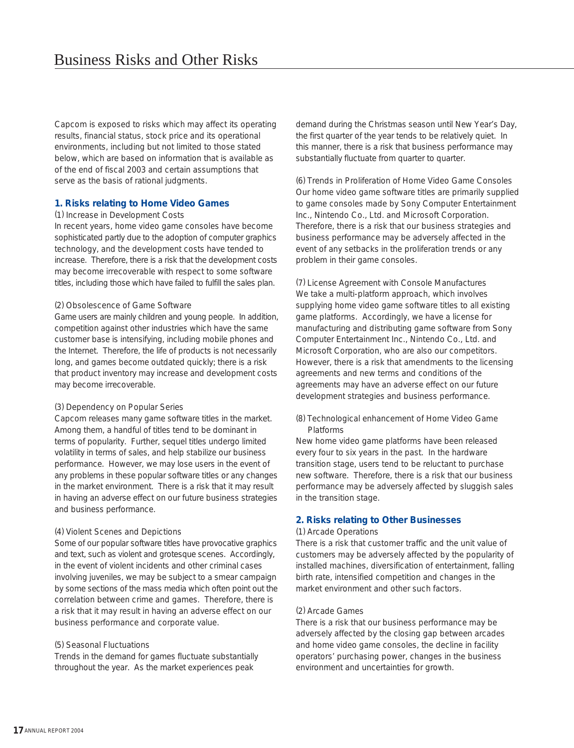# Business Risks and Other Risks

Capcom is exposed to risks which may affect its operating results, financial status, stock price and its operational environments, including but not limited to those stated below, which are based on information that is available as of the end of fiscal 2003 and certain assumptions that serve as the basis of rational judgments.

## 1. Risks relating to Home Video Games

### (1) Increase in Development Costs

In recent years, home video game consoles have become sophisticated partly due to the adoption of computer graphics technology, and the development costs have tended to increase. Therefore, there is a risk that the development costs may become irrecoverable with respect to some software titles, including those which have failed to fulfill the sales plan.

### (2) Obsolescence of Game Software

Game users are mainly children and young people. In addition, competition against other industries which have the same customer base is intensifying, including mobile phones and the Internet. Therefore, the life of products is not necessarily long, and games become outdated quickly; there is a risk that product inventory may increase and development costs may become irrecoverable.

### (3) Dependency on Popular Series

Capcom releases many game software titles in the market. Among them, a handful of titles tend to be dominant in terms of popularity. Further, sequel titles undergo limited volatility in terms of sales, and help stabilize our business performance. However, we may lose users in the event of any problems in these popular software titles or any changes in the market environment. There is a risk that it may result in having an adverse effect on our future business strategies and business performance.

### (4) Violent Scenes and Depictions

Some of our popular software titles have provocative graphics and text, such as violent and grotesque scenes. Accordingly, in the event of violent incidents and other criminal cases involving juveniles, we may be subject to a smear campaign by some sections of the mass media which often point out the correlation between crime and games. Therefore, there is a risk that it may result in having an adverse effect on our business performance and corporate value.

### (5) Seasonal Fluctuations

Trends in the demand for games fluctuate substantially throughout the year. As the market experiences peak demand during the Christmas season until New Year's Day, the first quarter of the year tends to be relatively quiet. In this manner, there is a risk that business performance may substantially fluctuate from quarter to quarter.

### (6) Trends in Proliferation of Home Video Game Consoles

Our home video game software titles are primarily supplied to game consoles made by Sony Computer Entertainment Inc., Nintendo Co., Ltd. and Microsoft Corporation. Therefore, there is a risk that our business strategies and business performance may be adversely affected in the event of any setbacks in the proliferation trends or any problem in their game consoles.

### (7) License Agreement with Console Manufactures

We take a multi-platform approach, which involves supplying home video game software titles to all existing game platforms. Accordingly, we have a license for manufacturing and distributing game software from Sony Computer Entertainment Inc., Nintendo Co., Ltd. and Microsoft Corporation, who are also our competitors. However, there is a risk that amendments to the licensing agreements and new terms and conditions of the agreements may have an adverse effect on our future development strategies and business performance.

### (8) Technological enhancement of Home Video Game Platforms

New home video game platforms have been released every four to six years in the past. In the hardware transition stage, users tend to be reluctant to purchase new software. Therefore, there is a risk that our business performance may be adversely affected by sluggish sales in the transition stage.

## 2. Risks relating to Other Businesses

### (1) Arcade Operations

There is a risk that customer traffic and the unit value of customers may be adversely affected by the popularity of installed machines, diversification of entertainment, falling birth rate, intensified competition and changes in the market environment and other such factors.

### (2) Arcade Games

There is a risk that our business performance may be adversely affected by the closing gap between arcades and home video game consoles, the decline in facility operators' purchasing power, changes in the business environment and uncertainties for growth.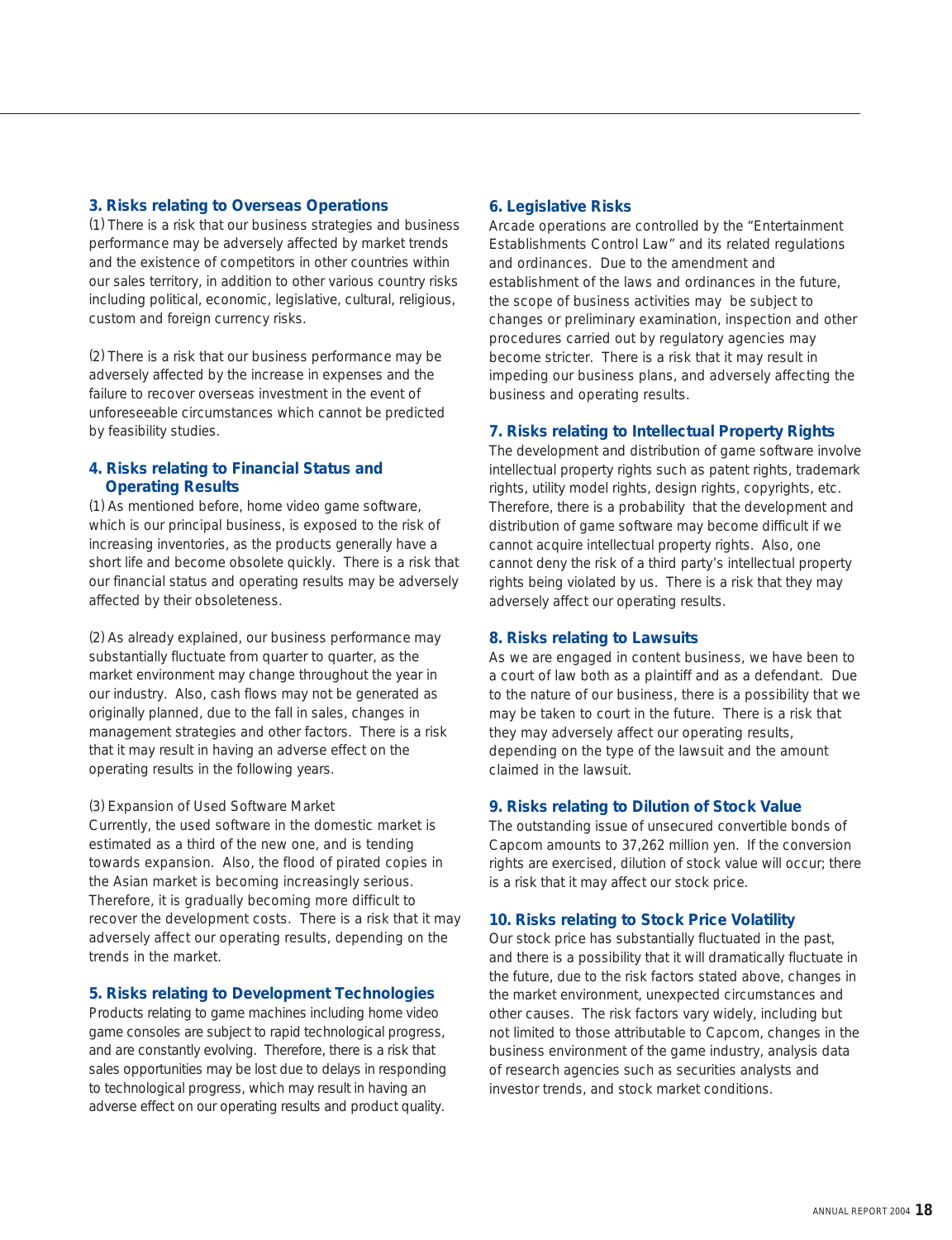### 3. Risks relating to Overseas Operations

(1) There is a risk that our business strategies and business performance may be adversely affected by market trends and the existence of competitors in other countries within our sales territory, in addition to other various country risks including political, economic, legislative, cultural, religious, custom and foreign currency risks.

(2) There is a risk that our business performance may be adversely affected by the increase in expenses and the failure to recover overseas investment in the event of unforeseeable circumstances which cannot be predicted by feasibility studies.

### 4. Risks relating to Financial Status and Operating Results

(1) As mentioned before, home video game software, which is our principal business, is exposed to the risk of increasing inventories, as the products generally have a short life and become obsolete quickly. There is a risk that our financial status and operating results may be adversely affected by their obsoleteness.

(2) As already explained, our business performance may substantially fluctuate from quarter to quarter, as the market environment may change throughout the year in our industry. Also, cash flows may not be generated as originally planned, due to the fall in sales, changes in management strategies and other factors. There is a risk that it may result in having an adverse effect on the operating results in the following years.

(3) Expansion of Used Software Market

Currently, the used software in the domestic market is estimated as a third of the new one, and is tending towards expansion. Also, the flood of pirated copies in the Asian market is becoming increasingly serious. Therefore, it is gradually becoming more difficult to recover the development costs. There is a risk that it may adversely affect our operating results, depending on the trends in the market.

### 5. Risks relating to Development Technologies

Products relating to game machines including home video game consoles are subject to rapid technological progress, and are constantly evolving. Therefore, there is a risk that sales opportunities may be lost due to delays in responding to technological progress, which may result in having an adverse effect on our operating results and product quality.

### 6. Legislative Risks

Arcade operations are controlled by the "Entertainment Establishments Control Law" and its related regulations and ordinances. Due to the amendment and establishment of the laws and ordinances in the future, the scope of business activities may be subject to changes or preliminary examination, inspection and other procedures carried out by regulatory agencies may become stricter. There is a risk that it may result in impeding our business plans, and adversely affecting the business and operating results.

### 7. Risks relating to Intellectual Property Rights

The development and distribution of game software involve intellectual property rights such as patent rights, trademark rights, utility model rights, design rights, copyrights, etc. Therefore, there is a probability that the development and distribution of game software may become difficult if we cannot acquire intellectual property rights. Also, one cannot deny the risk of a third party's intellectual property rights being violated by us. There is a risk that they may adversely affect our operating results.

### 8. Risks relating to Lawsuits

As we are engaged in content business, we have been to a court of law both as a plaintiff and as a defendant. Due to the nature of our business, there is a possibility that we may be taken to court in the future. There is a risk that they may adversely affect our operating results, depending on the type of the lawsuit and the amount claimed in the lawsuit.

### 9. Risks relating to Dilution of Stock Value

The outstanding issue of unsecured convertible bonds of Capcom amounts to 37,262 million yen. If the conversion rights are exercised, dilution of stock value will occur; there is a risk that it may affect our stock price.

### 10. Risks relating to Stock Price Volatility

Our stock price has substantially fluctuated in the past, and there is a possibility that it will dramatically fluctuate in the future, due to the risk factors stated above, changes in the market environment, unexpected circumstances and other causes. The risk factors vary widely, including but not limited to those attributable to Capcom, changes in the business environment of the game industry, analysis data of research agencies such as securities analysts and investor trends, and stock market conditions.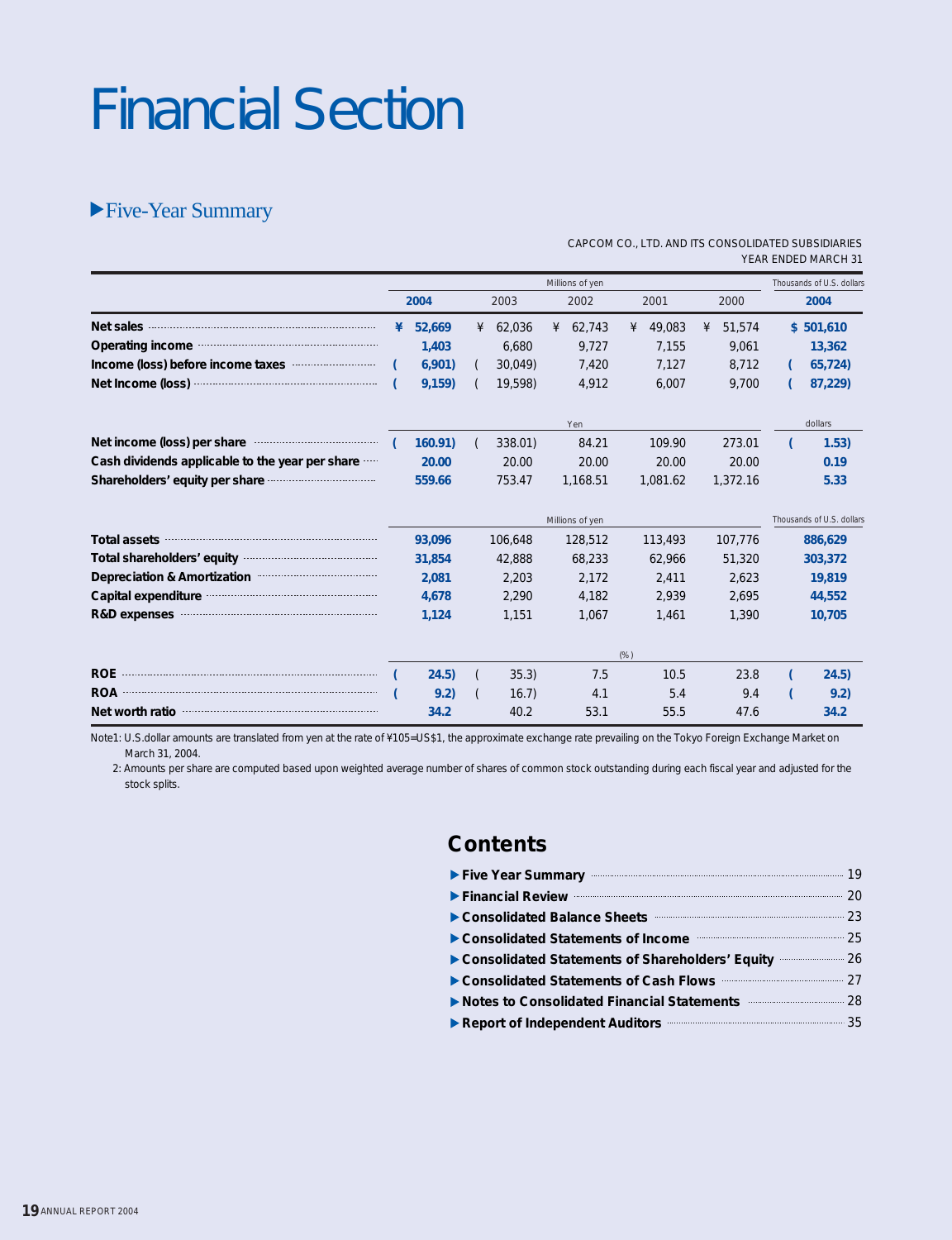# Financial Section

## ▶Five-Year Summary

CAPCOM CO., LTD. AND ITS CONSOLIDATED SUBSIDIARIES
YEAR ENDED MARCH 31

| | Millions of yen | | | | | Thousands of U.S. dollars |
|---|---|---|---|---|---|---|
| | **2004** | 2003 | 2002 | 2001 | 2000 | **2004** |
| **Net sales** | **¥ 52,669** | ¥ 62,036 | ¥ 62,743 | ¥ 49,083 | ¥ 51,574 | **$ 501,610** |
| **Operating income** | **1,403** | 6,680 | 9,727 | 7,155 | 9,061 | **13,362** |
| **Income (loss) before income taxes** | **(6,901)** | (30,049) | 7,420 | 7,127 | 8,712 | **(65,724)** |
| **Net Income (loss)** | **(9,159)** | (19,598) | 4,912 | 6,007 | 9,700 | **(87,229)** |
| | Yen | | | | | dollars |
| **Net income (loss) per share** | **(160.91)** | (338.01) | 84.21 | 109.90 | 273.01 | **(1.53)** |
| **Cash dividends applicable to the year per share** | **20.00** | 20.00 | 20.00 | 20.00 | 20.00 | **0.19** |
| **Shareholders' equity per share** | **559.66** | 753.47 | 1,168.51 | 1,081.62 | 1,372.16 | **5.33** |
| | Millions of yen | | | | | Thousands of U.S. dollars |
| **Total assets** | **93,096** | 106,648 | 128,512 | 113,493 | 107,776 | **886,629** |
| **Total shareholders' equity** | **31,854** | 42,888 | 68,233 | 62,966 | 51,320 | **303,372** |
| **Depreciation & Amortization** | **2,081** | 2,203 | 2,172 | 2,411 | 2,623 | **19,819** |
| **Capital expenditure** | **4,678** | 2,290 | 4,182 | 2,939 | 2,695 | **44,552** |
| **R&D expenses** | **1,124** | 1,151 | 1,067 | 1,461 | 1,390 | **10,705** |
| | (%) | | | | | |
| **ROE** | **(24.5)** | (35.3) | 7.5 | 10.5 | 23.8 | **(24.5)** |
| **ROA** | **(9.2)** | (16.7) | 4.1 | 5.4 | 9.4 | **(9.2)** |
| **Net worth ratio** | **34.2** | 40.2 | 53.1 | 55.5 | 47.6 | **34.2** |

Note1: U.S.dollar amounts are translated from yen at the rate of ¥105=US$1, the approximate exchange rate prevailing on the Tokyo Foreign Exchange Market on March 31, 2004.

2: Amounts per share are computed based upon weighted average number of shares of common stock outstanding during each fiscal year and adjusted for the stock splits.

## Contents

- ▶ **Five Year Summary** ........ 19
- ▶ **Financial Review** ........ 20
- ▶ **Consolidated Balance Sheets** ........ 23
- ▶ **Consolidated Statements of Income** ........ 25
- ▶ **Consolidated Statements of Shareholders' Equity** ........ 26
- ▶ **Consolidated Statements of Cash Flows** ........ 27
- ▶ **Notes to Consolidated Financial Statements** ........ 28
- ▶ **Report of Independent Auditors** ........ 35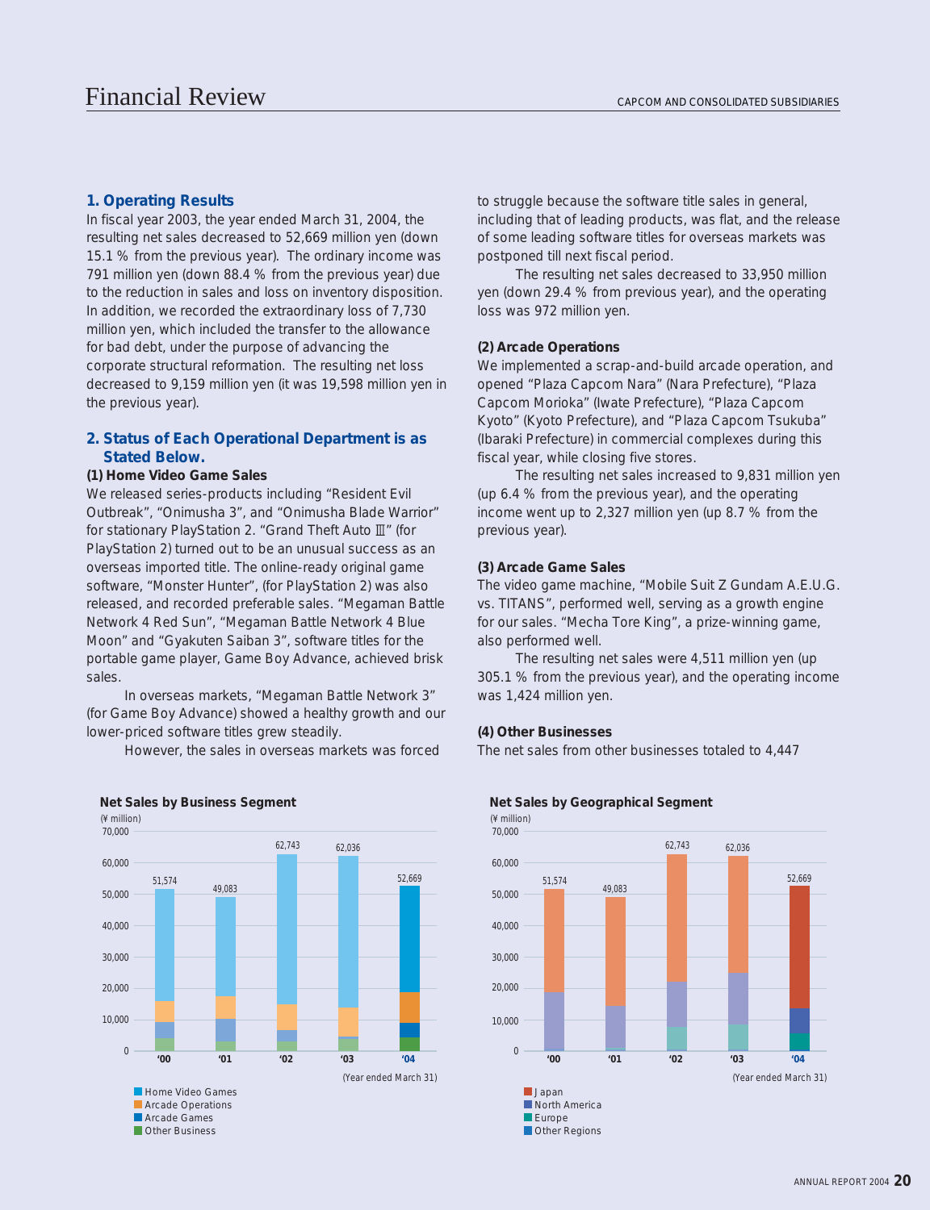# Financial Review

## 1. Operating Results

In fiscal year 2003, the year ended March 31, 2004, the resulting net sales decreased to 52,669 million yen (down 15.1 % from the previous year). The ordinary income was 791 million yen (down 88.4 % from the previous year) due to the reduction in sales and loss on inventory disposition. In addition, we recorded the extraordinary loss of 7,730 million yen, which included the transfer to the allowance for bad debt, under the purpose of advancing the corporate structural reformation. The resulting net loss decreased to 9,159 million yen (it was 19,598 million yen in the previous year).

## 2. Status of Each Operational Department is as Stated Below.

### (1) Home Video Game Sales

We released series-products including "Resident Evil Outbreak", "Onimusha 3", and "Onimusha Blade Warrior" for stationary PlayStation 2. "Grand Theft Auto Ⅲ" (for PlayStation 2) turned out to be an unusual success as an overseas imported title. The online-ready original game software, "Monster Hunter", (for PlayStation 2) was also released, and recorded preferable sales. "Megaman Battle Network 4 Red Sun", "Megaman Battle Network 4 Blue Moon" and "Gyakuten Saiban 3", software titles for the portable game player, Game Boy Advance, achieved brisk sales.

In overseas markets, "Megaman Battle Network 3" (for Game Boy Advance) showed a healthy growth and our lower-priced software titles grew steadily.

However, the sales in overseas markets was forced to struggle because the software title sales in general, including that of leading products, was flat, and the release of some leading software titles for overseas markets was postponed till next fiscal period.

The resulting net sales decreased to 33,950 million yen (down 29.4 % from previous year), and the operating loss was 972 million yen.

### (2) Arcade Operations

We implemented a scrap-and-build arcade operation, and opened "Plaza Capcom Nara" (Nara Prefecture), "Plaza Capcom Morioka" (Iwate Prefecture), "Plaza Capcom Kyoto" (Kyoto Prefecture), and "Plaza Capcom Tsukuba" (Ibaraki Prefecture) in commercial complexes during this fiscal year, while closing five stores.

The resulting net sales increased to 9,831 million yen (up 6.4 % from the previous year), and the operating income went up to 2,327 million yen (up 8.7 % from the previous year).

### (3) Arcade Game Sales

The video game machine, "Mobile Suit Z Gundam A.E.U.G. vs. TITANS", performed well, serving as a growth engine for our sales. "Mecha Tore King", a prize-winning game, also performed well.

The resulting net sales were 4,511 million yen (up 305.1 % from the previous year), and the operating income was 1,424 million yen.

### (4) Other Businesses

The net sales from other businesses totaled to 4,447

**Net Sales by Business Segment**

(¥ million)

| Year | Total |
|---|---|
| '00 | 51,574 |
| '01 | 49,083 |
| '02 | 62,743 |
| '03 | 62,036 |
| '04 | 52,669 |

(Year ended March 31)

Home Video Games / Arcade Operations / Arcade Games / Other Business

**Net Sales by Geographical Segment**

(¥ million)

| Year | Total |
|---|---|
| '00 | 51,574 |
| '01 | 49,083 |
| '02 | 62,743 |
| '03 | 62,036 |
| '04 | 52,669 |

(Year ended March 31)

Japan / North America / Europe / Other Regions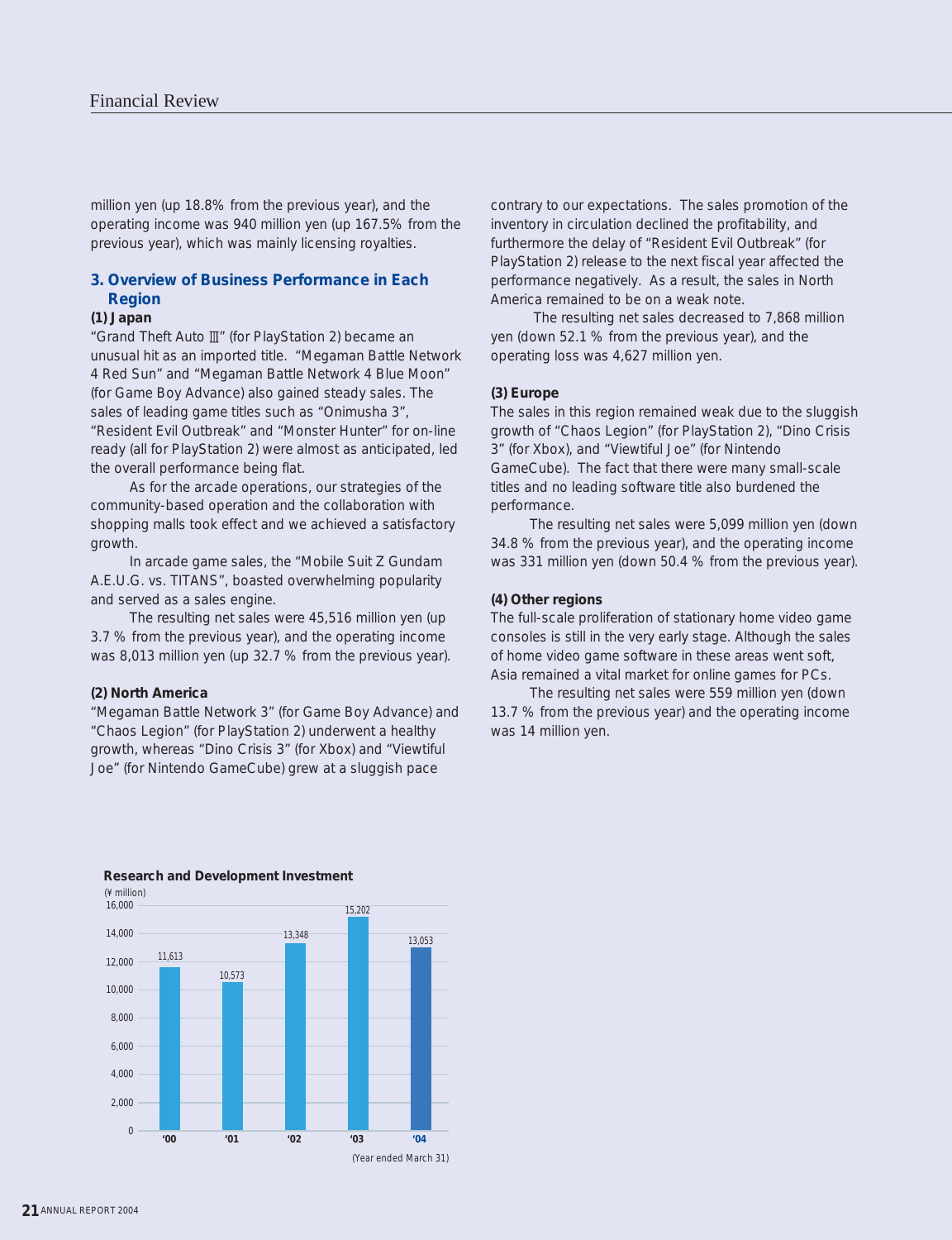million yen (up 18.8% from the previous year), and the operating income was 940 million yen (up 167.5% from the previous year), which was mainly licensing royalties.

## 3. Overview of Business Performance in Each Region

### (1) Japan

"Grand Theft Auto Ⅲ" (for PlayStation 2) became an unusual hit as an imported title. "Megaman Battle Network 4 Red Sun" and "Megaman Battle Network 4 Blue Moon" (for Game Boy Advance) also gained steady sales. The sales of leading game titles such as "Onimusha 3", "Resident Evil Outbreak" and "Monster Hunter" for on-line ready (all for PlayStation 2) were almost as anticipated, led the overall performance being flat.

As for the arcade operations, our strategies of the community-based operation and the collaboration with shopping malls took effect and we achieved a satisfactory growth.

In arcade game sales, the "Mobile Suit Z Gundam A.E.U.G. vs. TITANS", boasted overwhelming popularity and served as a sales engine.

The resulting net sales were 45,516 million yen (up 3.7 % from the previous year), and the operating income was 8,013 million yen (up 32.7 % from the previous year).

### (2) North America

"Megaman Battle Network 3" (for Game Boy Advance) and "Chaos Legion" (for PlayStation 2) underwent a healthy growth, whereas "Dino Crisis 3" (for Xbox) and "Viewtiful Joe" (for Nintendo GameCube) grew at a sluggish pace contrary to our expectations. The sales promotion of the inventory in circulation declined the profitability, and furthermore the delay of "Resident Evil Outbreak" (for PlayStation 2) release to the next fiscal year affected the performance negatively. As a result, the sales in North America remained to be on a weak note.

The resulting net sales decreased to 7,868 million yen (down 52.1 % from the previous year), and the operating loss was 4,627 million yen.

### (3) Europe

The sales in this region remained weak due to the sluggish growth of "Chaos Legion" (for PlayStation 2), "Dino Crisis 3" (for Xbox), and "Viewtiful Joe" (for Nintendo GameCube). The fact that there were many small-scale titles and no leading software title also burdened the performance.

The resulting net sales were 5,099 million yen (down 34.8 % from the previous year), and the operating income was 331 million yen (down 50.4 % from the previous year).

### (4) Other regions

The full-scale proliferation of stationary home video game consoles is still in the very early stage. Although the sales of home video game software in these areas went soft, Asia remained a vital market for online games for PCs.

The resulting net sales were 559 million yen (down 13.7 % from the previous year) and the operating income was 14 million yen.

**Research and Development Investment**

(¥ million)

| Year | '00 | '01 | '02 | '03 | '04 |
|---|---|---|---|---|---|
| R&D Investment | 11,613 | 10,573 | 13,348 | 15,202 | 13,053 |

(Year ended March 31)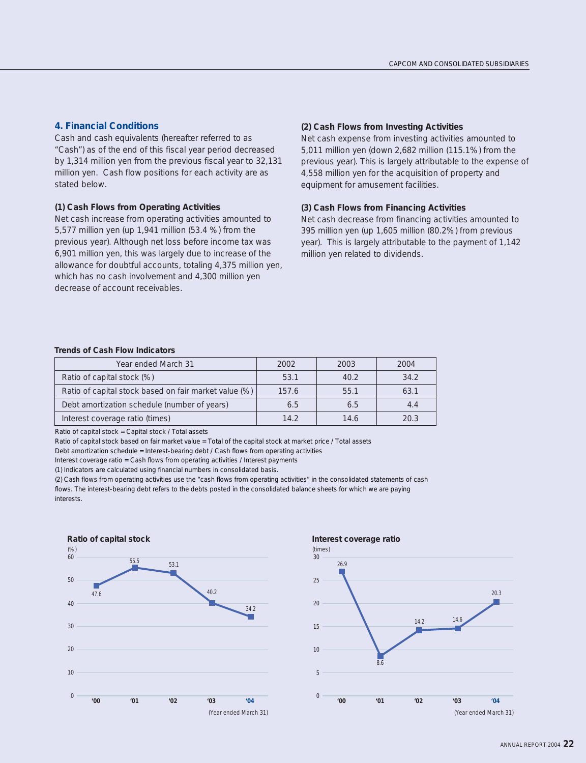## 4. Financial Conditions

Cash and cash equivalents (hereafter referred to as "Cash") as of the end of this fiscal year period decreased by 1,314 million yen from the previous fiscal year to 32,131 million yen. Cash flow positions for each activity are as stated below.

**(1) Cash Flows from Operating Activities**

Net cash increase from operating activities amounted to 5,577 million yen (up 1,941 million (53.4 %) from the previous year). Although net loss before income tax was 6,901 million yen, this was largely due to increase of the allowance for doubtful accounts, totaling 4,375 million yen, which has no cash involvement and 4,300 million yen decrease of account receivables.

**(2) Cash Flows from Investing Activities**

Net cash expense from investing activities amounted to 5,011 million yen (down 2,682 million (115.1%) from the previous year). This is largely attributable to the expense of 4,558 million yen for the acquisition of property and equipment for amusement facilities.

**(3) Cash Flows from Financing Activities**

Net cash decrease from financing activities amounted to 395 million yen (up 1,605 million (80.2%) from previous year). This is largely attributable to the payment of 1,142 million yen related to dividends.

**Trends of Cash Flow Indicators**

| Year ended March 31 | 2002 | 2003 | 2004 |
|---|---|---|---|
| Ratio of capital stock (%) | 53.1 | 40.2 | 34.2 |
| Ratio of capital stock based on fair market value (%) | 157.6 | 55.1 | 63.1 |
| Debt amortization schedule (number of years) | 6.5 | 6.5 | 4.4 |
| Interest coverage ratio (times) | 14.2 | 14.6 | 20.3 |

Ratio of capital stock = Capital stock / Total assets

Ratio of capital stock based on fair market value = Total of the capital stock at market price / Total assets

Debt amortization schedule = Interest-bearing debt / Cash flows from operating activities

Interest coverage ratio = Cash flows from operating activities / Interest payments

(1) Indicators are calculated using financial numbers in consolidated basis.

(2) Cash flows from operating activities use the "cash flows from operating activities" in the consolidated statements of cash flows. The interest-bearing debt refers to the debts posted in the consolidated balance sheets for which we are paying interests.

**Ratio of capital stock**

(%)

| Year ended March 31 | '00 | '01 | '02 | '03 | '04 |
|---|---|---|---|---|---|
| Ratio of capital stock | 47.6 | 55.5 | 53.1 | 40.2 | 34.2 |

**Interest coverage ratio**

(times)

| Year ended March 31 | '00 | '01 | '02 | '03 | '04 |
|---|---|---|---|---|---|
| Interest coverage ratio | 26.9 | 8.6 | 14.2 | 14.6 | 20.3 |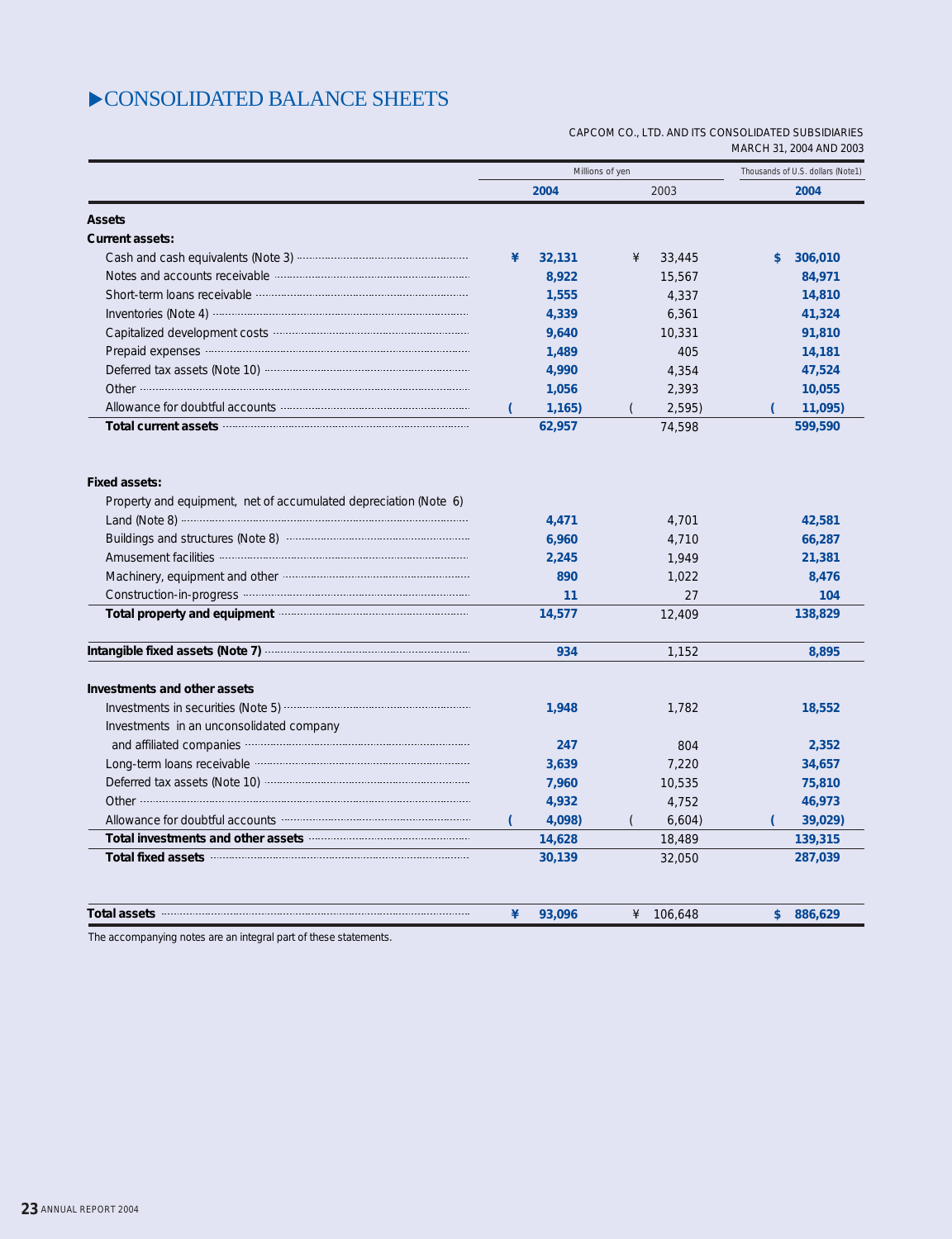# CONSOLIDATED BALANCE SHEETS

CAPCOM CO., LTD. AND ITS CONSOLIDATED SUBSIDIARIES
MARCH 31, 2004 AND 2003

| | Millions of yen | | Thousands of U.S. dollars (Note1) |
|---|---|---|---|
| | **2004** | 2003 | **2004** |
| **Assets** | | | |
| **Current assets:** | | | |
| Cash and cash equivalents (Note 3) | **¥ 32,131** | ¥ 33,445 | **$ 306,010** |
| Notes and accounts receivable | **8,922** | 15,567 | **84,971** |
| Short-term loans receivable | **1,555** | 4,337 | **14,810** |
| Inventories (Note 4) | **4,339** | 6,361 | **41,324** |
| Capitalized development costs | **9,640** | 10,331 | **91,810** |
| Prepaid expenses | **1,489** | 405 | **14,181** |
| Deferred tax assets (Note 10) | **4,990** | 4,354 | **47,524** |
| Other | **1,056** | 2,393 | **10,055** |
| Allowance for doubtful accounts | **(1,165)** | (2,595) | **(11,095)** |
| **Total current assets** | **62,957** | 74,598 | **599,590** |
| **Fixed assets:** | | | |
| Property and equipment, net of accumulated depreciation (Note 6) | | | |
| Land (Note 8) | **4,471** | 4,701 | **42,581** |
| Buildings and structures (Note 8) | **6,960** | 4,710 | **66,287** |
| Amusement facilities | **2,245** | 1,949 | **21,381** |
| Machinery, equipment and other | **890** | 1,022 | **8,476** |
| Construction-in-progress | **11** | 27 | **104** |
| **Total property and equipment** | **14,577** | 12,409 | **138,829** |
| **Intangible fixed assets (Note 7)** | **934** | 1,152 | **8,895** |
| **Investments and other assets** | | | |
| Investments in securities (Note 5) | **1,948** | 1,782 | **18,552** |
| Investments in an unconsolidated company and affiliated companies | **247** | 804 | **2,352** |
| Long-term loans receivable | **3,639** | 7,220 | **34,657** |
| Deferred tax assets (Note 10) | **7,960** | 10,535 | **75,810** |
| Other | **4,932** | 4,752 | **46,973** |
| Allowance for doubtful accounts | **(4,098)** | (6,604) | **(39,029)** |
| **Total investments and other assets** | **14,628** | 18,489 | **139,315** |
| **Total fixed assets** | **30,139** | 32,050 | **287,039** |
| **Total assets** | **¥ 93,096** | ¥ 106,648 | **$ 886,629** |

The accompanying notes are an integral part of these statements.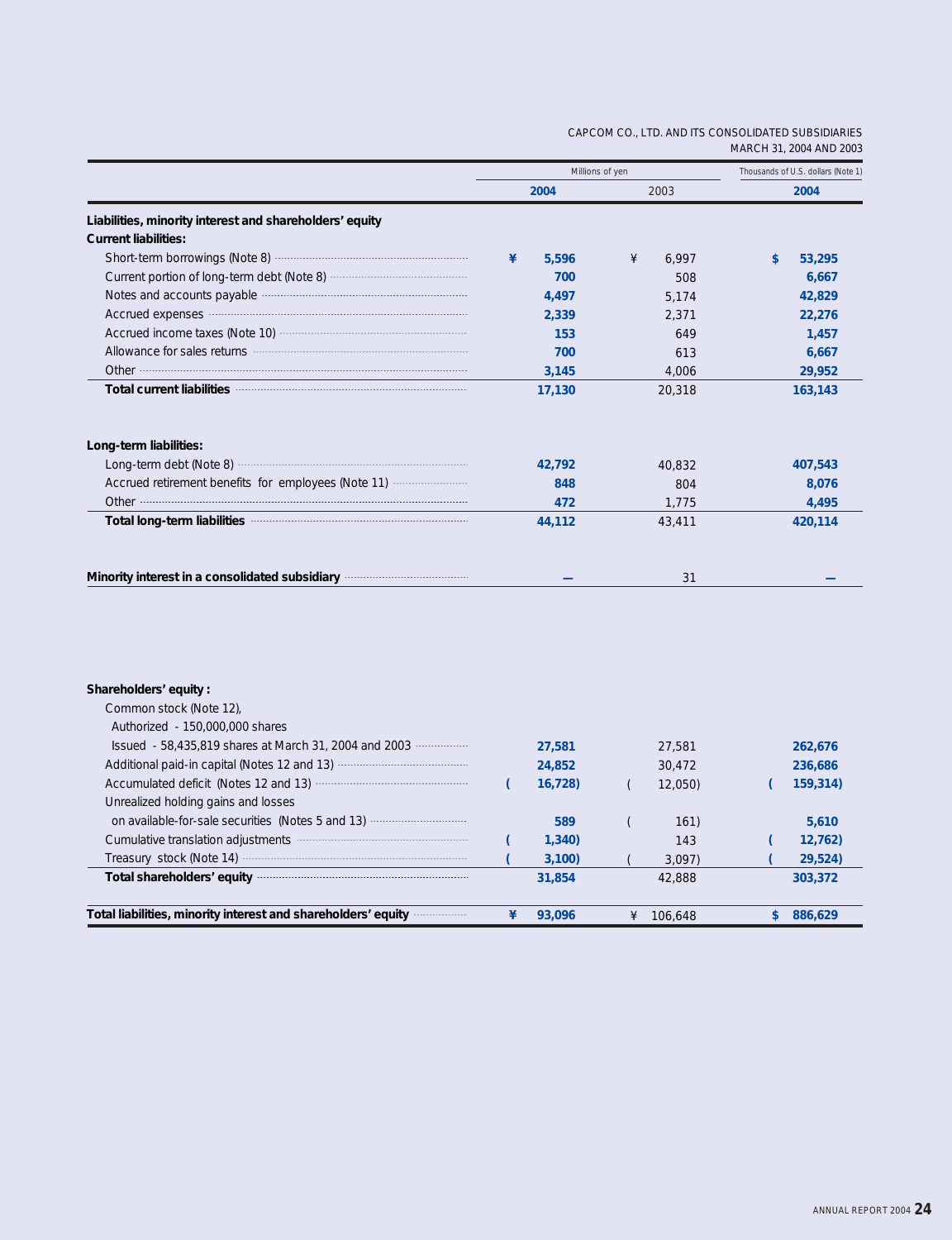CAPCOM CO., LTD. AND ITS CONSOLIDATED SUBSIDIARIES
MARCH 31, 2004 AND 2003

| | Millions of yen | | Thousands of U.S. dollars (Note 1) |
|---|---|---|---|
| | **2004** | 2003 | **2004** |
| **Liabilities, minority interest and shareholders' equity** | | | |
| **Current liabilities:** | | | |
| Short-term borrowings (Note 8) | **¥ 5,596** | ¥ 6,997 | **$ 53,295** |
| Current portion of long-term debt (Note 8) | **700** | 508 | **6,667** |
| Notes and accounts payable | **4,497** | 5,174 | **42,829** |
| Accrued expenses | **2,339** | 2,371 | **22,276** |
| Accrued income taxes (Note 10) | **153** | 649 | **1,457** |
| Allowance for sales returns | **700** | 613 | **6,667** |
| Other | **3,145** | 4,006 | **29,952** |
| **Total current liabilities** | **17,130** | 20,318 | **163,143** |
| **Long-term liabilities:** | | | |
| Long-term debt (Note 8) | **42,792** | 40,832 | **407,543** |
| Accrued retirement benefits for employees (Note 11) | **848** | 804 | **8,076** |
| Other | **472** | 1,775 | **4,495** |
| **Total long-term liabilities** | **44,112** | 43,411 | **420,114** |
| **Minority interest in a consolidated subsidiary** | **—** | 31 | **—** |
| **Shareholders' equity :** | | | |
| Common stock (Note 12), | | | |
| Authorized - 150,000,000 shares | | | |
| Issued - 58,435,819 shares at March 31, 2004 and 2003 | **27,581** | 27,581 | **262,676** |
| Additional paid-in capital (Notes 12 and 13) | **24,852** | 30,472 | **236,686** |
| Accumulated deficit (Notes 12 and 13) | **(16,728)** | (12,050) | **(159,314)** |
| Unrealized holding gains and losses | | | |
| on available-for-sale securities (Notes 5 and 13) | **589** | (161) | **5,610** |
| Cumulative translation adjustments | **(1,340)** | 143 | **(12,762)** |
| Treasury stock (Note 14) | **(3,100)** | (3,097) | **(29,524)** |
| **Total shareholders' equity** | **31,854** | 42,888 | **303,372** |
| **Total liabilities, minority interest and shareholders' equity** | **¥ 93,096** | ¥ 106,648 | **$ 886,629** |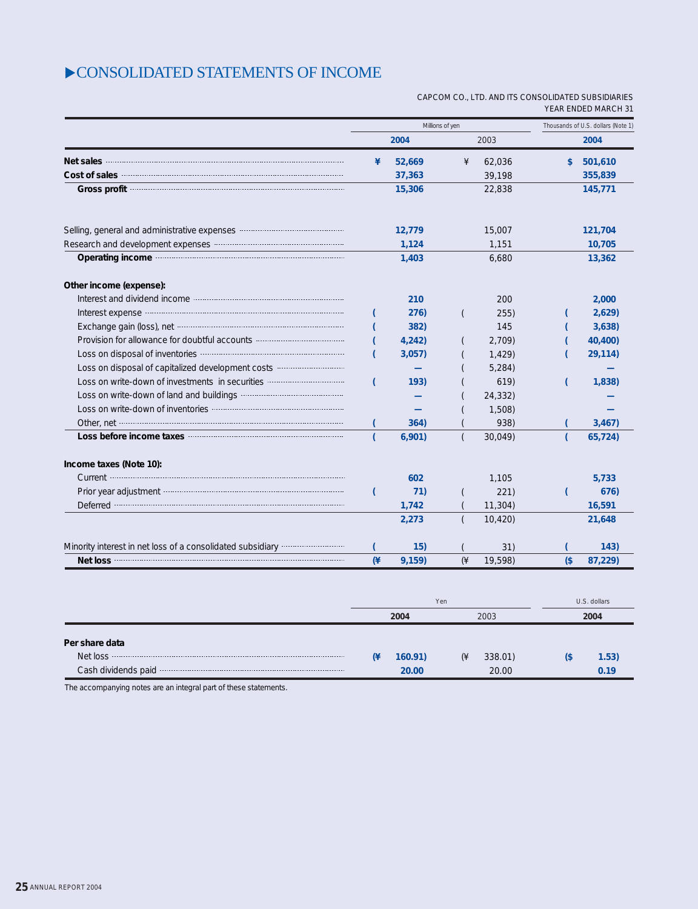# ▶CONSOLIDATED STATEMENTS OF INCOME

CAPCOM CO., LTD. AND ITS CONSOLIDATED SUBSIDIARIES
YEAR ENDED MARCH 31

| | Millions of yen | | Thousands of U.S. dollars (Note 1) |
|---|---|---|---|
| | **2004** | 2003 | **2004** |
| **Net sales** | **¥ 52,669** | ¥ 62,036 | **$ 501,610** |
| **Cost of sales** | **37,363** | 39,198 | **355,839** |
| **Gross profit** | **15,306** | 22,838 | **145,771** |
| | | | |
| Selling, general and administrative expenses | **12,779** | 15,007 | **121,704** |
| Research and development expenses | **1,124** | 1,151 | **10,705** |
| **Operating income** | **1,403** | 6,680 | **13,362** |
| | | | |
| **Other income (expense):** | | | |
| Interest and dividend income | **210** | 200 | **2,000** |
| Interest expense | **( 276)** | ( 255) | **( 2,629)** |
| Exchange gain (loss), net | **( 382)** | 145 | **( 3,638)** |
| Provision for allowance for doubtful accounts | **( 4,242)** | ( 2,709) | **( 40,400)** |
| Loss on disposal of inventories | **( 3,057)** | ( 1,429) | **( 29,114)** |
| Loss on disposal of capitalized development costs | **—** | ( 5,284) | **—** |
| Loss on write-down of investments in securities | **( 193)** | ( 619) | **( 1,838)** |
| Loss on write-down of land and buildings | **—** | ( 24,332) | **—** |
| Loss on write-down of inventories | **—** | ( 1,508) | **—** |
| Other, net | **( 364)** | ( 938) | **( 3,467)** |
| **Loss before income taxes** | **( 6,901)** | ( 30,049) | **( 65,724)** |
| | | | |
| **Income taxes (Note 10):** | | | |
| Current | **602** | 1,105 | **5,733** |
| Prior year adjustment | **( 71)** | ( 221) | **( 676)** |
| Deferred | **1,742** | ( 11,304) | **16,591** |
| | **2,273** | ( 10,420) | **21,648** |
| | | | |
| Minority interest in net loss of a consolidated subsidiary | **( 15)** | ( 31) | **( 143)** |
| **Net loss** | **(¥ 9,159)** | (¥ 19,598) | **($ 87,229)** |

| | Yen | | U.S. dollars |
|---|---|---|---|
| | **2004** | 2003 | **2004** |
| **Per share data** | | | |
| Net loss | **(¥ 160.91)** | (¥ 338.01) | **($ 1.53)** |
| Cash dividends paid | **20.00** | 20.00 | **0.19** |

The accompanying notes are an integral part of these statements.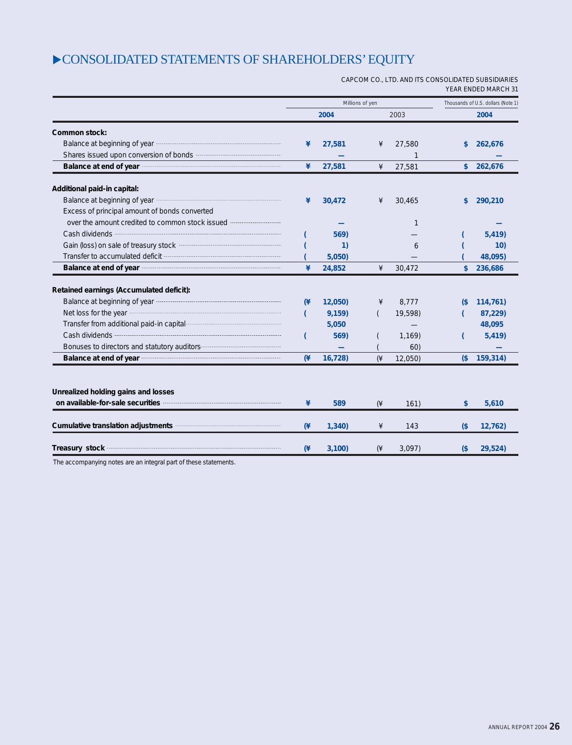# ▶CONSOLIDATED STATEMENTS OF SHAREHOLDERS' EQUITY

CAPCOM CO., LTD. AND ITS CONSOLIDATED SUBSIDIARIES
YEAR ENDED MARCH 31

| | Millions of yen | | Thousands of U.S. dollars (Note 1) |
|---|---|---|---|
| | **2004** | 2003 | **2004** |
| **Common stock:** | | | |
| Balance at beginning of year | **¥ 27,581** | ¥ 27,580 | **$ 262,676** |
| Shares issued upon conversion of bonds | **—** | 1 | **—** |
| **Balance at end of year** | **¥ 27,581** | ¥ 27,581 | **$ 262,676** |
| **Additional paid-in capital:** | | | |
| Balance at beginning of year | **¥ 30,472** | ¥ 30,465 | **$ 290,210** |
| Excess of principal amount of bonds converted over the amount credited to common stock issued | **—** | 1 | **—** |
| Cash dividends | **( 569)** | — | **( 5,419)** |
| Gain (loss) on sale of treasury stock | **( 1)** | 6 | **( 10)** |
| Transfer to accumulated deficit | **( 5,050)** | — | **( 48,095)** |
| **Balance at end of year** | **¥ 24,852** | ¥ 30,472 | **$ 236,686** |
| **Retained earnings (Accumulated deficit):** | | | |
| Balance at beginning of year | **(¥ 12,050)** | ¥ 8,777 | **($ 114,761)** |
| Net loss for the year | **( 9,159)** | ( 19,598) | **( 87,229)** |
| Transfer from additional paid-in capital | **5,050** | — | **48,095** |
| Cash dividends | **( 569)** | ( 1,169) | **( 5,419)** |
| Bonuses to directors and statutory auditors | **—** | ( 60) | **—** |
| **Balance at end of year** | **(¥ 16,728)** | (¥ 12,050) | **($ 159,314)** |
| **Unrealized holding gains and losses on available-for-sale securities** | **¥ 589** | (¥ 161) | **$ 5,610** |
| **Cumulative translation adjustments** | **(¥ 1,340)** | ¥ 143 | **($ 12,762)** |
| **Treasury stock** | **(¥ 3,100)** | (¥ 3,097) | **($ 29,524)** |

The accompanying notes are an integral part of these statements.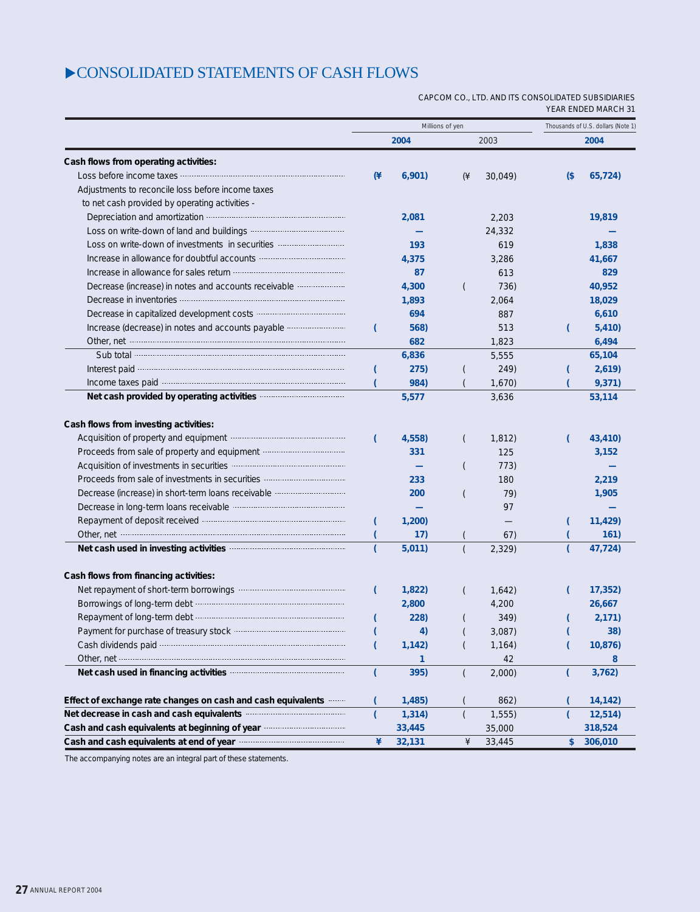# ▶CONSOLIDATED STATEMENTS OF CASH FLOWS

CAPCOM CO., LTD. AND ITS CONSOLIDATED SUBSIDIARIES
YEAR ENDED MARCH 31

| | Millions of yen | | Thousands of U.S. dollars (Note 1) |
|---|---|---|---|
| | **2004** | 2003 | **2004** |
| **Cash flows from operating activities:** | | | |
| Loss before income taxes | **(¥ 6,901)** | (¥ 30,049) | **($ 65,724)** |
| Adjustments to reconcile loss before income taxes to net cash provided by operating activities - | | | |
| Depreciation and amortization | **2,081** | 2,203 | **19,819** |
| Loss on write-down of land and buildings | **—** | 24,332 | **—** |
| Loss on write-down of investments in securities | **193** | 619 | **1,838** |
| Increase in allowance for doubtful accounts | **4,375** | 3,286 | **41,667** |
| Increase in allowance for sales return | **87** | 613 | **829** |
| Decrease (increase) in notes and accounts receivable | **4,300** | ( 736) | **40,952** |
| Decrease in inventories | **1,893** | 2,064 | **18,029** |
| Decrease in capitalized development costs | **694** | 887 | **6,610** |
| Increase (decrease) in notes and accounts payable | **( 568)** | 513 | **( 5,410)** |
| Other, net | **682** | 1,823 | **6,494** |
| Sub total | **6,836** | 5,555 | **65,104** |
| Interest paid | **( 275)** | ( 249) | **( 2,619)** |
| Income taxes paid | **( 984)** | ( 1,670) | **( 9,371)** |
| **Net cash provided by operating activities** | **5,577** | 3,636 | **53,114** |
| **Cash flows from investing activities:** | | | |
| Acquisition of property and equipment | **( 4,558)** | ( 1,812) | **( 43,410)** |
| Proceeds from sale of property and equipment | **331** | 125 | **3,152** |
| Acquisition of investments in securities | **—** | ( 773) | **—** |
| Proceeds from sale of investments in securities | **233** | 180 | **2,219** |
| Decrease (increase) in short-term loans receivable | **200** | ( 79) | **1,905** |
| Decrease in long-term loans receivable | **—** | 97 | **—** |
| Repayment of deposit received | **( 1,200)** | — | **( 11,429)** |
| Other, net | **( 17)** | ( 67) | **( 161)** |
| **Net cash used in investing activities** | **( 5,011)** | ( 2,329) | **( 47,724)** |
| **Cash flows from financing activities:** | | | |
| Net repayment of short-term borrowings | **( 1,822)** | ( 1,642) | **( 17,352)** |
| Borrowings of long-term debt | **2,800** | 4,200 | **26,667** |
| Repayment of long-term debt | **( 228)** | ( 349) | **( 2,171)** |
| Payment for purchase of treasury stock | **( 4)** | ( 3,087) | **( 38)** |
| Cash dividends paid | **( 1,142)** | ( 1,164) | **( 10,876)** |
| Other, net | **1** | 42 | **8** |
| **Net cash used in financing activities** | **( 395)** | ( 2,000) | **( 3,762)** |
| **Effect of exchange rate changes on cash and cash equivalents** | **( 1,485)** | ( 862) | **( 14,142)** |
| **Net decrease in cash and cash equivalents** | **( 1,314)** | ( 1,555) | **( 12,514)** |
| **Cash and cash equivalents at beginning of year** | **33,445** | 35,000 | **318,524** |
| **Cash and cash equivalents at end of year** | **¥ 32,131** | ¥ 33,445 | **$ 306,010** |

The accompanying notes are an integral part of these statements.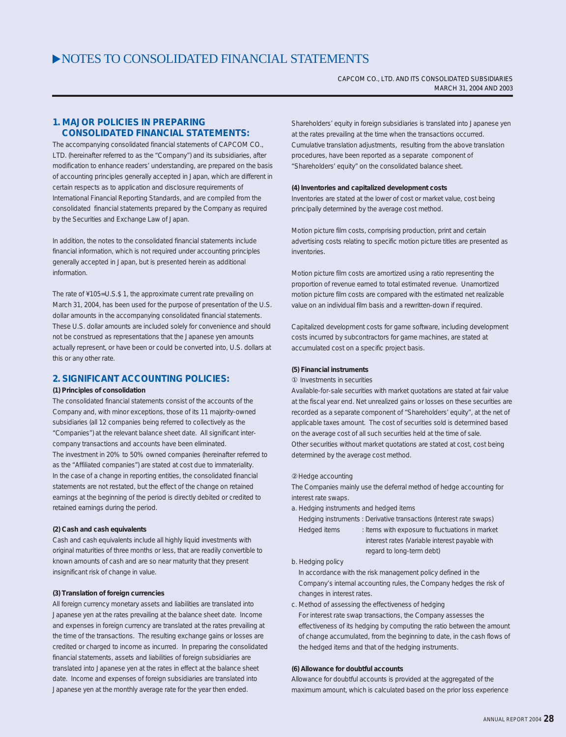// NOTES TO CONSOLIDATED FINANCIAL STATEMENTS

# NOTES TO CONSOLIDATED FINANCIAL STATEMENTS

CAPCOM CO., LTD. AND ITS CONSOLIDATED SUBSIDIARIES
MARCH 31, 2004 AND 2003

## 1. MAJOR POLICIES IN PREPARING CONSOLIDATED FINANCIAL STATEMENTS:

The accompanying consolidated financial statements of CAPCOM CO., LTD. (hereinafter referred to as the "Company") and its subsidiaries, after modification to enhance readers' understanding, are prepared on the basis of accounting principles generally accepted in Japan, which are different in certain respects as to application and disclosure requirements of International Financial Reporting Standards, and are compiled from the consolidated financial statements prepared by the Company as required by the Securities and Exchange Law of Japan.

In addition, the notes to the consolidated financial statements include financial information, which is not required under accounting principles generally accepted in Japan, but is presented herein as additional information.

The rate of ¥105=U.S.$ 1, the approximate current rate prevailing on March 31, 2004, has been used for the purpose of presentation of the U.S. dollar amounts in the accompanying consolidated financial statements. These U.S. dollar amounts are included solely for convenience and should not be construed as representations that the Japanese yen amounts actually represent, or have been or could be converted into, U.S. dollars at this or any other rate.

## 2. SIGNIFICANT ACCOUNTING POLICIES:

**(1) Principles of consolidation**

The consolidated financial statements consist of the accounts of the Company and, with minor exceptions, those of its 11 majority-owned subsidiaries (all 12 companies being referred to collectively as the "Companies") at the relevant balance sheet date. All significant inter-company transactions and accounts have been eliminated.
The investment in 20% to 50% owned companies (hereinafter referred to as the "Affiliated companies") are stated at cost due to immateriality.
In the case of a change in reporting entities, the consolidated financial statements are not restated, but the effect of the change on retained earnings at the beginning of the period is directly debited or credited to retained earnings during the period.

**(2) Cash and cash equivalents**

Cash and cash equivalents include all highly liquid investments with original maturities of three months or less, that are readily convertible to known amounts of cash and are so near maturity that they present insignificant risk of change in value.

**(3) Translation of foreign currencies**

All foreign currency monetary assets and liabilities are translated into Japanese yen at the rates prevailing at the balance sheet date. Income and expenses in foreign currency are translated at the rates prevailing at the time of the transactions. The resulting exchange gains or losses are credited or charged to income as incurred. In preparing the consolidated financial statements, assets and liabilities of foreign subsidiaries are translated into Japanese yen at the rates in effect at the balance sheet date. Income and expenses of foreign subsidiaries are translated into Japanese yen at the monthly average rate for the year then ended.

Shareholders' equity in foreign subsidiaries is translated into Japanese yen at the rates prevailing at the time when the transactions occurred. Cumulative translation adjustments, resulting from the above translation procedures, have been reported as a separate component of "Shareholders' equity" on the consolidated balance sheet.

**(4) Inventories and capitalized development costs**

Inventories are stated at the lower of cost or market value, cost being principally determined by the average cost method.

Motion picture film costs, comprising production, print and certain advertising costs relating to specific motion picture titles are presented as inventories.

Motion picture film costs are amortized using a ratio representing the proportion of revenue earned to total estimated revenue. Unamortized motion picture film costs are compared with the estimated net realizable value on an individual film basis and a rewritten-down if required.

Capitalized development costs for game software, including development costs incurred by subcontractors for game machines, are stated at accumulated cost on a specific project basis.

**(5) Financial instruments**

① Investments in securities

Available-for-sale securities with market quotations are stated at fair value at the fiscal year end. Net unrealized gains or losses on these securities are recorded as a separate component of "Shareholders' equity", at the net of applicable taxes amount. The cost of securities sold is determined based on the average cost of all such securities held at the time of sale.
Other securities without market quotations are stated at cost, cost being determined by the average cost method.

② Hedge accounting

The Companies mainly use the deferral method of hedge accounting for interest rate swaps.

a. Hedging instruments and hedged items
   Hedging instruments : Derivative transactions (Interest rate swaps)
   Hedged items : Items with exposure to fluctuations in market interest rates (Variable interest payable with regard to long-term debt)

b. Hedging policy
   In accordance with the risk management policy defined in the Company's internal accounting rules, the Company hedges the risk of changes in interest rates.

c. Method of assessing the effectiveness of hedging
   For interest rate swap transactions, the Company assesses the effectiveness of its hedging by computing the ratio between the amount of change accumulated, from the beginning to date, in the cash flows of the hedged items and that of the hedging instruments.

**(6) Allowance for doubtful accounts**

Allowance for doubtful accounts is provided at the aggregated of the maximum amount, which is calculated based on the prior loss experience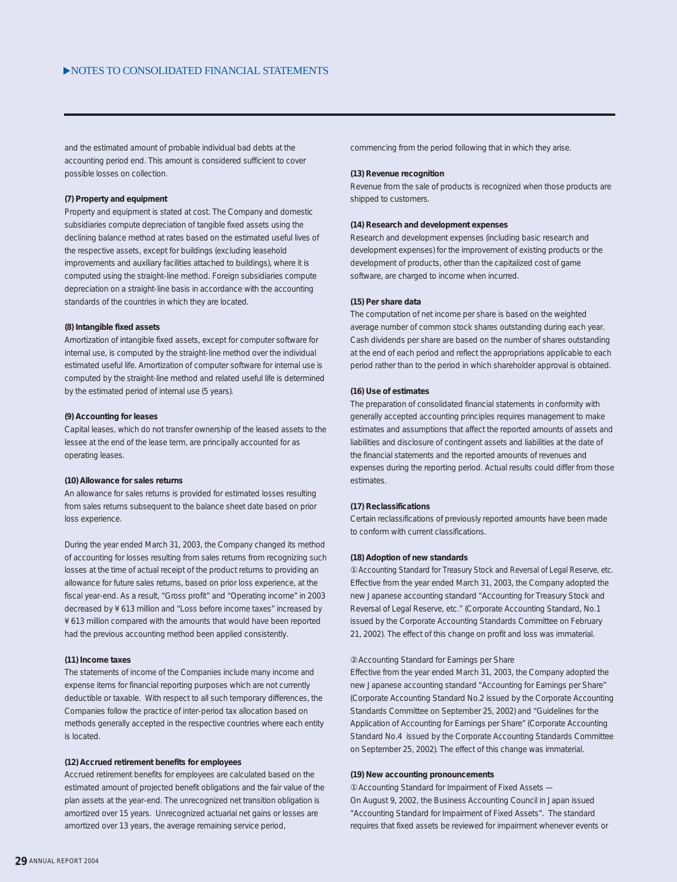and the estimated amount of probable individual bad debts at the accounting period end. This amount is considered sufficient to cover possible losses on collection.

**(7) Property and equipment**

Property and equipment is stated at cost. The Company and domestic subsidiaries compute depreciation of tangible fixed assets using the declining balance method at rates based on the estimated useful lives of the respective assets, except for buildings (excluding leasehold improvements and auxiliary facilities attached to buildings), where it is computed using the straight-line method. Foreign subsidiaries compute depreciation on a straight-line basis in accordance with the accounting standards of the countries in which they are located.

**(8) Intangible fixed assets**

Amortization of intangible fixed assets, except for computer software for internal use, is computed by the straight-line method over the individual estimated useful life. Amortization of computer software for internal use is computed by the straight-line method and related useful life is determined by the estimated period of internal use (5 years).

**(9) Accounting for leases**

Capital leases, which do not transfer ownership of the leased assets to the lessee at the end of the lease term, are principally accounted for as operating leases.

**(10) Allowance for sales returns**

An allowance for sales returns is provided for estimated losses resulting from sales returns subsequent to the balance sheet date based on prior loss experience.

During the year ended March 31, 2003, the Company changed its method of accounting for losses resulting from sales returns from recognizing such losses at the time of actual receipt of the product returns to providing an allowance for future sales returns, based on prior loss experience, at the fiscal year-end. As a result, "Gross profit" and "Operating income" in 2003 decreased by ¥613 million and "Loss before income taxes" increased by ¥613 million compared with the amounts that would have been reported had the previous accounting method been applied consistently.

**(11) Income taxes**

The statements of income of the Companies include many income and expense items for financial reporting purposes which are not currently deductible or taxable. With respect to all such temporary differences, the Companies follow the practice of inter-period tax allocation based on methods generally accepted in the respective countries where each entity is located.

**(12) Accrued retirement benefits for employees**

Accrued retirement benefits for employees are calculated based on the estimated amount of projected benefit obligations and the fair value of the plan assets at the year-end. The unrecognized net transition obligation is amortized over 15 years. Unrecognized actuarial net gains or losses are amortized over 13 years, the average remaining service period, commencing from the period following that in which they arise.

**(13) Revenue recognition**

Revenue from the sale of products is recognized when those products are shipped to customers.

**(14) Research and development expenses**

Research and development expenses (including basic research and development expenses) for the improvement of existing products or the development of products, other than the capitalized cost of game software, are charged to income when incurred.

**(15) Per share data**

The computation of net income per share is based on the weighted average number of common stock shares outstanding during each year. Cash dividends per share are based on the number of shares outstanding at the end of each period and reflect the appropriations applicable to each period rather than to the period in which shareholder approval is obtained.

**(16) Use of estimates**

The preparation of consolidated financial statements in conformity with generally accepted accounting principles requires management to make estimates and assumptions that affect the reported amounts of assets and liabilities and disclosure of contingent assets and liabilities at the date of the financial statements and the reported amounts of revenues and expenses during the reporting period. Actual results could differ from those estimates.

**(17) Reclassifications**

Certain reclassifications of previously reported amounts have been made to conform with current classifications.

**(18) Adoption of new standards**

① Accounting Standard for Treasury Stock and Reversal of Legal Reserve, etc.
Effective from the year ended March 31, 2003, the Company adopted the new Japanese accounting standard "Accounting for Treasury Stock and Reversal of Legal Reserve, etc." (Corporate Accounting Standard, No.1 issued by the Corporate Accounting Standards Committee on February 21, 2002). The effect of this change on profit and loss was immaterial.

② Accounting Standard for Earnings per Share
Effective from the year ended March 31, 2003, the Company adopted the new Japanese accounting standard "Accounting for Earnings per Share" (Corporate Accounting Standard No.2 issued by the Corporate Accounting Standards Committee on September 25, 2002) and "Guidelines for the Application of Accounting for Earnings per Share" (Corporate Accounting Standard No.4 issued by the Corporate Accounting Standards Committee on September 25, 2002). The effect of this change was immaterial.

**(19) New accounting pronouncements**

① Accounting Standard for Impairment of Fixed Assets —
On August 9, 2002, the Business Accounting Council in Japan issued "Accounting Standard for Impairment of Fixed Assets". The standard requires that fixed assets be reviewed for impairment whenever events or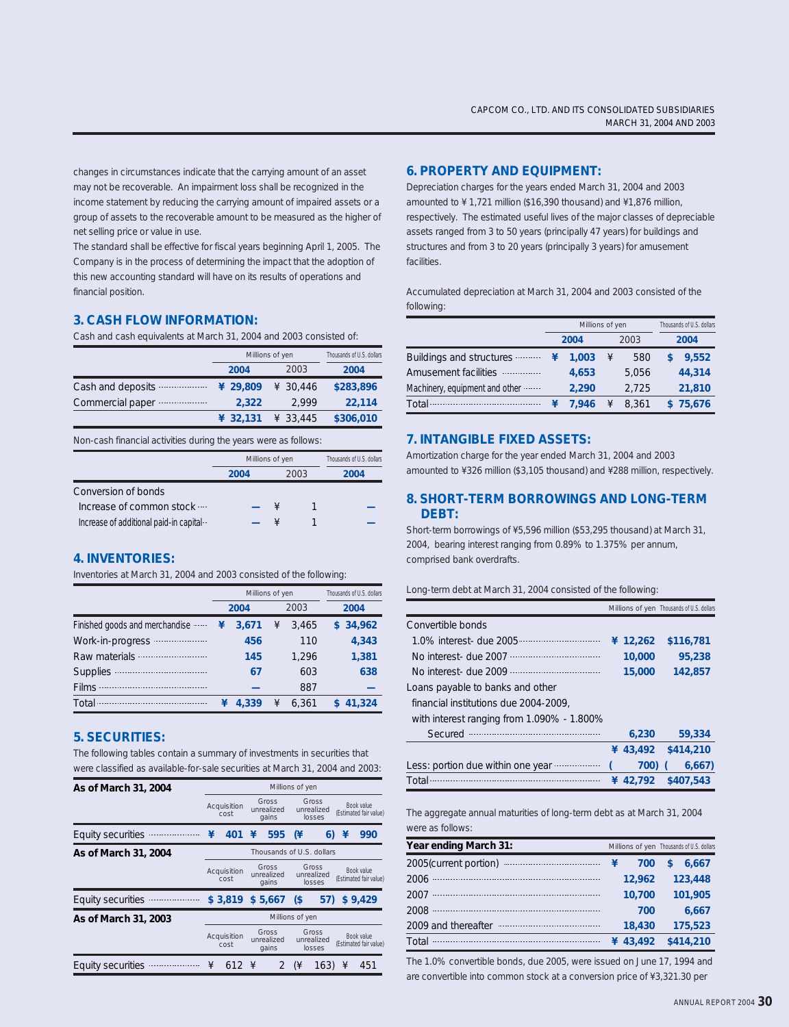changes in circumstances indicate that the carrying amount of an asset may not be recoverable. An impairment loss shall be recognized in the income statement by reducing the carrying amount of impaired assets or a group of assets to the recoverable amount to be measured as the higher of net selling price or value in use.

The standard shall be effective for fiscal years beginning April 1, 2005. The Company is in the process of determining the impact that the adoption of this new accounting standard will have on its results of operations and financial position.

## 3. CASH FLOW INFORMATION:

Cash and cash equivalents at March 31, 2004 and 2003 consisted of:

| | Millions of yen | | Thousands of U.S. dollars |
|---|---|---|---|
| | **2004** | 2003 | **2004** |
| Cash and deposits | **¥ 29,809** | ¥ 30,446 | **$283,896** |
| Commercial paper | **2,322** | 2,999 | **22,114** |
| | **¥ 32,131** | ¥ 33,445 | **$306,010** |

Non-cash financial activities during the years were as follows:

| | Millions of yen | | Thousands of U.S. dollars |
|---|---|---|---|
| | **2004** | 2003 | **2004** |
| Conversion of bonds | | | |
| Increase of common stock | **—** | ¥ 1 | **—** |
| Increase of additional paid-in capital | **—** | ¥ 1 | **—** |

## 4. INVENTORIES:

Inventories at March 31, 2004 and 2003 consisted of the following:

| | Millions of yen | | Thousands of U.S. dollars |
|---|---|---|---|
| | **2004** | 2003 | **2004** |
| Finished goods and merchandise | **¥ 3,671** | ¥ 3,465 | **$ 34,962** |
| Work-in-progress | **456** | 110 | **4,343** |
| Raw materials | **145** | 1,296 | **1,381** |
| Supplies | **67** | 603 | **638** |
| Films | **—** | 887 | **—** |
| Total | **¥ 4,339** | ¥ 6,361 | **$ 41,324** |

## 5. SECURITIES:

The following tables contain a summary of investments in securities that were classified as available-for-sale securities at March 31, 2004 and 2003:

| **As of March 31, 2004** | Millions of yen | | | |
|---|---|---|---|---|
| | Acquisition cost | Gross unrealized gains | Gross unrealized losses | Book value (Estimated fair value) |
| Equity securities | **¥ 401** | **¥ 595** | **(¥ 6)** | **¥ 990** |

| **As of March 31, 2004** | Thousands of U.S. dollars | | | |
|---|---|---|---|---|
| | Acquisition cost | Gross unrealized gains | Gross unrealized losses | Book value (Estimated fair value) |
| Equity securities | **$ 3,819** | **$ 5,667** | **($ 57)** | **$ 9,429** |

| **As of March 31, 2003** | Millions of yen | | | |
|---|---|---|---|---|
| | Acquisition cost | Gross unrealized gains | Gross unrealized losses | Book value (Estimated fair value) |
| Equity securities | ¥ 612 | ¥ 2 | (¥ 163) | ¥ 451 |

## 6. PROPERTY AND EQUIPMENT:

Depreciation charges for the years ended March 31, 2004 and 2003 amounted to ¥ 1,721 million ($16,390 thousand) and ¥1,876 million, respectively. The estimated useful lives of the major classes of depreciable assets ranged from 3 to 50 years (principally 47 years) for buildings and structures and from 3 to 20 years (principally 3 years) for amusement facilities.

Accumulated depreciation at March 31, 2004 and 2003 consisted of the following:

| | Millions of yen | | Thousands of U.S. dollars |
|---|---|---|---|
| | **2004** | 2003 | **2004** |
| Buildings and structures | **¥ 1,003** | ¥ 580 | **$ 9,552** |
| Amusement facilities | **4,653** | 5,056 | **44,314** |
| Machinery, equipment and other | **2,290** | 2,725 | **21,810** |
| Total | **¥ 7,946** | ¥ 8,361 | **$ 75,676** |

## 7. INTANGIBLE FIXED ASSETS:

Amortization charge for the year ended March 31, 2004 and 2003 amounted to ¥326 million ($3,105 thousand) and ¥288 million, respectively.

## 8. SHORT-TERM BORROWINGS AND LONG-TERM DEBT:

Short-term borrowings of ¥5,596 million ($53,295 thousand) at March 31, 2004, bearing interest ranging from 0.89% to 1.375% per annum, comprised bank overdrafts.

Long-term debt at March 31, 2004 consisted of the following:

| | Millions of yen | Thousands of U.S. dollars |
|---|---|---|
| Convertible bonds | | |
| 1.0% interest- due 2005 | **¥ 12,262** | **$116,781** |
| No interest- due 2007 | **10,000** | **95,238** |
| No interest- due 2009 | **15,000** | **142,857** |
| Loans payable to banks and other financial institutions due 2004-2009, with interest ranging from 1.090% - 1.800% | | |
| Secured | **6,230** | **59,334** |
| | **¥ 43,492** | **$414,210** |
| Less: portion due within one year | **(700)** | **(6,667)** |
| Total | **¥ 42,792** | **$407,543** |

The aggregate annual maturities of long-term debt as at March 31, 2004 were as follows:

| **Year ending March 31:** | Millions of yen | Thousands of U.S. dollars |
|---|---|---|
| 2005(current portion) | **¥ 700** | **$ 6,667** |
| 2006 | **12,962** | **123,448** |
| 2007 | **10,700** | **101,905** |
| 2008 | **700** | **6,667** |
| 2009 and thereafter | **18,430** | **175,523** |
| Total | **¥ 43,492** | **$414,210** |

The 1.0% convertible bonds, due 2005, were issued on June 17, 1994 and are convertible into common stock at a conversion price of ¥3,321.30 per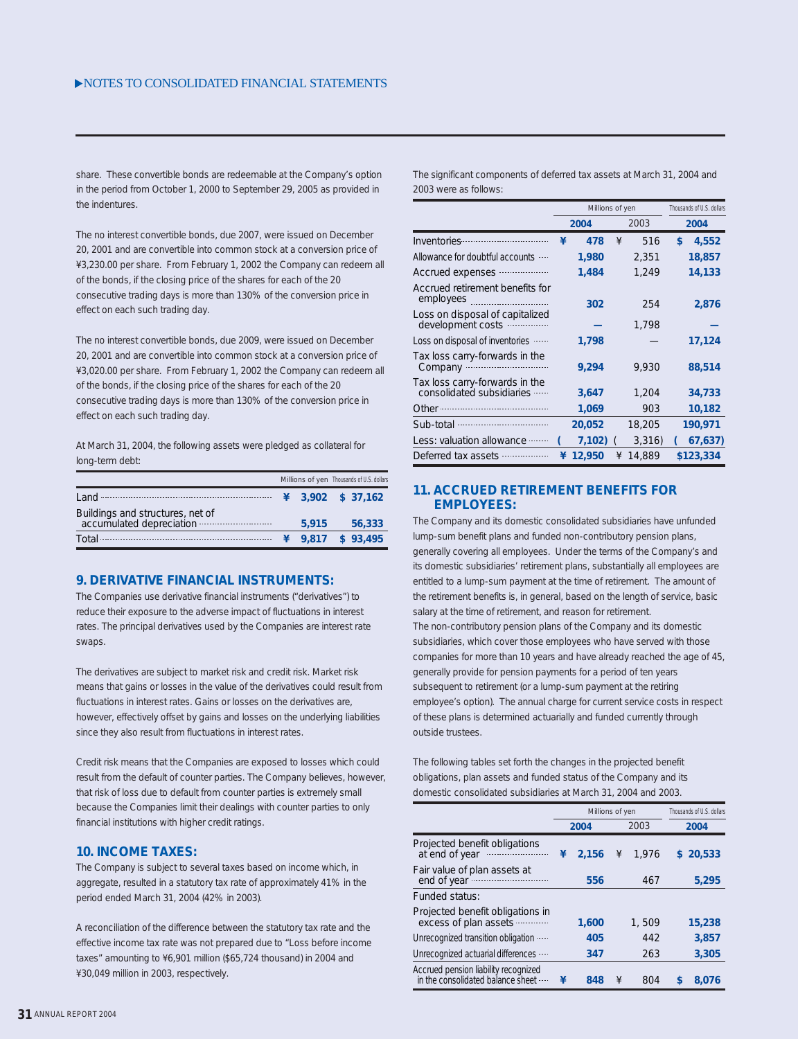share. These convertible bonds are redeemable at the Company's option in the period from October 1, 2000 to September 29, 2005 as provided in the indentures.

The no interest convertible bonds, due 2007, were issued on December 20, 2001 and are convertible into common stock at a conversion price of ¥3,230.00 per share. From February 1, 2002 the Company can redeem all of the bonds, if the closing price of the shares for each of the 20 consecutive trading days is more than 130% of the conversion price in effect on each such trading day.

The no interest convertible bonds, due 2009, were issued on December 20, 2001 and are convertible into common stock at a conversion price of ¥3,020.00 per share. From February 1, 2002 the Company can redeem all of the bonds, if the closing price of the shares for each of the 20 consecutive trading days is more than 130% of the conversion price in effect on each such trading day.

At March 31, 2004, the following assets were pledged as collateral for long-term debt:

| | Millions of yen | Thousands of U.S. dollars |
|---|---|---|
| Land | ¥ 3,902 | $ 37,162 |
| Buildings and structures, net of accumulated depreciation | 5,915 | 56,333 |
| Total | ¥ 9,817 | $ 93,495 |

## 9. DERIVATIVE FINANCIAL INSTRUMENTS:

The Companies use derivative financial instruments ("derivatives") to reduce their exposure to the adverse impact of fluctuations in interest rates. The principal derivatives used by the Companies are interest rate swaps.

The derivatives are subject to market risk and credit risk. Market risk means that gains or losses in the value of the derivatives could result from fluctuations in interest rates. Gains or losses on the derivatives are, however, effectively offset by gains and losses on the underlying liabilities since they also result from fluctuations in interest rates.

Credit risk means that the Companies are exposed to losses which could result from the default of counter parties. The Company believes, however, that risk of loss due to default from counter parties is extremely small because the Companies limit their dealings with counter parties to only financial institutions with higher credit ratings.

## 10. INCOME TAXES:

The Company is subject to several taxes based on income which, in aggregate, resulted in a statutory tax rate of approximately 41% in the period ended March 31, 2004 (42% in 2003).

A reconciliation of the difference between the statutory tax rate and the effective income tax rate was not prepared due to "Loss before income taxes" amounting to ¥6,901 million ($65,724 thousand) in 2004 and ¥30,049 million in 2003, respectively.

The significant components of deferred tax assets at March 31, 2004 and 2003 were as follows:

| | Millions of yen | | Thousands of U.S. dollars |
|---|---|---|---|
| | 2004 | 2003 | 2004 |
| Inventories | ¥ 478 | ¥ 516 | $ 4,552 |
| Allowance for doubtful accounts | 1,980 | 2,351 | 18,857 |
| Accrued expenses | 1,484 | 1,249 | 14,133 |
| Accrued retirement benefits for employees | 302 | 254 | 2,876 |
| Loss on disposal of capitalized development costs | — | 1,798 | — |
| Loss on disposal of inventories | 1,798 | — | 17,124 |
| Tax loss carry-forwards in the Company | 9,294 | 9,930 | 88,514 |
| Tax loss carry-forwards in the consolidated subsidiaries | 3,647 | 1,204 | 34,733 |
| Other | 1,069 | 903 | 10,182 |
| Sub-total | 20,052 | 18,205 | 190,971 |
| Less: valuation allowance | (7,102) | (3,316) | (67,637) |
| Deferred tax assets | ¥ 12,950 | ¥ 14,889 | $123,334 |

## 11. ACCRUED RETIREMENT BENEFITS FOR EMPLOYEES:

The Company and its domestic consolidated subsidiaries have unfunded lump-sum benefit plans and funded non-contributory pension plans, generally covering all employees. Under the terms of the Company's and its domestic subsidiaries' retirement plans, substantially all employees are entitled to a lump-sum payment at the time of retirement. The amount of the retirement benefits is, in general, based on the length of service, basic salary at the time of retirement, and reason for retirement.

The non-contributory pension plans of the Company and its domestic subsidiaries, which cover those employees who have served with those companies for more than 10 years and have already reached the age of 45, generally provide for pension payments for a period of ten years subsequent to retirement (or a lump-sum payment at the retiring employee's option). The annual charge for current service costs in respect of these plans is determined actuarially and funded currently through outside trustees.

The following tables set forth the changes in the projected benefit obligations, plan assets and funded status of the Company and its domestic consolidated subsidiaries at March 31, 2004 and 2003.

| | Millions of yen | | Thousands of U.S. dollars |
|---|---|---|---|
| | 2004 | 2003 | 2004 |
| Projected benefit obligations at end of year | ¥ 2,156 | ¥ 1,976 | $ 20,533 |
| Fair value of plan assets at end of year | 556 | 467 | 5,295 |
| Funded status: | | | |
| Projected benefit obligations in excess of plan assets | 1,600 | 1, 509 | 15,238 |
| Unrecognized transition obligation | 405 | 442 | 3,857 |
| Unrecognized actuarial differences | 347 | 263 | 3,305 |
| Accrued pension liability recognized in the consolidated balance sheet | ¥ 848 | ¥ 804 | $ 8,076 |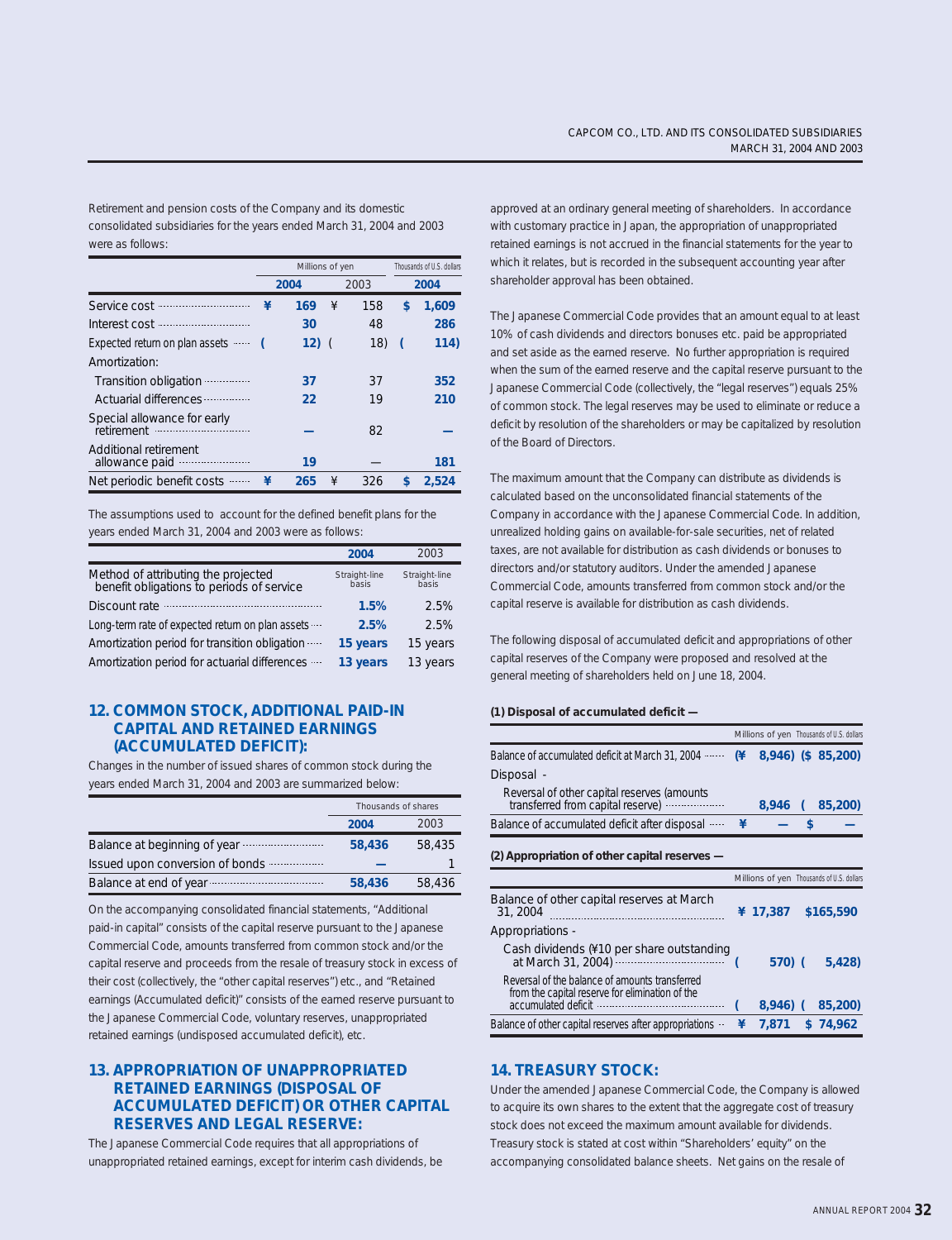Retirement and pension costs of the Company and its domestic consolidated subsidiaries for the years ended March 31, 2004 and 2003 were as follows:

| | Millions of yen | | Thousands of U.S. dollars |
|---|---|---|---|
| | 2004 | 2003 | 2004 |
| Service cost | ¥ 169 | ¥ 158 | $ 1,609 |
| Interest cost | 30 | 48 | 286 |
| Expected return on plan assets | (12) | (18) | (114) |
| Amortization: | | | |
| Transition obligation | 37 | 37 | 352 |
| Actuarial differences | 22 | 19 | 210 |
| Special allowance for early retirement | — | 82 | — |
| Additional retirement allowance paid | 19 | — | 181 |
| Net periodic benefit costs | ¥ 265 | ¥ 326 | $ 2,524 |

The assumptions used to account for the defined benefit plans for the years ended March 31, 2004 and 2003 were as follows:

| | 2004 | 2003 |
|---|---|---|
| Method of attributing the projected benefit obligations to periods of service | Straight-line basis | Straight-line basis |
| Discount rate | 1.5% | 2.5% |
| Long-term rate of expected return on plan assets | 2.5% | 2.5% |
| Amortization period for transition obligation | 15 years | 15 years |
| Amortization period for actuarial differences | 13 years | 13 years |

## 12. COMMON STOCK, ADDITIONAL PAID-IN CAPITAL AND RETAINED EARNINGS (ACCUMULATED DEFICIT):

Changes in the number of issued shares of common stock during the years ended March 31, 2004 and 2003 are summarized below:

| | Thousands of shares | |
|---|---|---|
| | 2004 | 2003 |
| Balance at beginning of year | 58,436 | 58,435 |
| Issued upon conversion of bonds | — | 1 |
| Balance at end of year | 58,436 | 58,436 |

On the accompanying consolidated financial statements, "Additional paid-in capital" consists of the capital reserve pursuant to the Japanese Commercial Code, amounts transferred from common stock and/or the capital reserve and proceeds from the resale of treasury stock in excess of their cost (collectively, the "other capital reserves") etc., and "Retained earnings (Accumulated deficit)" consists of the earned reserve pursuant to the Japanese Commercial Code, voluntary reserves, unappropriated retained earnings (undisposed accumulated deficit), etc.

## 13. APPROPRIATION OF UNAPPROPRIATED RETAINED EARNINGS (DISPOSAL OF ACCUMULATED DEFICIT) OR OTHER CAPITAL RESERVES AND LEGAL RESERVE:

The Japanese Commercial Code requires that all appropriations of unappropriated retained earnings, except for interim cash dividends, be approved at an ordinary general meeting of shareholders. In accordance with customary practice in Japan, the appropriation of unappropriated retained earnings is not accrued in the financial statements for the year to which it relates, but is recorded in the subsequent accounting year after shareholder approval has been obtained.

The Japanese Commercial Code provides that an amount equal to at least 10% of cash dividends and directors bonuses etc. paid be appropriated and set aside as the earned reserve. No further appropriation is required when the sum of the earned reserve and the capital reserve pursuant to the Japanese Commercial Code (collectively, the "legal reserves") equals 25% of common stock. The legal reserves may be used to eliminate or reduce a deficit by resolution of the shareholders or may be capitalized by resolution of the Board of Directors.

The maximum amount that the Company can distribute as dividends is calculated based on the unconsolidated financial statements of the Company in accordance with the Japanese Commercial Code. In addition, unrealized holding gains on available-for-sale securities, net of related taxes, are not available for distribution as cash dividends or bonuses to directors and/or statutory auditors. Under the amended Japanese Commercial Code, amounts transferred from common stock and/or the capital reserve is available for distribution as cash dividends.

The following disposal of accumulated deficit and appropriations of other capital reserves of the Company were proposed and resolved at the general meeting of shareholders held on June 18, 2004.

**(1) Disposal of accumulated deficit —**

| | Millions of yen | Thousands of U.S. dollars |
|---|---|---|
| Balance of accumulated deficit at March 31, 2004 | (¥ 8,946) | ($ 85,200) |
| Disposal - | | |
| Reversal of other capital reserves (amounts transferred from capital reserve) | 8,946 | 85,200 |
| Balance of accumulated deficit after disposal | ¥ — | $ — |

**(2) Appropriation of other capital reserves —**

| | Millions of yen | Thousands of U.S. dollars |
|---|---|---|
| Balance of other capital reserves at March 31, 2004 | ¥ 17,387 | $165,590 |
| Appropriations - | | |
| Cash dividends (¥10 per share outstanding at March 31, 2004) | (570) | (5,428) |
| Reversal of the balance of amounts transferred from the capital reserve for elimination of the accumulated deficit | (8,946) | (85,200) |
| Balance of other capital reserves after appropriations | ¥ 7,871 | $ 74,962 |

## 14. TREASURY STOCK:

Under the amended Japanese Commercial Code, the Company is allowed to acquire its own shares to the extent that the aggregate cost of treasury stock does not exceed the maximum amount available for dividends. Treasury stock is stated at cost within "Shareholders' equity" on the accompanying consolidated balance sheets. Net gains on the resale of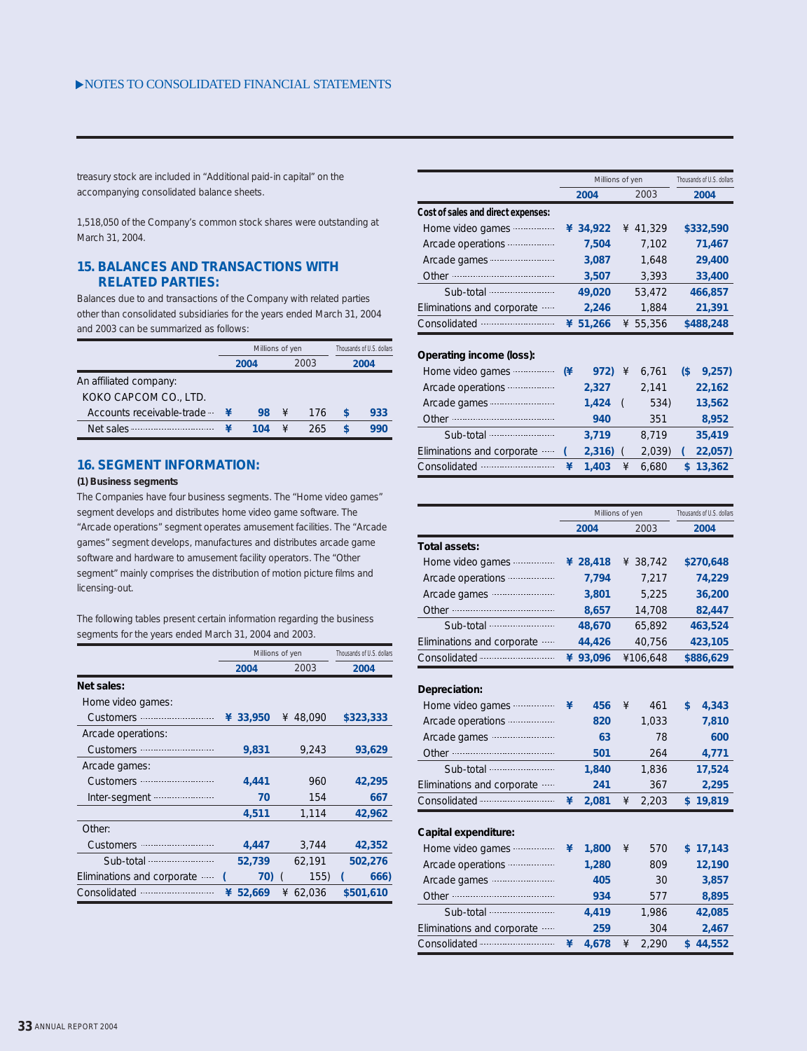treasury stock are included in "Additional paid-in capital" on the accompanying consolidated balance sheets.

1,518,050 of the Company's common stock shares were outstanding at March 31, 2004.

## 15. BALANCES AND TRANSACTIONS WITH RELATED PARTIES:

Balances due to and transactions of the Company with related parties other than consolidated subsidiaries for the years ended March 31, 2004 and 2003 can be summarized as follows:

| | Millions of yen | | Thousands of U.S. dollars |
|---|---|---|---|
| | 2004 | 2003 | 2004 |
| An affiliated company: | | | |
| KOKO CAPCOM CO., LTD. | | | |
| Accounts receivable-trade | ¥ 98 | ¥ 176 | $ 933 |
| Net sales | ¥ 104 | ¥ 265 | $ 990 |

## 16. SEGMENT INFORMATION:

**(1) Business segments**

The Companies have four business segments. The "Home video games" segment develops and distributes home video game software. The "Arcade operations" segment operates amusement facilities. The "Arcade games" segment develops, manufactures and distributes arcade game software and hardware to amusement facility operators. The "Other segment" mainly comprises the distribution of motion picture films and licensing-out.

The following tables present certain information regarding the business segments for the years ended March 31, 2004 and 2003.

| | Millions of yen | | Thousands of U.S. dollars |
|---|---|---|---|
| | 2004 | 2003 | 2004 |
| **Net sales:** | | | |
| Home video games: | | | |
| Customers | ¥ 33,950 | ¥ 48,090 | $323,333 |
| Arcade operations: | | | |
| Customers | 9,831 | 9,243 | 93,629 |
| Arcade games: | | | |
| Customers | 4,441 | 960 | 42,295 |
| Inter-segment | 70 | 154 | 667 |
| | 4,511 | 1,114 | 42,962 |
| Other: | | | |
| Customers | 4,447 | 3,744 | 42,352 |
| Sub-total | 52,739 | 62,191 | 502,276 |
| Eliminations and corporate | (70) | (155) | (666) |
| Consolidated | ¥ 52,669 | ¥ 62,036 | $501,610 |

| | Millions of yen | | Thousands of U.S. dollars |
|---|---|---|---|
| | 2004 | 2003 | 2004 |
| **Cost of sales and direct expenses:** | | | |
| Home video games | ¥ 34,922 | ¥ 41,329 | $332,590 |
| Arcade operations | 7,504 | 7,102 | 71,467 |
| Arcade games | 3,087 | 1,648 | 29,400 |
| Other | 3,507 | 3,393 | 33,400 |
| Sub-total | 49,020 | 53,472 | 466,857 |
| Eliminations and corporate | 2,246 | 1,884 | 21,391 |
| Consolidated | ¥ 51,266 | ¥ 55,356 | $488,248 |
| **Operating income (loss):** | | | |
| Home video games | (¥ 972) | ¥ 6,761 | ($ 9,257) |
| Arcade operations | 2,327 | 2,141 | 22,162 |
| Arcade games | 1,424 | (534) | 13,562 |
| Other | 940 | 351 | 8,952 |
| Sub-total | 3,719 | 8,719 | 35,419 |
| Eliminations and corporate | (2,316) | (2,039) | (22,057) |
| Consolidated | ¥ 1,403 | ¥ 6,680 | $ 13,362 |

| | Millions of yen | | Thousands of U.S. dollars |
|---|---|---|---|
| | 2004 | 2003 | 2004 |
| **Total assets:** | | | |
| Home video games | ¥ 28,418 | ¥ 38,742 | $270,648 |
| Arcade operations | 7,794 | 7,217 | 74,229 |
| Arcade games | 3,801 | 5,225 | 36,200 |
| Other | 8,657 | 14,708 | 82,447 |
| Sub-total | 48,670 | 65,892 | 463,524 |
| Eliminations and corporate | 44,426 | 40,756 | 423,105 |
| Consolidated | ¥ 93,096 | ¥106,648 | $886,629 |
| **Depreciation:** | | | |
| Home video games | ¥ 456 | ¥ 461 | $ 4,343 |
| Arcade operations | 820 | 1,033 | 7,810 |
| Arcade games | 63 | 78 | 600 |
| Other | 501 | 264 | 4,771 |
| Sub-total | 1,840 | 1,836 | 17,524 |
| Eliminations and corporate | 241 | 367 | 2,295 |
| Consolidated | ¥ 2,081 | ¥ 2,203 | $ 19,819 |
| **Capital expenditure:** | | | |
| Home video games | ¥ 1,800 | ¥ 570 | $ 17,143 |
| Arcade operations | 1,280 | 809 | 12,190 |
| Arcade games | 405 | 30 | 3,857 |
| Other | 934 | 577 | 8,895 |
| Sub-total | 4,419 | 1,986 | 42,085 |
| Eliminations and corporate | 259 | 304 | 2,467 |
| Consolidated | ¥ 4,678 | ¥ 2,290 | $ 44,552 |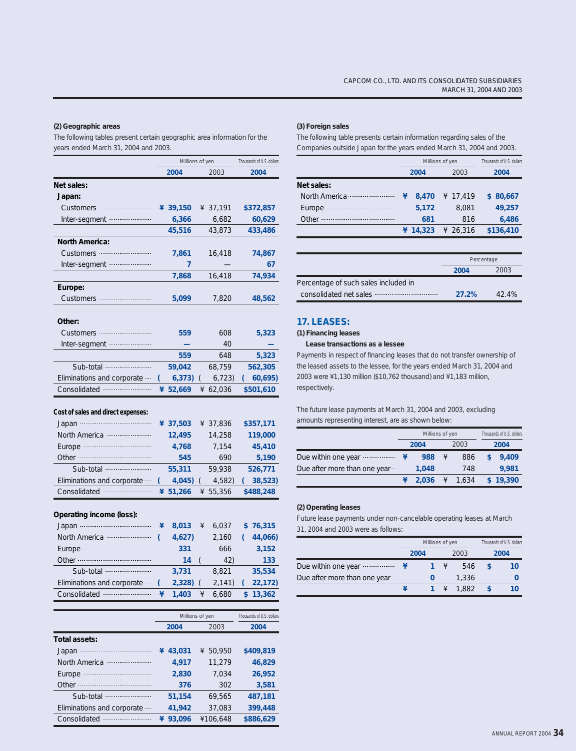## (2) Geographic areas

The following tables present certain geographic area information for the years ended March 31, 2004 and 2003.

| | Millions of yen | | Thousands of U.S. dollars |
|---|---|---|---|
| | **2004** | 2003 | **2004** |
| **Net sales:** | | | |
| **Japan:** | | | |
| Customers | **¥ 39,150** | ¥ 37,191 | **$372,857** |
| Inter-segment | **6,366** | 6,682 | **60,629** |
| | **45,516** | 43,873 | **433,486** |
| **North America:** | | | |
| Customers | **7,861** | 16,418 | **74,867** |
| Inter-segment | **7** | — | **67** |
| | **7,868** | 16,418 | **74,934** |
| **Europe:** | | | |
| Customers | **5,099** | 7,820 | **48,562** |
| **Other:** | | | |
| Customers | **559** | 608 | **5,323** |
| Inter-segment | **—** | 40 | **—** |
| | **559** | 648 | **5,323** |
| Sub-total | **59,042** | 68,759 | **562,305** |
| Eliminations and corporate | **(6,373)** | (6,723) | **(60,695)** |
| Consolidated | **¥ 52,669** | ¥ 62,036 | **$501,610** |
| **Cost of sales and direct expenses:** | | | |
| Japan | **¥ 37,503** | ¥ 37,836 | **$357,171** |
| North America | **12,495** | 14,258 | **119,000** |
| Europe | **4,768** | 7,154 | **45,410** |
| Other | **545** | 690 | **5,190** |
| Sub-total | **55,311** | 59,938 | **526,771** |
| Eliminations and corporate | **(4,045)** | (4,582) | **(38,523)** |
| Consolidated | **¥ 51,266** | ¥ 55,356 | **$488,248** |
| **Operating income (loss):** | | | |
| Japan | **¥ 8,013** | ¥ 6,037 | **$ 76,315** |
| North America | **(4,627)** | 2,160 | **(44,066)** |
| Europe | **331** | 666 | **3,152** |
| Other | **14** | (42) | **133** |
| Sub-total | **3,731** | 8,821 | **35,534** |
| Eliminations and corporate | **(2,328)** | (2,141) | **(22,172)** |
| Consolidated | **¥ 1,403** | ¥ 6,680 | **$ 13,362** |

| | Millions of yen | | Thousands of U.S. dollars |
|---|---|---|---|
| | **2004** | 2003 | **2004** |
| **Total assets:** | | | |
| Japan | **¥ 43,031** | ¥ 50,950 | **$409,819** |
| North America | **4,917** | 11,279 | **46,829** |
| Europe | **2,830** | 7,034 | **26,952** |
| Other | **376** | 302 | **3,581** |
| Sub-total | **51,154** | 69,565 | **487,181** |
| Eliminations and corporate | **41,942** | 37,083 | **399,448** |
| Consolidated | **¥ 93,096** | ¥106,648 | **$886,629** |

## (3) Foreign sales

The following table presents certain information regarding sales of the Companies outside Japan for the years ended March 31, 2004 and 2003.

| | Millions of yen | | Thousands of U.S. dollars |
|---|---|---|---|
| | **2004** | 2003 | **2004** |
| **Net sales:** | | | |
| North America | **¥ 8,470** | ¥ 17,419 | **$ 80,667** |
| Europe | **5,172** | 8,081 | **49,257** |
| Other | **681** | 816 | **6,486** |
| | **¥ 14,323** | ¥ 26,316 | **$136,410** |

| | Percentage | |
|---|---|---|
| | **2004** | 2003 |
| Percentage of such sales included in consolidated net sales | **27.2%** | 42.4% |

# 17. LEASES:

## (1) Financing leases

### Lease transactions as a lessee

Payments in respect of financing leases that do not transfer ownership of the leased assets to the lessee, for the years ended March 31, 2004 and 2003 were ¥1,130 million ($10,762 thousand) and ¥1,183 million, respectively.

The future lease payments at March 31, 2004 and 2003, excluding amounts representing interest, are as shown below:

| | Millions of yen | | Thousands of U.S. dollars |
|---|---|---|---|
| | **2004** | 2003 | **2004** |
| Due within one year | **¥ 988** | ¥ 886 | **$ 9,409** |
| Due after more than one year | **1,048** | 748 | **9,981** |
| | **¥ 2,036** | ¥ 1,634 | **$ 19,390** |

## (2) Operating leases

Future lease payments under non-cancelable operating leases at March 31, 2004 and 2003 were as follows:

| | Millions of yen | | Thousands of U.S. dollars |
|---|---|---|---|
| | **2004** | 2003 | **2004** |
| Due within one year | **¥ 1** | ¥ 546 | **$ 10** |
| Due after more than one year | **0** | 1,336 | **0** |
| | **¥ 1** | ¥ 1,882 | **$ 10** |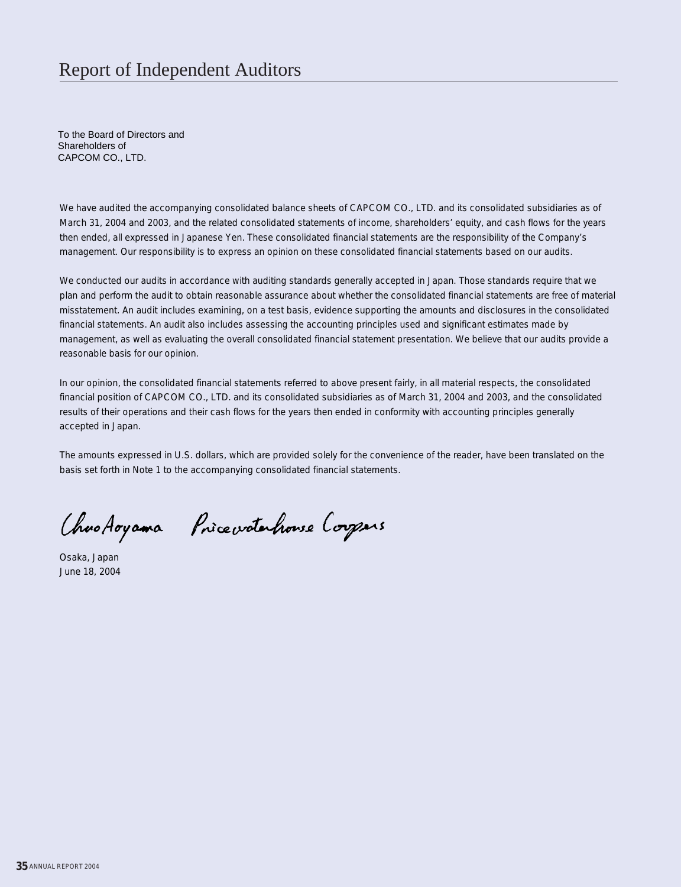# Report of Independent Auditors

To the Board of Directors and
Shareholders of
CAPCOM CO., LTD.

We have audited the accompanying consolidated balance sheets of CAPCOM CO., LTD. and its consolidated subsidiaries as of March 31, 2004 and 2003, and the related consolidated statements of income, shareholders' equity, and cash flows for the years then ended, all expressed in Japanese Yen. These consolidated financial statements are the responsibility of the Company's management. Our responsibility is to express an opinion on these consolidated financial statements based on our audits.

We conducted our audits in accordance with auditing standards generally accepted in Japan. Those standards require that we plan and perform the audit to obtain reasonable assurance about whether the consolidated financial statements are free of material misstatement. An audit includes examining, on a test basis, evidence supporting the amounts and disclosures in the consolidated financial statements. An audit also includes assessing the accounting principles used and significant estimates made by management, as well as evaluating the overall consolidated financial statement presentation. We believe that our audits provide a reasonable basis for our opinion.

In our opinion, the consolidated financial statements referred to above present fairly, in all material respects, the consolidated financial position of CAPCOM CO., LTD. and its consolidated subsidiaries as of March 31, 2004 and 2003, and the consolidated results of their operations and their cash flows for the years then ended in conformity with accounting principles generally accepted in Japan.

The amounts expressed in U.S. dollars, which are provided solely for the convenience of the reader, have been translated on the basis set forth in Note 1 to the accompanying consolidated financial statements.

ChuoAoyama PricewaterhouseCoopers

Osaka, Japan
June 18, 2004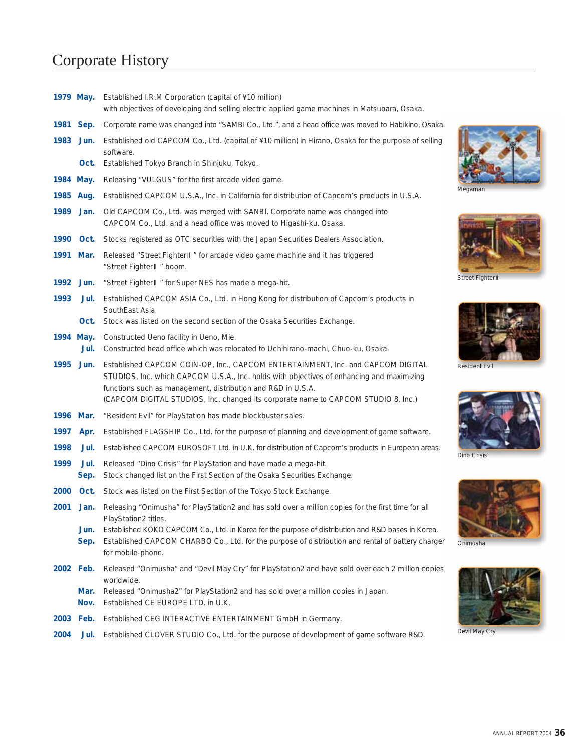# Corporate History

**1979 May.** Established I.R.M Corporation (capital of ¥10 million) with objectives of developing and selling electric applied game machines in Matsubara, Osaka.

**1981 Sep.** Corporate name was changed into "SAMBI Co., Ltd.", and a head office was moved to Habikino, Osaka.

**1983 Jun.** Established old CAPCOM Co., Ltd. (capital of ¥10 million) in Hirano, Osaka for the purpose of selling software.

**Oct.** Established Tokyo Branch in Shinjuku, Tokyo.

**1984 May.** Releasing "VULGUS" for the first arcade video game.

**1985 Aug.** Established CAPCOM U.S.A., Inc. in California for distribution of Capcom's products in U.S.A.

**1989 Jan.** Old CAPCOM Co., Ltd. was merged with SANBI. Corporate name was changed into CAPCOM Co., Ltd. and a head office was moved to Higashi-ku, Osaka.

**1990 Oct.** Stocks registered as OTC securities with the Japan Securities Dealers Association.

**1991 Mar.** Released "Street FighterⅡ" for arcade video game machine and it has triggered "Street FighterⅡ" boom.

**1992 Jun.** "Street FighterⅡ" for Super NES has made a mega-hit.

**1993 Jul.** Established CAPCOM ASIA Co., Ltd. in Hong Kong for distribution of Capcom's products in SouthEast Asia.

**Oct.** Stock was listed on the second section of the Osaka Securities Exchange.

**1994 May.** Constructed Ueno facility in Ueno, Mie.

**Jul.** Constructed head office which was relocated to Uchihirano-machi, Chuo-ku, Osaka.

**1995 Jun.** Established CAPCOM COIN-OP, Inc., CAPCOM ENTERTAINMENT, Inc. and CAPCOM DIGITAL STUDIOS, Inc. which CAPCOM U.S.A., Inc. holds with objectives of enhancing and maximizing functions such as management, distribution and R&D in U.S.A. (CAPCOM DIGITAL STUDIOS, Inc. changed its corporate name to CAPCOM STUDIO 8, Inc.)

**1996 Mar.** "Resident Evil" for PlayStation has made blockbuster sales.

**1997 Apr.** Established FLAGSHIP Co., Ltd. for the purpose of planning and development of game software.

**1998 Jul.** Established CAPCOM EUROSOFT Ltd. in U.K. for distribution of Capcom's products in European areas.

**1999 Jul.** Released "Dino Crisis" for PlayStation and have made a mega-hit.

**Sep.** Stock changed list on the First Section of the Osaka Securities Exchange.

**2000 Oct.** Stock was listed on the First Section of the Tokyo Stock Exchange.

**2001 Jan.** Releasing "Onimusha" for PlayStation2 and has sold over a million copies for the first time for all PlayStation2 titles.

**Jun.** Established KOKO CAPCOM Co., Ltd. in Korea for the purpose of distribution and R&D bases in Korea.

**Sep.** Established CAPCOM CHARBO Co., Ltd. for the purpose of distribution and rental of battery charger for mobile-phone.

**2002 Feb.** Released "Onimusha" and "Devil May Cry" for PlayStation2 and have sold over each 2 million copies worldwide.

**Mar.** Released "Onimusha2" for PlayStation2 and has sold over a million copies in Japan.

**Nov.** Established CE EUROPE LTD. in U.K.

**2003 Feb.** Established CEG INTERACTIVE ENTERTAINMENT GmbH in Germany.

**2004 Jul.** Established CLOVER STUDIO Co., Ltd. for the purpose of development of game software R&D.

Megaman

Street FighterⅡ

Resident Evil

Dino Crisis

Onimusha

Devil May Cry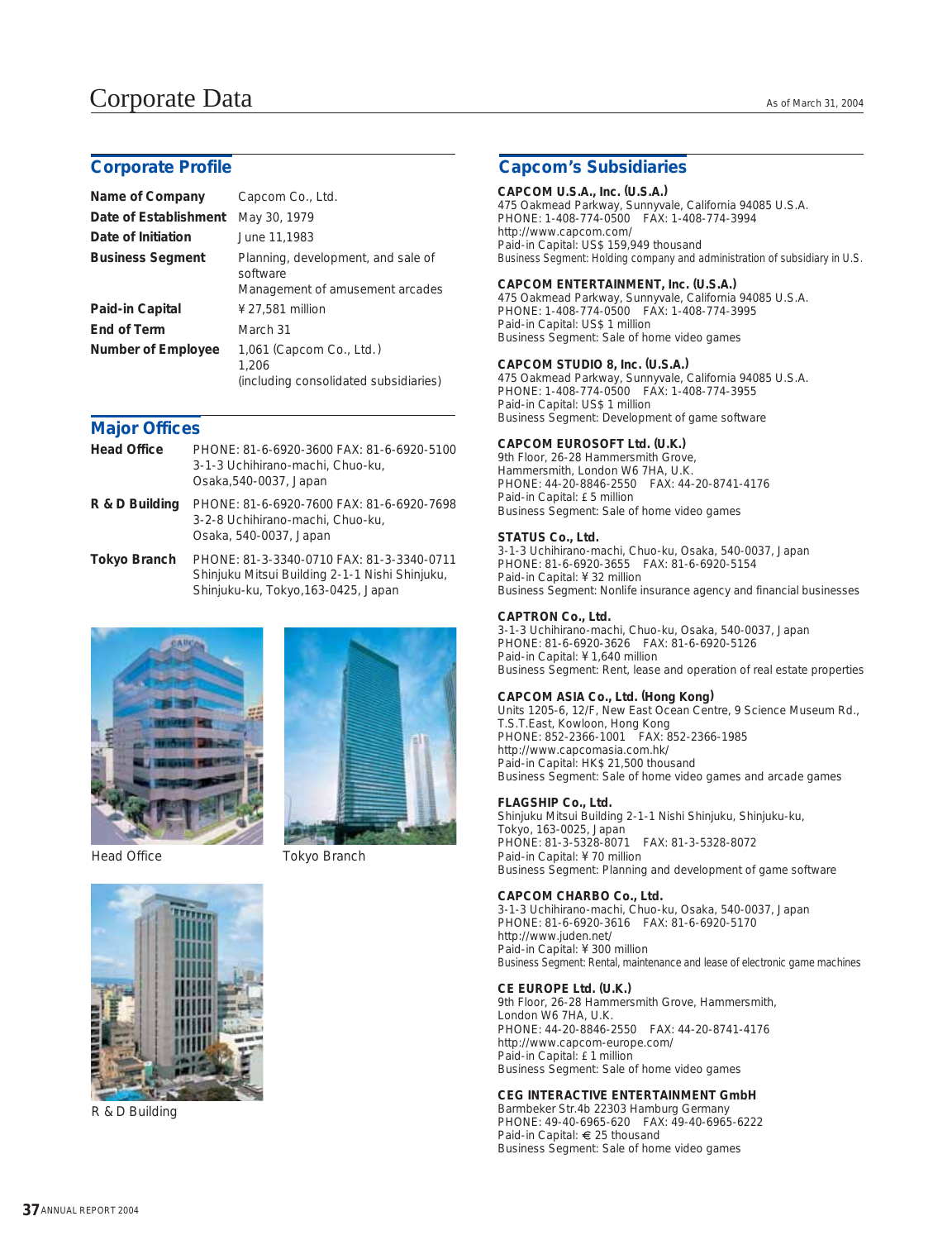# Corporate Data

As of March 31, 2004

## Corporate Profile

| | |
|---|---|
| **Name of Company** | Capcom Co., Ltd. |
| **Date of Establishment** | May 30, 1979 |
| **Date of Initiation** | June 11,1983 |
| **Business Segment** | Planning, development, and sale of software<br>Management of amusement arcades |
| **Paid-in Capital** | ¥27,581 million |
| **End of Term** | March 31 |
| **Number of Employee** | 1,061 (Capcom Co., Ltd.)<br>1,206<br>(including consolidated subsidiaries) |

## Major Offices

**Head Office**
PHONE: 81-6-6920-3600 FAX: 81-6-6920-5100
3-1-3 Uchihirano-machi, Chuo-ku,
Osaka,540-0037, Japan

**R & D Building**
PHONE: 81-6-6920-7600 FAX: 81-6-6920-7698
3-2-8 Uchihirano-machi, Chuo-ku,
Osaka, 540-0037, Japan

**Tokyo Branch**
PHONE: 81-3-3340-0710 FAX: 81-3-3340-0711
Shinjuku Mitsui Building 2-1-1 Nishi Shinjuku,
Shinjuku-ku, Tokyo,163-0425, Japan

Head Office

Tokyo Branch

R & D Building

## Capcom's Subsidiaries

**CAPCOM U.S.A., Inc. (U.S.A.)**
475 Oakmead Parkway, Sunnyvale, California 94085 U.S.A.
PHONE: 1-408-774-0500 FAX: 1-408-774-3994
http://www.capcom.com/
Paid-in Capital: US$ 159,949 thousand
Business Segment: Holding company and administration of subsidiary in U.S.

**CAPCOM ENTERTAINMENT, Inc. (U.S.A.)**
475 Oakmead Parkway, Sunnyvale, California 94085 U.S.A.
PHONE: 1-408-774-0500 FAX: 1-408-774-3995
Paid-in Capital: US$ 1 million
Business Segment: Sale of home video games

**CAPCOM STUDIO 8, Inc. (U.S.A.)**
475 Oakmead Parkway, Sunnyvale, California 94085 U.S.A.
PHONE: 1-408-774-0500 FAX: 1-408-774-3955
Paid-in Capital: US$ 1 million
Business Segment: Development of game software

**CAPCOM EUROSOFT Ltd. (U.K.)**
9th Floor, 26-28 Hammersmith Grove,
Hammersmith, London W6 7HA, U.K.
PHONE: 44-20-8846-2550 FAX: 44-20-8741-4176
Paid-in Capital: £5 million
Business Segment: Sale of home video games

**STATUS Co., Ltd.**
3-1-3 Uchihirano-machi, Chuo-ku, Osaka, 540-0037, Japan
PHONE: 81-6-6920-3655 FAX: 81-6-6920-5154
Paid-in Capital: ¥32 million
Business Segment: Nonlife insurance agency and financial businesses

**CAPTRON Co., Ltd.**
3-1-3 Uchihirano-machi, Chuo-ku, Osaka, 540-0037, Japan
PHONE: 81-6-6920-3626 FAX: 81-6-6920-5126
Paid-in Capital: ¥1,640 million
Business Segment: Rent, lease and operation of real estate properties

**CAPCOM ASIA Co., Ltd. (Hong Kong)**
Units 1205-6, 12/F, New East Ocean Centre, 9 Science Museum Rd.,
T.S.T.East, Kowloon, Hong Kong
PHONE: 852-2366-1001 FAX: 852-2366-1985
http://www.capcomasia.com.hk/
Paid-in Capital: HK$ 21,500 thousand
Business Segment: Sale of home video games and arcade games

**FLAGSHIP Co., Ltd.**
Shinjuku Mitsui Building 2-1-1 Nishi Shinjuku, Shinjuku-ku,
Tokyo, 163-0025, Japan
PHONE: 81-3-5328-8071 FAX: 81-3-5328-8072
Paid-in Capital: ¥70 million
Business Segment: Planning and development of game software

**CAPCOM CHARBO Co., Ltd.**
3-1-3 Uchihirano-machi, Chuo-ku, Osaka, 540-0037, Japan
PHONE: 81-6-6920-3616 FAX: 81-6-6920-5170
http://www.juden.net/
Paid-in Capital: ¥300 million
Business Segment: Rental, maintenance and lease of electronic game machines

**CE EUROPE Ltd. (U.K.)**
9th Floor, 26-28 Hammersmith Grove, Hammersmith,
London W6 7HA, U.K.
PHONE: 44-20-8846-2550 FAX: 44-20-8741-4176
http://www.capcom-europe.com/
Paid-in Capital: £1 million
Business Segment: Sale of home video games

**CEG INTERACTIVE ENTERTAINMENT GmbH**
Barmbeker Str.4b 22303 Hamburg Germany
PHONE: 49-40-6965-620 FAX: 49-40-6965-6222
Paid-in Capital: €25 thousand
Business Segment: Sale of home video games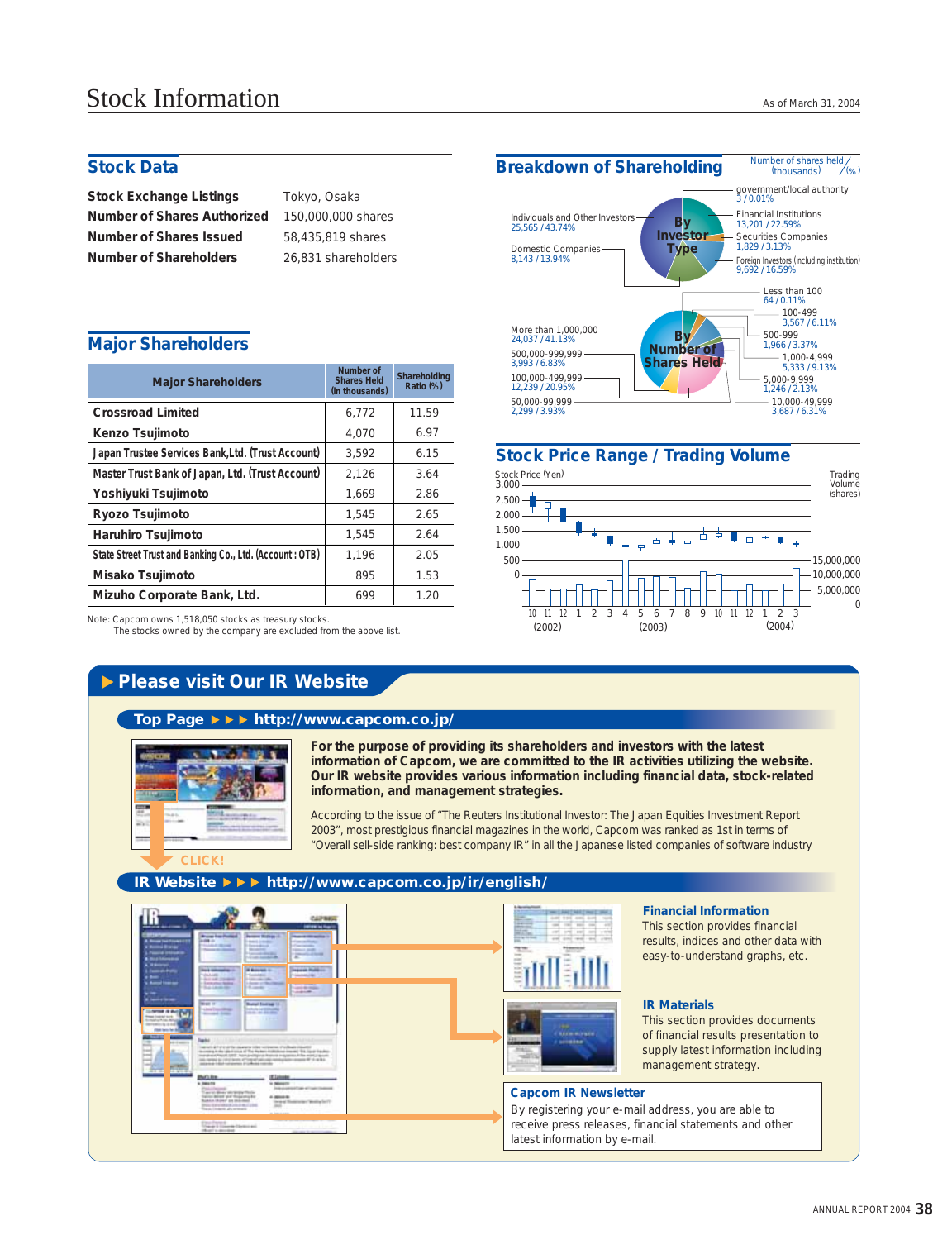# Stock Information

As of March 31, 2004

## Stock Data

| | |
|---|---|
| **Stock Exchange Listings** | Tokyo, Osaka |
| **Number of Shares Authorized** | 150,000,000 shares |
| **Number of Shares Issued** | 58,435,819 shares |
| **Number of Shareholders** | 26,831 shareholders |

## Major Shareholders

| Major Shareholders | Number of Shares Held (in thousands) | Shareholding Ratio (%) |
|---|---|---|
| Crossroad Limited | 6,772 | 11.59 |
| Kenzo Tsujimoto | 4,070 | 6.97 |
| Japan Trustee Services Bank,Ltd. (Trust Account) | 3,592 | 6.15 |
| Master Trust Bank of Japan, Ltd. (Trust Account) | 2,126 | 3.64 |
| Yoshiyuki Tsujimoto | 1,669 | 2.86 |
| Ryozo Tsujimoto | 1,545 | 2.65 |
| Haruhiro Tsujimoto | 1,545 | 2.64 |
| State Street Trust and Banking Co., Ltd. (Account : OTB) | 1,196 | 2.05 |
| Misako Tsujimoto | 895 | 1.53 |
| Mizuho Corporate Bank, Ltd. | 699 | 1.20 |

Note: Capcom owns 1,518,050 stocks as treasury stocks.
The stocks owned by the company are excluded from the above list.

## Breakdown of Shareholding

Number of shares held (thousands) / (%)

**By Investor Type**

- government/local authority: 3 / 0.01%
- Financial Institutions: 13,201 / 22.59%
- Securities Companies: 1,829 / 3.13%
- Foreign Investors (including institution): 9,692 / 16.59%
- Individuals and Other Investors: 25,565 / 43.74%
- Domestic Companies: 8,143 / 13.94%

**By Number of Shares Held**

- Less than 100: 64 / 0.11%
- 100-499: 3,567 / 6.11%
- 500-999: 1,966 / 3.37%
- 1,000-4,999: 5,333 / 9.13%
- 5,000-9,999: 1,246 / 2.13%
- 10,000-49,999: 3,687 / 6.31%
- 50,000-99,999: 2,299 / 3.93%
- 100,000-499,999: 12,239 / 20.95%
- 500,000-999,999: 3,993 / 6.83%
- More than 1,000,000: 24,037 / 41.13%

## Stock Price Range / Trading Volume

Stock Price (Yen): 0 – 3,000; Trading Volume (shares): 0 – 15,000,000

Months: 10, 11, 12 (2002); 1–12 (2003); 1, 2, 3 (2004)

## ▶ Please visit Our IR Website

**Top Page ▶▶▶ http://www.capcom.co.jp/**

**For the purpose of providing its shareholders and investors with the latest information of Capcom, we are committed to the IR activities utilizing the website. Our IR website provides various information including financial data, stock-related information, and management strategies.**

According to the issue of "The Reuters Institutional Investor: The Japan Equities Investment Report 2003", most prestigious financial magazines in the world, Capcom was ranked as 1st in terms of "Overall sell-side ranking: best company IR" in all the Japanese listed companies of software industry

CLICK!

**IR Website ▶▶▶ http://www.capcom.co.jp/ir/english/**

**Financial Information**
This section provides financial results, indices and other data with easy-to-understand graphs, etc.

**IR Materials**
This section provides documents of financial results presentation to supply latest information including management strategy.

**Capcom IR Newsletter**
By registering your e-mail address, you are able to receive press releases, financial statements and other latest information by e-mail.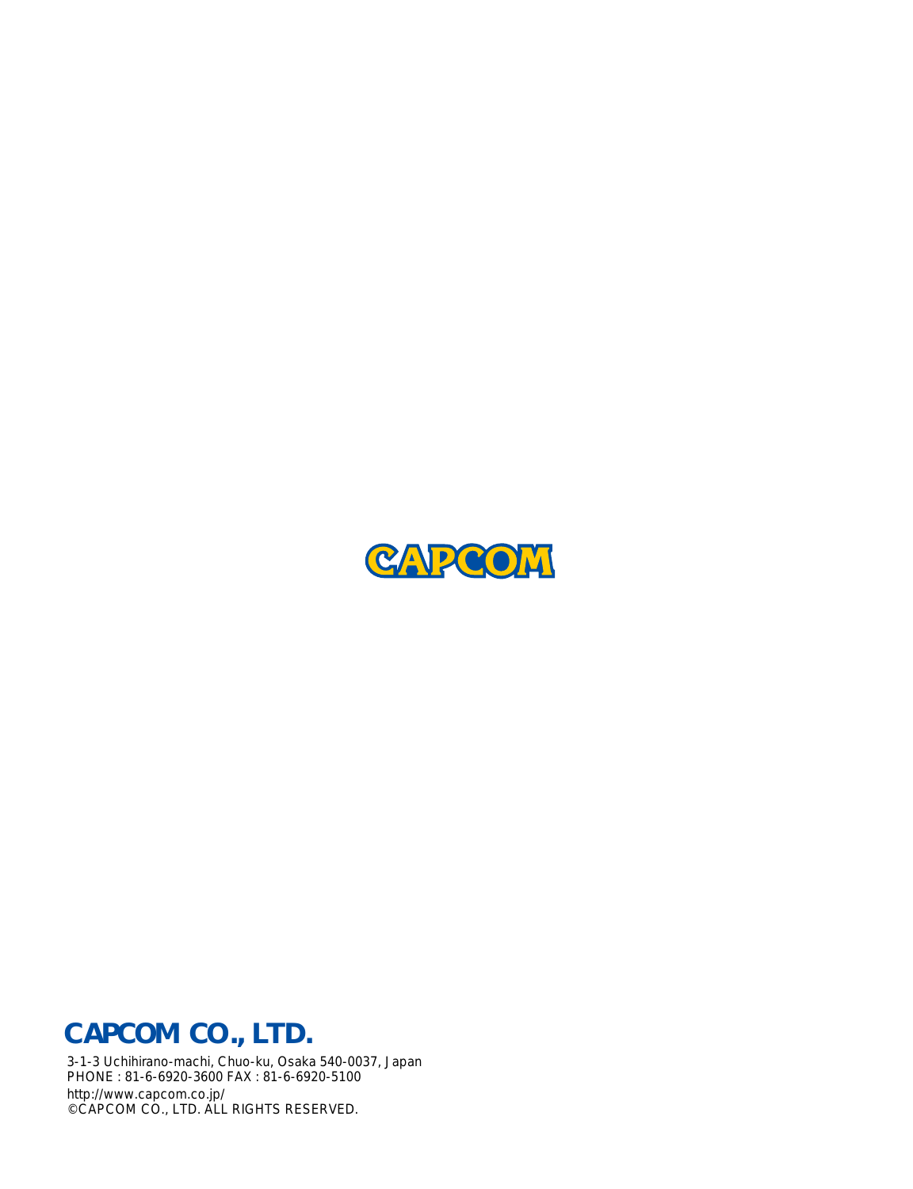CAPCOM

**CAPCOM CO., LTD.**

3-1-3 Uchihirano-machi, Chuo-ku, Osaka 540-0037, Japan
PHONE : 81-6-6920-3600 FAX : 81-6-6920-5100
http://www.capcom.co.jp/
©CAPCOM CO., LTD. ALL RIGHTS RESERVED.